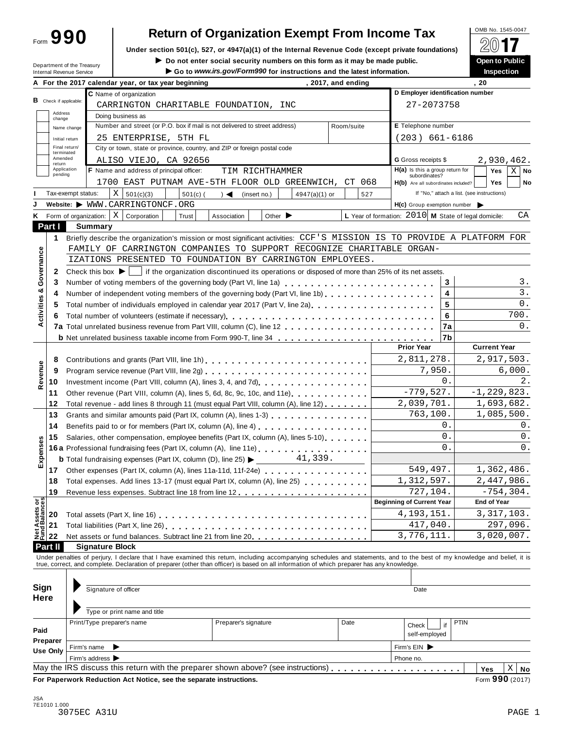Form **990**

# Return of Organization Exempt From Income Tax

**Under section 501(c), 527, or 4947(a)(1) of the Internal Revenue Code (except private foundations)**

▶ Do not enter social security numbers on this form as it may be made public.

▶ Go to *www.irs.gov/Form990* for instructions and the latest information.

OMB No. 1545-0047

**2017**

**Open to Public Inspection**

Department of the Treasury
Internal Revenue Service

**A** For the 2017 calendar year, or tax year beginning , 2017, and ending , 20

**B** Check if applicable: Address change | Name change | Initial return | Final return/terminated | Amended return | Application pending

**C** Name of organization: CARRINGTON CHARITABLE FOUNDATION, INC

Doing business as

Number and street (or P.O. box if mail is not delivered to street address): 25 ENTERPRISE, 5TH FL — Room/suite

City or town, state or province, country, and ZIP or foreign postal code: ALISO VIEJO, CA 92656

**D** Employer identification number: 27-2073758

**E** Telephone number: (203) 661-6186

**G** Gross receipts $ 2,930,462.

**F** Name and address of principal officer: TIM RICHTHAMMER
1700 EAST PUTNAM AVE-5TH FLOOR OLD GREENWICH, CT 068

**H(a)** Is this a group return for subordinates? Yes [ ] No [X]

**H(b)** Are all subordinates included? Yes [ ] No [ ]
If "No," attach a list. (see instructions)

**I** Tax-exempt status: [X] 501(c)(3) [ ] 501(c) ( ) ◀ (insert no.) [ ] 4947(a)(1) or [ ] 527

**J** Website: ▶ WWW.CARRINGTONCF.ORG

**H(c)** Group exemption number ▶

**K** Form of organization: [X] Corporation [ ] Trust [ ] Association [ ] Other ▶

**L** Year of formation: 2010 **M** State of legal domicile: CA

## Part I Summary

**Activities & Governance**

1. Briefly describe the organization's mission or most significant activities: CCF'S MISSION IS TO PROVIDE A PLATFORM FOR FAMILY OF CARRINGTON COMPANIES TO SUPPORT RECOGNIZE CHARITABLE ORGANIZATIONS PRESENTED TO FOUNDATION BY CARRINGTON EMPLOYEES.
2. Check this box ▶ [ ] if the organization discontinued its operations or disposed of more than 25% of its net assets.

| | | | |
|---|---|---|---|
| 3 | Number of voting members of the governing body (Part VI, line 1a) | 3 | 3. |
| 4 | Number of independent voting members of the governing body (Part VI, line 1b) | 4 | 3. |
| 5 | Total number of individuals employed in calendar year 2017 (Part V, line 2a) | 5 | 0. |
| 6 | Total number of volunteers (estimate if necessary) | 6 | 700. |
| 7a | Total unrelated business revenue from Part VIII, column (C), line 12 | 7a | 0. |
| b | Net unrelated business taxable income from Form 990-T, line 34 | 7b | |

| | | | Prior Year | Current Year |
|---|---|---|---|---|
| **Revenue** | 8 | Contributions and grants (Part VIII, line 1h) | 2,811,278. | 2,917,503. |
| | 9 | Program service revenue (Part VIII, line 2g) | 7,950. | 6,000. |
| | 10 | Investment income (Part VIII, column (A), lines 3, 4, and 7d) | 0. | 2. |
| | 11 | Other revenue (Part VIII, column (A), lines 5, 6d, 8c, 9c, 10c, and 11e) | -779,527. | -1,229,823. |
| | 12 | Total revenue - add lines 8 through 11 (must equal Part VIII, column (A), line 12) | 2,039,701. | 1,693,682. |
| **Expenses** | 13 | Grants and similar amounts paid (Part IX, column (A), lines 1-3) | 763,100. | 1,085,500. |
| | 14 | Benefits paid to or for members (Part IX, column (A), line 4) | 0. | 0. |
| | 15 | Salaries, other compensation, employee benefits (Part IX, column (A), lines 5-10) | 0. | 0. |
| | 16a | Professional fundraising fees (Part IX, column (A), line 11e) | 0. | 0. |
| | b | Total fundraising expenses (Part IX, column (D), line 25) ▶ 41,339. | | |
| | 17 | Other expenses (Part IX, column (A), lines 11a-11d, 11f-24e) | 549,497. | 1,362,486. |
| | 18 | Total expenses. Add lines 13-17 (must equal Part IX, column (A), line 25) | 1,312,597. | 2,447,986. |
| | 19 | Revenue less expenses. Subtract line 18 from line 12 | 727,104. | -754,304. |
| | | | **Beginning of Current Year** | **End of Year** |
| **Net Assets or Fund Balances** | 20 | Total assets (Part X, line 16) | 4,193,151. | 3,317,103. |
| | 21 | Total liabilities (Part X, line 26) | 417,040. | 297,096. |
| | 22 | Net assets or fund balances. Subtract line 21 from line 20 | 3,776,111. | 3,020,007. |

## Part II Signature Block

Under penalties of perjury, I declare that I have examined this return, including accompanying schedules and statements, and to the best of my knowledge and belief, it is true, correct, and complete. Declaration of preparer (other than officer) is based on all information of which preparer has any knowledge.

**Sign Here**

Signature of officer — Date

Type or print name and title

**Paid Preparer Use Only**

| Print/Type preparer's name | Preparer's signature | Date | Check [ ] if self-employed | PTIN |
|---|---|---|---|---|
| Firm's name ▶ | | | Firm's EIN ▶ | |
| Firm's address ▶ | | | Phone no. | |

May the IRS discuss this return with the preparer shown above? (see instructions) Yes [ ] No [X]

**For Paperwork Reduction Act Notice, see the separate instructions.** Form **990** (2017)

JSA
7E1010 1.000
3075EC A31U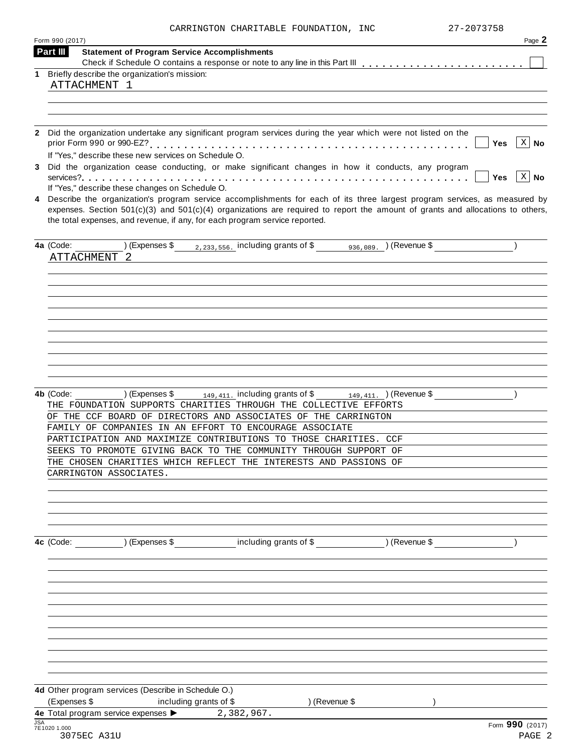CARRINGTON CHARITABLE FOUNDATION, INC 27-2073758

Form 990 (2017) Page **2**

## Part III Statement of Program Service Accomplishments

Check if Schedule O contains a response or note to any line in this Part III . . . . . . . . . . . . . . . . . . . . . . . . ☐

**1** Briefly describe the organization's mission:

ATTACHMENT 1

**2** Did the organization undertake any significant program services during the year which were not listed on the prior Form 990 or 990-EZ? . . . . . . . . . . . . . . . . . . . . . . . . . . . . . . . . . . . . . . . . . . . ☐ Yes ☒ No

If "Yes," describe these new services on Schedule O.

**3** Did the organization cease conducting, or make significant changes in how it conducts, any program services? . . . . . . . . . . . . . . . . . . . . . . . . . . . . . . . . . . . . . . . . . . . . . . . . . . . . . ☐ Yes ☒ No

If "Yes," describe these changes on Schedule O.

**4** Describe the organization's program service accomplishments for each of its three largest program services, as measured by expenses. Section 501(c)(3) and 501(c)(4) organizations are required to report the amount of grants and allocations to others, the total expenses, and revenue, if any, for each program service reported.

**4a** (Code: ) (Expenses $ 2,233,556. including grants of $ 936,089. ) (Revenue $ )

ATTACHMENT 2

**4b** (Code: ) (Expenses $ 149,411. including grants of $ 149,411. ) (Revenue $ )

THE FOUNDATION SUPPORTS CHARITIES THROUGH THE COLLECTIVE EFFORTS OF THE CCF BOARD OF DIRECTORS AND ASSOCIATES OF THE CARRINGTON FAMILY OF COMPANIES IN AN EFFORT TO ENCOURAGE ASSOCIATE PARTICIPATION AND MAXIMIZE CONTRIBUTIONS TO THOSE CHARITIES. CCF SEEKS TO PROMOTE GIVING BACK TO THE COMMUNITY THROUGH SUPPORT OF THE CHOSEN CHARITIES WHICH REFLECT THE INTERESTS AND PASSIONS OF CARRINGTON ASSOCIATES.

**4c** (Code: ) (Expenses $ including grants of $ ) (Revenue $ )

**4d** Other program services (Describe in Schedule O.)

(Expenses $ including grants of $ ) (Revenue $ )

**4e** Total program service expenses ► 2,382,967.

Form **990** (2017)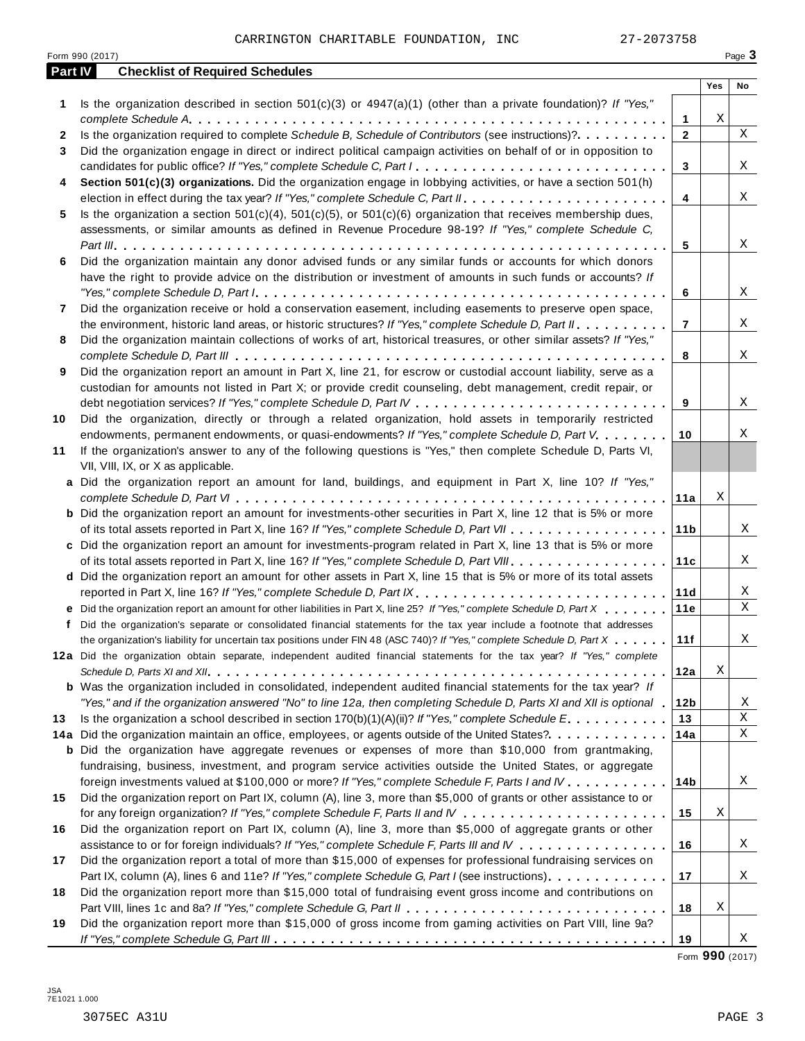CARRINGTON CHARITABLE FOUNDATION, INC 27-2073758

Form 990 (2017) Page **3**

## Part IV Checklist of Required Schedules

| | | | Yes | No |
|---|---|---|---|---|
| **1** | Is the organization described in section 501(c)(3) or 4947(a)(1) (other than a private foundation)? *If "Yes," complete Schedule A* | **1** | X | |
| **2** | Is the organization required to complete *Schedule B, Schedule of Contributors* (see instructions)? | **2** | | X |
| **3** | Did the organization engage in direct or indirect political campaign activities on behalf of or in opposition to candidates for public office? *If "Yes," complete Schedule C, Part I* | **3** | | X |
| **4** | **Section 501(c)(3) organizations.** Did the organization engage in lobbying activities, or have a section 501(h) election in effect during the tax year? *If "Yes," complete Schedule C, Part II* | **4** | | X |
| **5** | Is the organization a section 501(c)(4), 501(c)(5), or 501(c)(6) organization that receives membership dues, assessments, or similar amounts as defined in Revenue Procedure 98-19? *If "Yes," complete Schedule C, Part III* | **5** | | X |
| **6** | Did the organization maintain any donor advised funds or any similar funds or accounts for which donors have the right to provide advice on the distribution or investment of amounts in such funds or accounts? *If "Yes," complete Schedule D, Part I* | **6** | | X |
| **7** | Did the organization receive or hold a conservation easement, including easements to preserve open space, the environment, historic land areas, or historic structures? *If "Yes," complete Schedule D, Part II* | **7** | | X |
| **8** | Did the organization maintain collections of works of art, historical treasures, or other similar assets? *If "Yes," complete Schedule D, Part III* | **8** | | X |
| **9** | Did the organization report an amount in Part X, line 21, for escrow or custodial account liability, serve as a custodian for amounts not listed in Part X; or provide credit counseling, debt management, credit repair, or debt negotiation services? *If "Yes," complete Schedule D, Part IV* | **9** | | X |
| **10** | Did the organization, directly or through a related organization, hold assets in temporarily restricted endowments, permanent endowments, or quasi-endowments? *If "Yes," complete Schedule D, Part V* | **10** | | X |
| **11** | If the organization's answer to any of the following questions is "Yes," then complete Schedule D, Parts VI, VII, VIII, IX, or X as applicable. | | | |
| **a** | Did the organization report an amount for land, buildings, and equipment in Part X, line 10? *If "Yes," complete Schedule D, Part VI* | **11a** | X | |
| **b** | Did the organization report an amount for investments-other securities in Part X, line 12 that is 5% or more of its total assets reported in Part X, line 16? *If "Yes," complete Schedule D, Part VII* | **11b** | | X |
| **c** | Did the organization report an amount for investments-program related in Part X, line 13 that is 5% or more of its total assets reported in Part X, line 16? *If "Yes," complete Schedule D, Part VIII* | **11c** | | X |
| **d** | Did the organization report an amount for other assets in Part X, line 15 that is 5% or more of its total assets reported in Part X, line 16? *If "Yes," complete Schedule D, Part IX* | **11d** | | X |
| **e** | Did the organization report an amount for other liabilities in Part X, line 25? *If "Yes," complete Schedule D, Part X* | **11e** | | X |
| **f** | Did the organization's separate or consolidated financial statements for the tax year include a footnote that addresses the organization's liability for uncertain tax positions under FIN 48 (ASC 740)? *If "Yes," complete Schedule D, Part X* | **11f** | | X |
| **12a** | Did the organization obtain separate, independent audited financial statements for the tax year? *If "Yes," complete Schedule D, Parts XI and XII* | **12a** | X | |
| **b** | Was the organization included in consolidated, independent audited financial statements for the tax year? *If "Yes," and if the organization answered "No" to line 12a, then completing Schedule D, Parts XI and XII is optional* | **12b** | | X |
| **13** | Is the organization a school described in section 170(b)(1)(A)(ii)? *If "Yes," complete Schedule E* | **13** | | X |
| **14a** | Did the organization maintain an office, employees, or agents outside of the United States? | **14a** | | X |
| **b** | Did the organization have aggregate revenues or expenses of more than $10,000 from grantmaking, fundraising, business, investment, and program service activities outside the United States, or aggregate foreign investments valued at $100,000 or more? *If "Yes," complete Schedule F, Parts I and IV* | **14b** | | X |
| **15** | Did the organization report on Part IX, column (A), line 3, more than $5,000 of grants or other assistance to or for any foreign organization? *If "Yes," complete Schedule F, Parts II and IV* | **15** | X | |
| **16** | Did the organization report on Part IX, column (A), line 3, more than $5,000 of aggregate grants or other assistance to or for foreign individuals? *If "Yes," complete Schedule F, Parts III and IV* | **16** | | X |
| **17** | Did the organization report a total of more than $15,000 of expenses for professional fundraising services on Part IX, column (A), lines 6 and 11e? *If "Yes," complete Schedule G, Part I* (see instructions) | **17** | | X |
| **18** | Did the organization report more than $15,000 total of fundraising event gross income and contributions on Part VIII, lines 1c and 8a? *If "Yes," complete Schedule G, Part II* | **18** | X | |
| **19** | Did the organization report more than $15,000 of gross income from gaming activities on Part VIII, line 9a? *If "Yes," complete Schedule G, Part III* | **19** | | X |

Form **990** (2017)

JSA
7E1021 1.000

3075EC A31U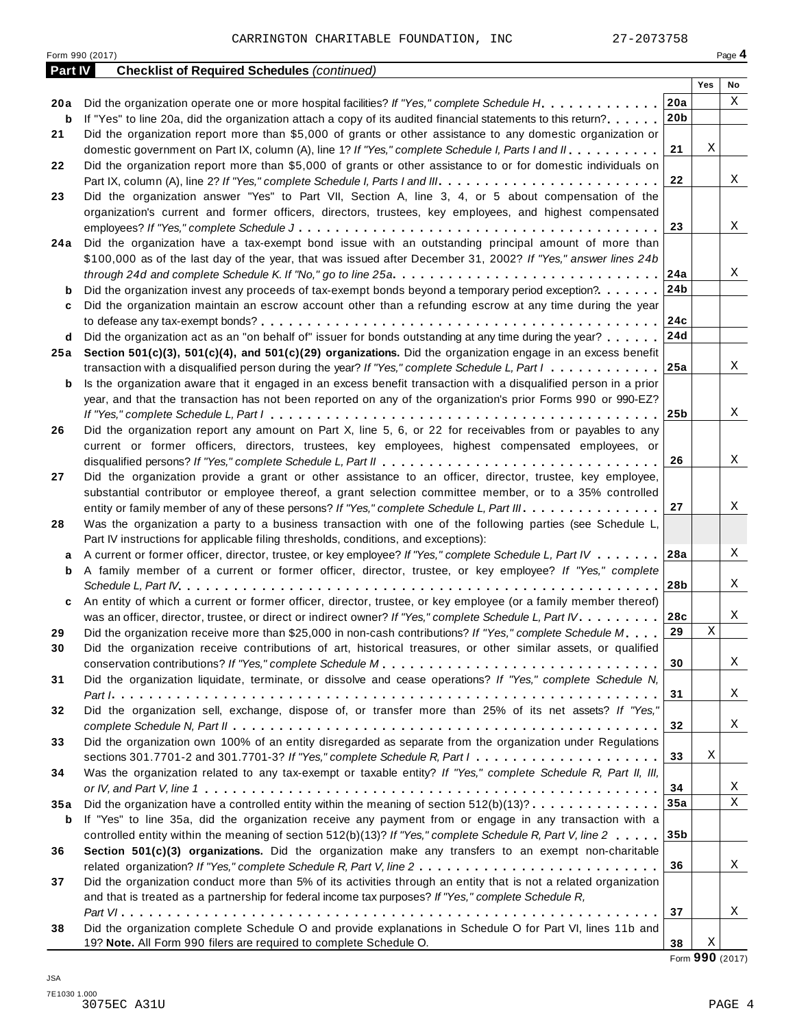CARRINGTON CHARITABLE FOUNDATION, INC 27-2073758

Form 990 (2017) Page **4**

## Part IV Checklist of Required Schedules *(continued)*

| | | | Yes | No |
|---|---|---|---|---|
| **20a** | Did the organization operate one or more hospital facilities? *If "Yes," complete Schedule H* | **20a** | | X |
| **b** | If "Yes" to line 20a, did the organization attach a copy of its audited financial statements to this return? | **20b** | | |
| **21** | Did the organization report more than $5,000 of grants or other assistance to any domestic organization or domestic government on Part IX, column (A), line 1? *If "Yes," complete Schedule I, Parts I and II* | **21** | X | |
| **22** | Did the organization report more than $5,000 of grants or other assistance to or for domestic individuals on Part IX, column (A), line 2? *If "Yes," complete Schedule I, Parts I and III* | **22** | | X |
| **23** | Did the organization answer "Yes" to Part VII, Section A, line 3, 4, or 5 about compensation of the organization's current and former officers, directors, trustees, key employees, and highest compensated employees? *If "Yes," complete Schedule J* | **23** | | X |
| **24a** | Did the organization have a tax-exempt bond issue with an outstanding principal amount of more than $100,000 as of the last day of the year, that was issued after December 31, 2002? *If "Yes," answer lines 24b through 24d and complete Schedule K. If "No," go to line 25a* | **24a** | | X |
| **b** | Did the organization invest any proceeds of tax-exempt bonds beyond a temporary period exception? | **24b** | | |
| **c** | Did the organization maintain an escrow account other than a refunding escrow at any time during the year to defease any tax-exempt bonds? | **24c** | | |
| **d** | Did the organization act as an "on behalf of" issuer for bonds outstanding at any time during the year? | **24d** | | |
| **25a** | **Section 501(c)(3), 501(c)(4), and 501(c)(29) organizations.** Did the organization engage in an excess benefit transaction with a disqualified person during the year? *If "Yes," complete Schedule L, Part I* | **25a** | | X |
| **b** | Is the organization aware that it engaged in an excess benefit transaction with a disqualified person in a prior year, and that the transaction has not been reported on any of the organization's prior Forms 990 or 990-EZ? *If "Yes," complete Schedule L, Part I* | **25b** | | X |
| **26** | Did the organization report any amount on Part X, line 5, 6, or 22 for receivables from or payables to any current or former officers, directors, trustees, key employees, highest compensated employees, or disqualified persons? *If "Yes," complete Schedule L, Part II* | **26** | | X |
| **27** | Did the organization provide a grant or other assistance to an officer, director, trustee, key employee, substantial contributor or employee thereof, a grant selection committee member, or to a 35% controlled entity or family member of any of these persons? *If "Yes," complete Schedule L, Part III* | **27** | | X |
| **28** | Was the organization a party to a business transaction with one of the following parties (see Schedule L, Part IV instructions for applicable filing thresholds, conditions, and exceptions): | | | |
| **a** | A current or former officer, director, trustee, or key employee? *If "Yes," complete Schedule L, Part IV* | **28a** | | X |
| **b** | A family member of a current or former officer, director, trustee, or key employee? *If "Yes," complete Schedule L, Part IV* | **28b** | | X |
| **c** | An entity of which a current or former officer, director, trustee, or key employee (or a family member thereof) was an officer, director, trustee, or direct or indirect owner? *If "Yes," complete Schedule L, Part IV* | **28c** | | X |
| **29** | Did the organization receive more than $25,000 in non-cash contributions? *If "Yes," complete Schedule M* | **29** | X | |
| **30** | Did the organization receive contributions of art, historical treasures, or other similar assets, or qualified conservation contributions? *If "Yes," complete Schedule M* | **30** | | X |
| **31** | Did the organization liquidate, terminate, or dissolve and cease operations? *If "Yes," complete Schedule N, Part I* | **31** | | X |
| **32** | Did the organization sell, exchange, dispose of, or transfer more than 25% of its net assets? *If "Yes," complete Schedule N, Part II* | **32** | | X |
| **33** | Did the organization own 100% of an entity disregarded as separate from the organization under Regulations sections 301.7701-2 and 301.7701-3? *If "Yes," complete Schedule R, Part I* | **33** | X | |
| **34** | Was the organization related to any tax-exempt or taxable entity? *If "Yes," complete Schedule R, Part II, III, or IV, and Part V, line 1* | **34** | | X |
| **35a** | Did the organization have a controlled entity within the meaning of section 512(b)(13)? | **35a** | | X |
| **b** | If "Yes" to line 35a, did the organization receive any payment from or engage in any transaction with a controlled entity within the meaning of section 512(b)(13)? *If "Yes," complete Schedule R, Part V, line 2* | **35b** | | |
| **36** | **Section 501(c)(3) organizations.** Did the organization make any transfers to an exempt non-charitable related organization? *If "Yes," complete Schedule R, Part V, line 2* | **36** | | X |
| **37** | Did the organization conduct more than 5% of its activities through an entity that is not a related organization and that is treated as a partnership for federal income tax purposes? *If "Yes," complete Schedule R, Part VI* | **37** | | X |
| **38** | Did the organization complete Schedule O and provide explanations in Schedule O for Part VI, lines 11b and 19? **Note.** All Form 990 filers are required to complete Schedule O. | **38** | X | |

Form **990** (2017)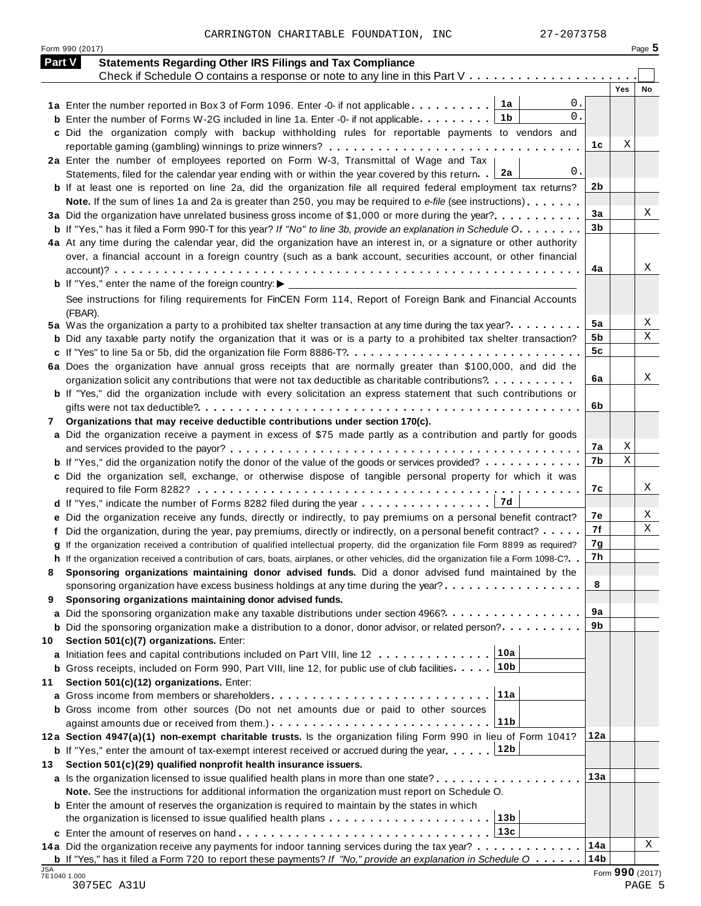CARRINGTON CHARITABLE FOUNDATION, INC 27-2073758

Form 990 (2017)

## Part V Statements Regarding Other IRS Filings and Tax Compliance

Check if Schedule O contains a response or note to any line in this Part V . . . . . . . . . . . . . . . . . . . . . ☐

| | | | | Yes | No |
|---|---|---|---|---|---|
| **1a** | Enter the number reported in Box 3 of Form 1096. Enter -0- if not applicable | 1a | 0. | | |
| **b** | Enter the number of Forms W-2G included in line 1a. Enter -0- if not applicable | 1b | 0. | | |
| **c** | Did the organization comply with backup withholding rules for reportable payments to vendors and reportable gaming (gambling) winnings to prize winners? | 1c | | X | |
| **2a** | Enter the number of employees reported on Form W-3, Transmittal of Wage and Tax Statements, filed for the calendar year ending with or within the year covered by this return | 2a | 0. | | |
| **b** | If at least one is reported on line 2a, did the organization file all required federal employment tax returns? | 2b | | | |
| | **Note.** If the sum of lines 1a and 2a is greater than 250, you may be required to *e-file* (see instructions) | | | | |
| **3a** | Did the organization have unrelated business gross income of $1,000 or more during the year? | 3a | | | X |
| **b** | If "Yes," has it filed a Form 990-T for this year? *If "No" to line 3b, provide an explanation in Schedule O* | 3b | | | |
| **4a** | At any time during the calendar year, did the organization have an interest in, or a signature or other authority over, a financial account in a foreign country (such as a bank account, securities account, or other financial account)? | 4a | | | X |
| **b** | If "Yes," enter the name of the foreign country: ▶ | | | | |
| | See instructions for filing requirements for FinCEN Form 114, Report of Foreign Bank and Financial Accounts (FBAR). | | | | |
| **5a** | Was the organization a party to a prohibited tax shelter transaction at any time during the tax year? | 5a | | | X |
| **b** | Did any taxable party notify the organization that it was or is a party to a prohibited tax shelter transaction? | 5b | | | X |
| **c** | If "Yes" to line 5a or 5b, did the organization file Form 8886-T? | 5c | | | |
| **6a** | Does the organization have annual gross receipts that are normally greater than $100,000, and did the organization solicit any contributions that were not tax deductible as charitable contributions? | 6a | | | X |
| **b** | If "Yes," did the organization include with every solicitation an express statement that such contributions or gifts were not tax deductible? | 6b | | | |
| **7** | **Organizations that may receive deductible contributions under section 170(c).** | | | | |
| **a** | Did the organization receive a payment in excess of $75 made partly as a contribution and partly for goods and services provided to the payor? | 7a | | X | |
| **b** | If "Yes," did the organization notify the donor of the value of the goods or services provided? | 7b | | X | |
| **c** | Did the organization sell, exchange, or otherwise dispose of tangible personal property for which it was required to file Form 8282? | 7c | | | X |
| **d** | If "Yes," indicate the number of Forms 8282 filed during the year | 7d | | | |
| **e** | Did the organization receive any funds, directly or indirectly, to pay premiums on a personal benefit contract? | 7e | | | X |
| **f** | Did the organization, during the year, pay premiums, directly or indirectly, on a personal benefit contract? | 7f | | | X |
| **g** | If the organization received a contribution of qualified intellectual property, did the organization file Form 8899 as required? | 7g | | | |
| **h** | If the organization received a contribution of cars, boats, airplanes, or other vehicles, did the organization file a Form 1098-C? | 7h | | | |
| **8** | **Sponsoring organizations maintaining donor advised funds.** Did a donor advised fund maintained by the sponsoring organization have excess business holdings at any time during the year? | 8 | | | |
| **9** | **Sponsoring organizations maintaining donor advised funds.** | | | | |
| **a** | Did the sponsoring organization make any taxable distributions under section 4966? | 9a | | | |
| **b** | Did the sponsoring organization make a distribution to a donor, donor advisor, or related person? | 9b | | | |
| **10** | **Section 501(c)(7) organizations.** Enter: | | | | |
| **a** | Initiation fees and capital contributions included on Part VIII, line 12 | 10a | | | |
| **b** | Gross receipts, included on Form 990, Part VIII, line 12, for public use of club facilities | 10b | | | |
| **11** | **Section 501(c)(12) organizations.** Enter: | | | | |
| **a** | Gross income from members or shareholders | 11a | | | |
| **b** | Gross income from other sources (Do not net amounts due or paid to other sources against amounts due or received from them.) | 11b | | | |
| **12a** | **Section 4947(a)(1) non-exempt charitable trusts.** Is the organization filing Form 990 in lieu of Form 1041? | 12a | | | |
| **b** | If "Yes," enter the amount of tax-exempt interest received or accrued during the year | 12b | | | |
| **13** | **Section 501(c)(29) qualified nonprofit health insurance issuers.** | | | | |
| **a** | Is the organization licensed to issue qualified health plans in more than one state? | 13a | | | |
| | **Note.** See the instructions for additional information the organization must report on Schedule O. | | | | |
| **b** | Enter the amount of reserves the organization is required to maintain by the states in which the organization is licensed to issue qualified health plans | 13b | | | |
| **c** | Enter the amount of reserves on hand | 13c | | | |
| **14a** | Did the organization receive any payments for indoor tanning services during the tax year? | 14a | | | X |
| **b** | If "Yes," has it filed a Form 720 to report these payments? *If "No," provide an explanation in Schedule O* | 14b | | | |

Form **990** (2017)

JSA 7E1040 1.000

3075EC A31U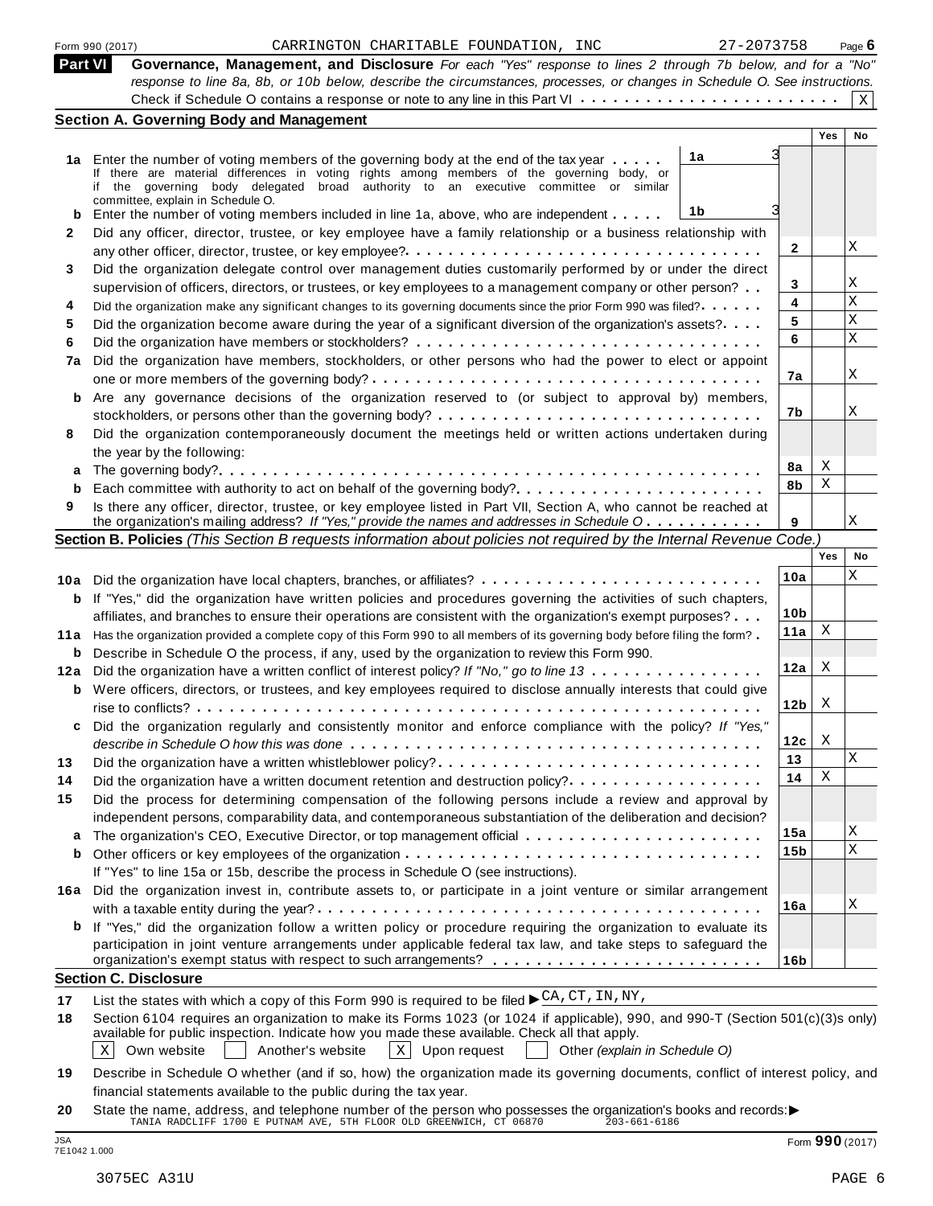Form 990 (2017) CARRINGTON CHARITABLE FOUNDATION, INC 27-2073758 Page 6

## Part VI Governance, Management, and Disclosure

*For each "Yes" response to lines 2 through 7b below, and for a "No" response to line 8a, 8b, or 10b below, describe the circumstances, processes, or changes in Schedule O. See instructions.*

Check if Schedule O contains a response or note to any line in this Part VI . . . . . . . . . . . . . . . . . . . . . . . . [X]

### Section A. Governing Body and Management

| | | | Yes | No |
|---|---|---|---|---|
| 1a | Enter the number of voting members of the governing body at the end of the tax year . . . . . **1a** 3. If there are material differences in voting rights among members of the governing body, or if the governing body delegated broad authority to an executive committee or similar committee, explain in Schedule O. | | | |
| b | Enter the number of voting members included in line 1a, above, who are independent . . . . . **1b** 3 | | | |
| 2 | Did any officer, director, trustee, or key employee have a family relationship or a business relationship with any other officer, director, trustee, or key employee? | 2 | | X |
| 3 | Did the organization delegate control over management duties customarily performed by or under the direct supervision of officers, directors, or trustees, or key employees to a management company or other person? | 3 | | X |
| 4 | Did the organization make any significant changes to its governing documents since the prior Form 990 was filed? | 4 | | X |
| 5 | Did the organization become aware during the year of a significant diversion of the organization's assets? | 5 | | X |
| 6 | Did the organization have members or stockholders? | 6 | | X |
| 7a | Did the organization have members, stockholders, or other persons who had the power to elect or appoint one or more members of the governing body? | 7a | | X |
| b | Are any governance decisions of the organization reserved to (or subject to approval by) members, stockholders, or persons other than the governing body? | 7b | | X |
| 8 | Did the organization contemporaneously document the meetings held or written actions undertaken during the year by the following: | | | |
| a | The governing body? | 8a | X | |
| b | Each committee with authority to act on behalf of the governing body? | 8b | X | |
| 9 | Is there any officer, director, trustee, or key employee listed in Part VII, Section A, who cannot be reached at the organization's mailing address? *If "Yes," provide the names and addresses in Schedule O* | 9 | | X |

### Section B. Policies *(This Section B requests information about policies not required by the Internal Revenue Code.)*

| | | | Yes | No |
|---|---|---|---|---|
| 10a | Did the organization have local chapters, branches, or affiliates? | 10a | | X |
| b | If "Yes," did the organization have written policies and procedures governing the activities of such chapters, affiliates, and branches to ensure their operations are consistent with the organization's exempt purposes? | 10b | | |
| 11a | Has the organization provided a complete copy of this Form 990 to all members of its governing body before filing the form? | 11a | X | |
| b | Describe in Schedule O the process, if any, used by the organization to review this Form 990. | | | |
| 12a | Did the organization have a written conflict of interest policy? *If "No," go to line 13* | 12a | X | |
| b | Were officers, directors, or trustees, and key employees required to disclose annually interests that could give rise to conflicts? | 12b | X | |
| c | Did the organization regularly and consistently monitor and enforce compliance with the policy? *If "Yes," describe in Schedule O how this was done* | 12c | X | |
| 13 | Did the organization have a written whistleblower policy? | 13 | | X |
| 14 | Did the organization have a written document retention and destruction policy? | 14 | X | |
| 15 | Did the process for determining compensation of the following persons include a review and approval by independent persons, comparability data, and contemporaneous substantiation of the deliberation and decision? | | | |
| a | The organization's CEO, Executive Director, or top management official | 15a | | X |
| b | Other officers or key employees of the organization | 15b | | X |
| | If "Yes" to line 15a or 15b, describe the process in Schedule O (see instructions). | | | |
| 16a | Did the organization invest in, contribute assets to, or participate in a joint venture or similar arrangement with a taxable entity during the year? | 16a | | X |
| b | If "Yes," did the organization follow a written policy or procedure requiring the organization to evaluate its participation in joint venture arrangements under applicable federal tax law, and take steps to safeguard the organization's exempt status with respect to such arrangements? | 16b | | |

### Section C. Disclosure

17 List the states with which a copy of this Form 990 is required to be filed ▶ CA, CT, IN, NY,

18 Section 6104 requires an organization to make its Forms 1023 (or 1024 if applicable), 990, and 990-T (Section 501(c)(3)s only) available for public inspection. Indicate how you made these available. Check all that apply.

[X] Own website [ ] Another's website [X] Upon request [ ] Other *(explain in Schedule O)*

19 Describe in Schedule O whether (and if so, how) the organization made its governing documents, conflict of interest policy, and financial statements available to the public during the tax year.

20 State the name, address, and telephone number of the person who possesses the organization's books and records: ▶
TANIA RADCLIFF 1700 E PUTNAM AVE, 5TH FLOOR OLD GREENWICH, CT 06870 203-661-6186

JSA 7E1042 1.000 Form **990** (2017)

3075EC A31U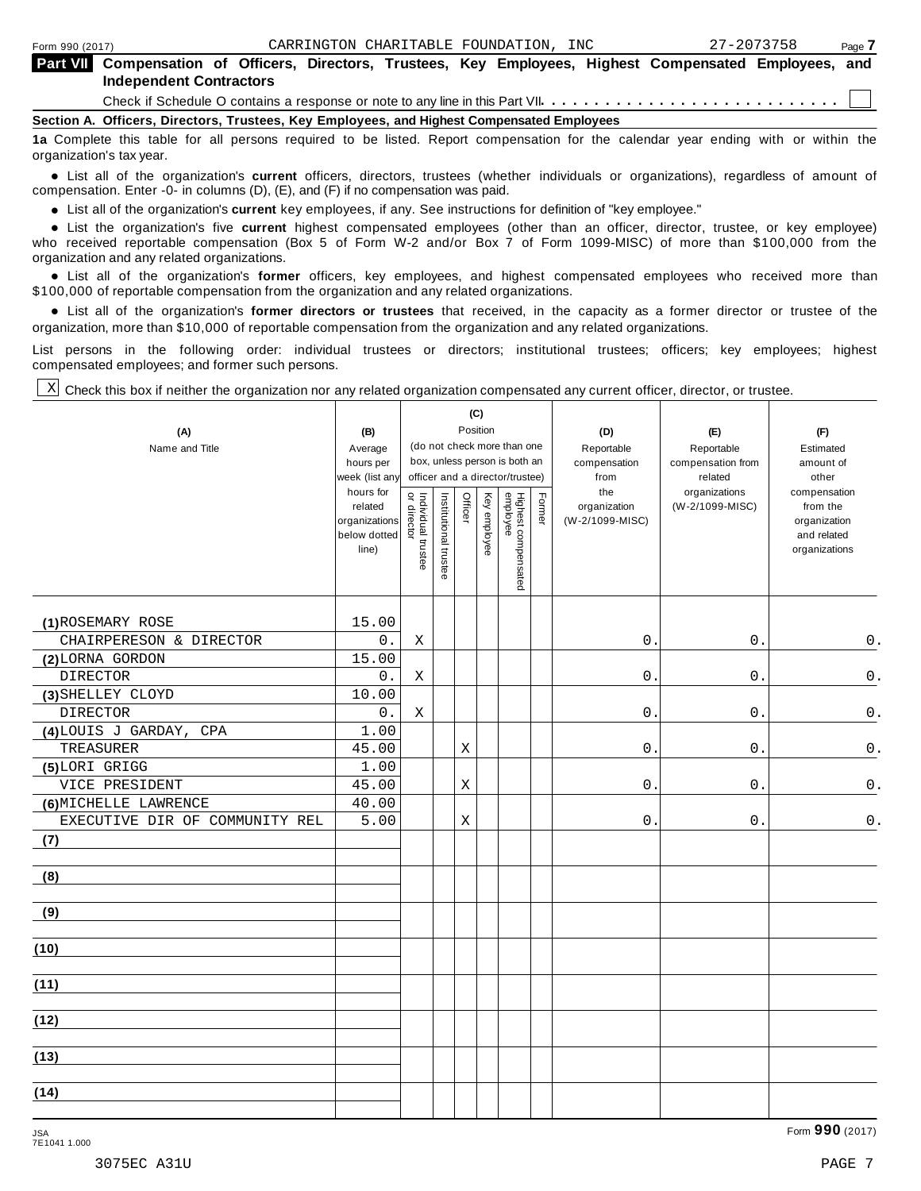Form 990 (2017) CARRINGTON CHARITABLE FOUNDATION, INC 27-2073758

**Part VII Compensation of Officers, Directors, Trustees, Key Employees, Highest Compensated Employees, and Independent Contractors**

Check if Schedule O contains a response or note to any line in this Part VII . . . . . . . . . . . . . . . . . . . . . . . . . . . ☐

**Section A. Officers, Directors, Trustees, Key Employees, and Highest Compensated Employees**

**1a** Complete this table for all persons required to be listed. Report compensation for the calendar year ending with or within the organization's tax year.

- List all of the organization's **current** officers, directors, trustees (whether individuals or organizations), regardless of amount of compensation. Enter -0- in columns (D), (E), and (F) if no compensation was paid.
- List all of the organization's **current** key employees, if any. See instructions for definition of "key employee."
- List the organization's five **current** highest compensated employees (other than an officer, director, trustee, or key employee) who received reportable compensation (Box 5 of Form W-2 and/or Box 7 of Form 1099-MISC) of more than $100,000 from the organization and any related organizations.
- List all of the organization's **former** officers, key employees, and highest compensated employees who received more than $100,000 of reportable compensation from the organization and any related organizations.
- List all of the organization's **former directors or trustees** that received, in the capacity as a former director or trustee of the organization, more than $10,000 of reportable compensation from the organization and any related organizations.

List persons in the following order: individual trustees or directors; institutional trustees; officers; key employees; highest compensated employees; and former such persons.

☒ Check this box if neither the organization nor any related organization compensated any current officer, director, or trustee.

| (A) Name and Title | (B) Average hours per week (list any hours for related organizations below dotted line) | (C) Position (do not check more than one box, unless person is both an officer and a director/trustee): Individual trustee or director | Institutional trustee | Officer | Key employee | Highest compensated employee | Former | (D) Reportable compensation from the organization (W-2/1099-MISC) | (E) Reportable compensation from related organizations (W-2/1099-MISC) | (F) Estimated amount of other compensation from the organization and related organizations |
|---|---|---|---|---|---|---|---|---|---|---|
| (1) ROSEMARY ROSE<br>CHAIRPERESON & DIRECTOR | 15.00<br>0. | X | | | | | | 0. | 0. | 0. |
| (2) LORNA GORDON<br>DIRECTOR | 15.00<br>0. | X | | | | | | 0. | 0. | 0. |
| (3) SHELLEY CLOYD<br>DIRECTOR | 10.00<br>0. | X | | | | | | 0. | 0. | 0. |
| (4) LOUIS J GARDAY, CPA<br>TREASURER | 1.00<br>45.00 | | | X | | | | 0. | 0. | 0. |
| (5) LORI GRIGG<br>VICE PRESIDENT | 1.00<br>45.00 | | | X | | | | 0. | 0. | 0. |
| (6) MICHELLE LAWRENCE<br>EXECUTIVE DIR OF COMMUNITY REL | 40.00<br>5.00 | | | X | | | | 0. | 0. | 0. |
| (7) | | | | | | | | | | |
| (8) | | | | | | | | | | |
| (9) | | | | | | | | | | |
| (10) | | | | | | | | | | |
| (11) | | | | | | | | | | |
| (12) | | | | | | | | | | |
| (13) | | | | | | | | | | |
| (14) | | | | | | | | | | |

JSA
7E1041 1.000

Form **990** (2017)

3075EC A31U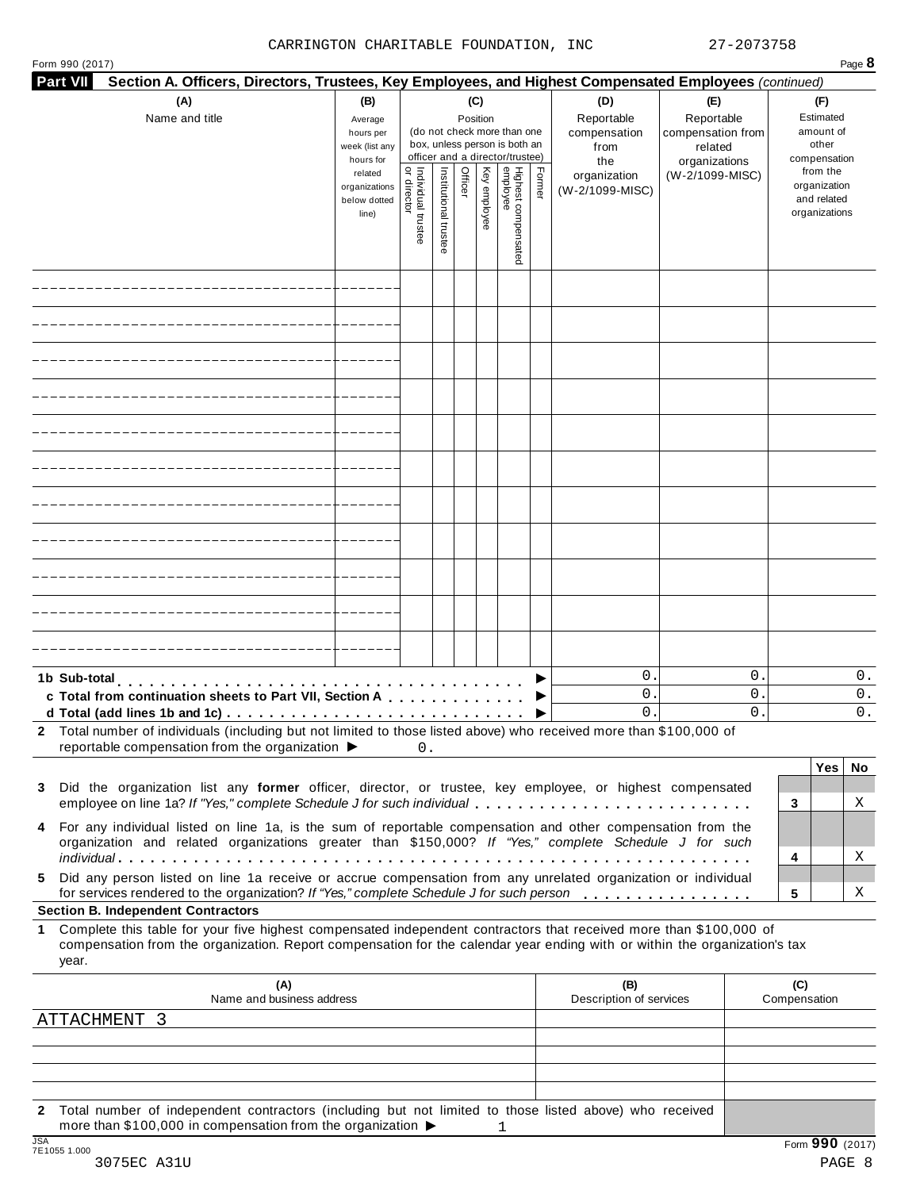CARRINGTON CHARITABLE FOUNDATION, INC 27-2073758

Form 990 (2017)

**Part VII Section A. Officers, Directors, Trustees, Key Employees, and Highest Compensated Employees** *(continued)*

| (A) Name and title | (B) Average hours per week (list any hours for related organizations below dotted line) | (C) Position (do not check more than one box, unless person is both an officer and a director/trustee): Individual trustee or director | Institutional trustee | Officer | Key employee | Highest compensated employee | Former | (D) Reportable compensation from the organization (W-2/1099-MISC) | (E) Reportable compensation from related organizations (W-2/1099-MISC) | (F) Estimated amount of other compensation from the organization and related organizations |
|---|---|---|---|---|---|---|---|---|---|---|
| | | | | | | | | | | |
| | | | | | | | | | | |
| | | | | | | | | | | |
| | | | | | | | | | | |
| | | | | | | | | | | |
| | | | | | | | | | | |
| | | | | | | | | | | |
| | | | | | | | | | | |
| | | | | | | | | | | |
| | | | | | | | | | | |
| | | | | | | | | | | |
| **1b Sub-total** | | | | | | | ▶ | 0. | 0. | 0. |
| **c Total from continuation sheets to Part VII, Section A** | | | | | | | ▶ | 0. | 0. | 0. |
| **d Total (add lines 1b and 1c)** | | | | | | | ▶ | 0. | 0. | 0. |

**2** Total number of individuals (including but not limited to those listed above) who received more than $100,000 of reportable compensation from the organization ▶ 0.

| | | Yes | No |
|---|---|---|---|
| **3** Did the organization list any **former** officer, director, or trustee, key employee, or highest compensated employee on line 1a? *If "Yes," complete Schedule J for such individual* | 3 | | X |
| **4** For any individual listed on line 1a, is the sum of reportable compensation and other compensation from the organization and related organizations greater than $150,000? *If "Yes," complete Schedule J for such individual* | 4 | | X |
| **5** Did any person listed on line 1a receive or accrue compensation from any unrelated organization or individual for services rendered to the organization? *If "Yes," complete Schedule J for such person* | 5 | | X |

**Section B. Independent Contractors**

**1** Complete this table for your five highest compensated independent contractors that received more than $100,000 of compensation from the organization. Report compensation for the calendar year ending with or within the organization's tax year.

| (A) Name and business address | (B) Description of services | (C) Compensation |
|---|---|---|
| ATTACHMENT 3 | | |
| | | |
| | | |
| | | |
| | | |

**2** Total number of independent contractors (including but not limited to those listed above) who received more than $100,000 in compensation from the organization ▶ 1

Form **990** (2017)

3075EC A31U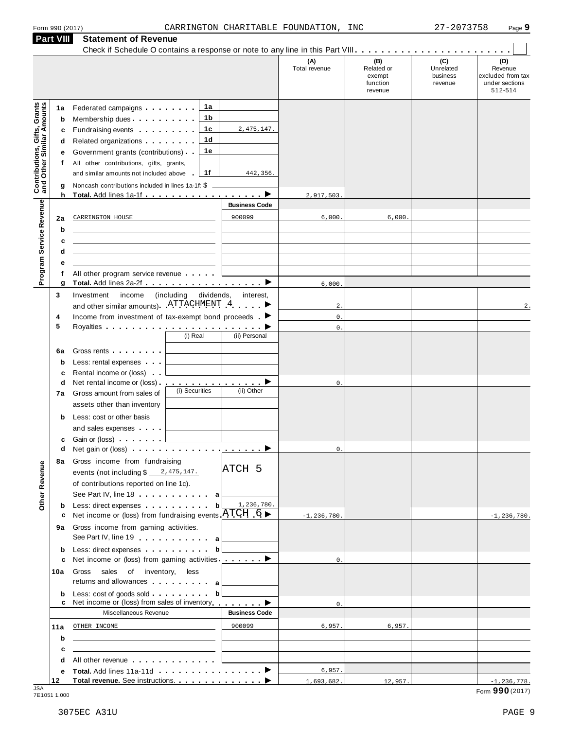Form 990 (2017) CARRINGTON CHARITABLE FOUNDATION, INC 27-2073758 Page **9**

## Part VIII Statement of Revenue

Check if Schedule O contains a response or note to any line in this Part VIII . . . . . . . . . . . . . . . . . . . . . . . . ☐

| | | | | (A) Total revenue | (B) Related or exempt function revenue | (C) Unrelated business revenue | (D) Revenue excluded from tax under sections 512-514 |
|---|---|---|---|---|---|---|---|
| **Contributions, Gifts, Grants and Other Similar Amounts** | 1a Federated campaigns | 1a | | | | | |
| | b Membership dues | 1b | | | | | |
| | c Fundraising events | 1c | 2,475,147. | | | | |
| | d Related organizations | 1d | | | | | |
| | e Government grants (contributions) | 1e | | | | | |
| | f All other contributions, gifts, grants, and similar amounts not included above | 1f | 442,356. | | | | |
| | g Noncash contributions included in lines 1a-1f: $ | | | | | | |
| | h **Total.** Add lines 1a-1f ▶ | | | 2,917,503. | | | |
| **Program Service Revenue** | | | Business Code | | | | |
| | 2a CARRINGTON HOUSE | | 900099 | 6,000. | 6,000. | | |
| | b | | | | | | |
| | c | | | | | | |
| | d | | | | | | |
| | e | | | | | | |
| | f All other program service revenue | | | | | | |
| | g **Total.** Add lines 2a-2f ▶ | | | 6,000. | | | |
| **Other Revenue** | 3 Investment income (including dividends, interest, and other similar amounts) ATTACHMENT 4 ▶ | | | 2. | | | 2. |
| | 4 Income from investment of tax-exempt bond proceeds ▶ | | | 0. | | | |
| | 5 Royalties ▶ | | | 0. | | | |
| | | (i) Real | (ii) Personal | | | | |
| | 6a Gross rents | | | | | | |
| | b Less: rental expenses | | | | | | |
| | c Rental income or (loss) | | | | | | |
| | d Net rental income or (loss) ▶ | | | 0. | | | |
| | | (i) Securities | (ii) Other | | | | |
| | 7a Gross amount from sales of assets other than inventory | | | | | | |
| | b Less: cost or other basis and sales expenses | | | | | | |
| | c Gain or (loss) | | | | | | |
| | d Net gain or (loss) ▶ | | | 0. | | | |
| | 8a Gross income from fundraising events (not including $ 2,475,147. of contributions reported on line 1c). See Part IV, line 18 . . . a | | ATCH 5 | | | | |
| | b Less: direct expenses . . . b | | 1,236,780. | | | | |
| | c Net income or (loss) from fundraising events ATCH 6 ▶ | | | -1,236,780. | | | -1,236,780. |
| | 9a Gross income from gaming activities. See Part IV, line 19 . . . a | | | | | | |
| | b Less: direct expenses . . . b | | | | | | |
| | c Net income or (loss) from gaming activities ▶ | | | 0. | | | |
| | 10a Gross sales of inventory, less returns and allowances . . . a | | | | | | |
| | b Less: cost of goods sold . . . b | | | | | | |
| | c Net income or (loss) from sales of inventory ▶ | | | 0. | | | |
| | Miscellaneous Revenue | | Business Code | | | | |
| | 11a OTHER INCOME | | 900099 | 6,957. | 6,957. | | |
| | b | | | | | | |
| | c | | | | | | |
| | d All other revenue | | | | | | |
| | e **Total.** Add lines 11a-11d ▶ | | | 6,957. | | | |
| | 12 **Total revenue.** See instructions. ▶ | | | 1,693,682. | 12,957. | | -1,236,778. |

JSA 7E1051 1.000

Form **990** (2017)

3075EC A31U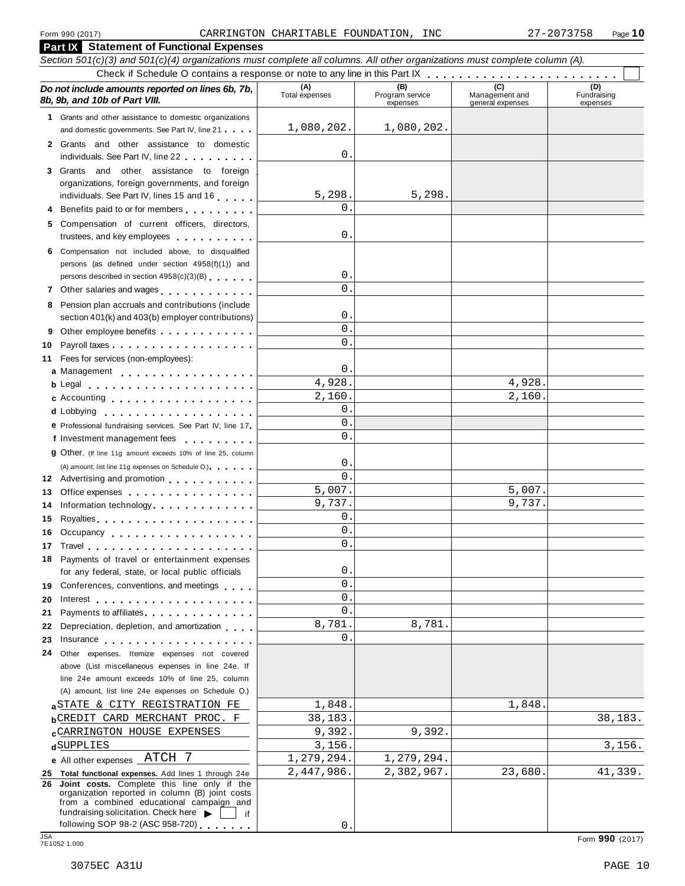Form 990 (2017) CARRINGTON CHARITABLE FOUNDATION, INC 27-2073758

## Part IX Statement of Functional Expenses

*Section 501(c)(3) and 501(c)(4) organizations must complete all columns. All other organizations must complete column (A).*

Check if Schedule O contains a response or note to any line in this Part IX . . . . . . . . . . . . . . . . . . . . . . . ☐

| ***Do not include amounts reported on lines 6b, 7b, 8b, 9b, and 10b of Part VIII.*** | (A) Total expenses | (B) Program service expenses | (C) Management and general expenses | (D) Fundraising expenses |
|---|---|---|---|---|
| **1** Grants and other assistance to domestic organizations and domestic governments. See Part IV, line 21 | 1,080,202. | 1,080,202. | | |
| **2** Grants and other assistance to domestic individuals. See Part IV, line 22 | 0. | | | |
| **3** Grants and other assistance to foreign organizations, foreign governments, and foreign individuals. See Part IV, lines 15 and 16 | 5,298. | 5,298. | | |
| **4** Benefits paid to or for members | 0. | | | |
| **5** Compensation of current officers, directors, trustees, and key employees | 0. | | | |
| **6** Compensation not included above, to disqualified persons (as defined under section 4958(f)(1)) and persons described in section 4958(c)(3)(B) | 0. | | | |
| **7** Other salaries and wages | 0. | | | |
| **8** Pension plan accruals and contributions (include section 401(k) and 403(b) employer contributions) | 0. | | | |
| **9** Other employee benefits | 0. | | | |
| **10** Payroll taxes | 0. | | | |
| **11** Fees for services (non-employees): | | | | |
| **a** Management | 0. | | | |
| **b** Legal | 4,928. | | 4,928. | |
| **c** Accounting | 2,160. | | 2,160. | |
| **d** Lobbying | 0. | | | |
| **e** Professional fundraising services. See Part IV, line 17 | 0. | | | |
| **f** Investment management fees | 0. | | | |
| **g** Other. (If line 11g amount exceeds 10% of line 25, column (A) amount, list line 11g expenses on Schedule O.) | 0. | | | |
| **12** Advertising and promotion | 0. | | | |
| **13** Office expenses | 5,007. | | 5,007. | |
| **14** Information technology | 9,737. | | 9,737. | |
| **15** Royalties | 0. | | | |
| **16** Occupancy | 0. | | | |
| **17** Travel | 0. | | | |
| **18** Payments of travel or entertainment expenses for any federal, state, or local public officials | 0. | | | |
| **19** Conferences, conventions, and meetings | 0. | | | |
| **20** Interest | 0. | | | |
| **21** Payments to affiliates | 0. | | | |
| **22** Depreciation, depletion, and amortization | 8,781. | 8,781. | | |
| **23** Insurance | 0. | | | |
| **24** Other expenses. Itemize expenses not covered above (List miscellaneous expenses in line 24e. If line 24e amount exceeds 10% of line 25, column (A) amount, list line 24e expenses on Schedule O.) | | | | |
| **a** STATE & CITY REGISTRATION FE | 1,848. | | 1,848. | |
| **b** CREDIT CARD MERCHANT PROC. F | 38,183. | | | 38,183. |
| **c** CARRINGTON HOUSE EXPENSES | 9,392. | 9,392. | | |
| **d** SUPPLIES | 3,156. | | | 3,156. |
| **e** All other expenses ATCH 7 | 1,279,294. | 1,279,294. | | |
| **25 Total functional expenses.** Add lines 1 through 24e | 2,447,986. | 2,382,967. | 23,680. | 41,339. |
| **26 Joint costs.** Complete this line only if the organization reported in column (B) joint costs from a combined educational campaign and fundraising solicitation. Check here ▶ ☐ if following SOP 98-2 (ASC 958-720) | 0. | | | |

Form **990** (2017)

JSA 7E1052 1.000

3075EC A31U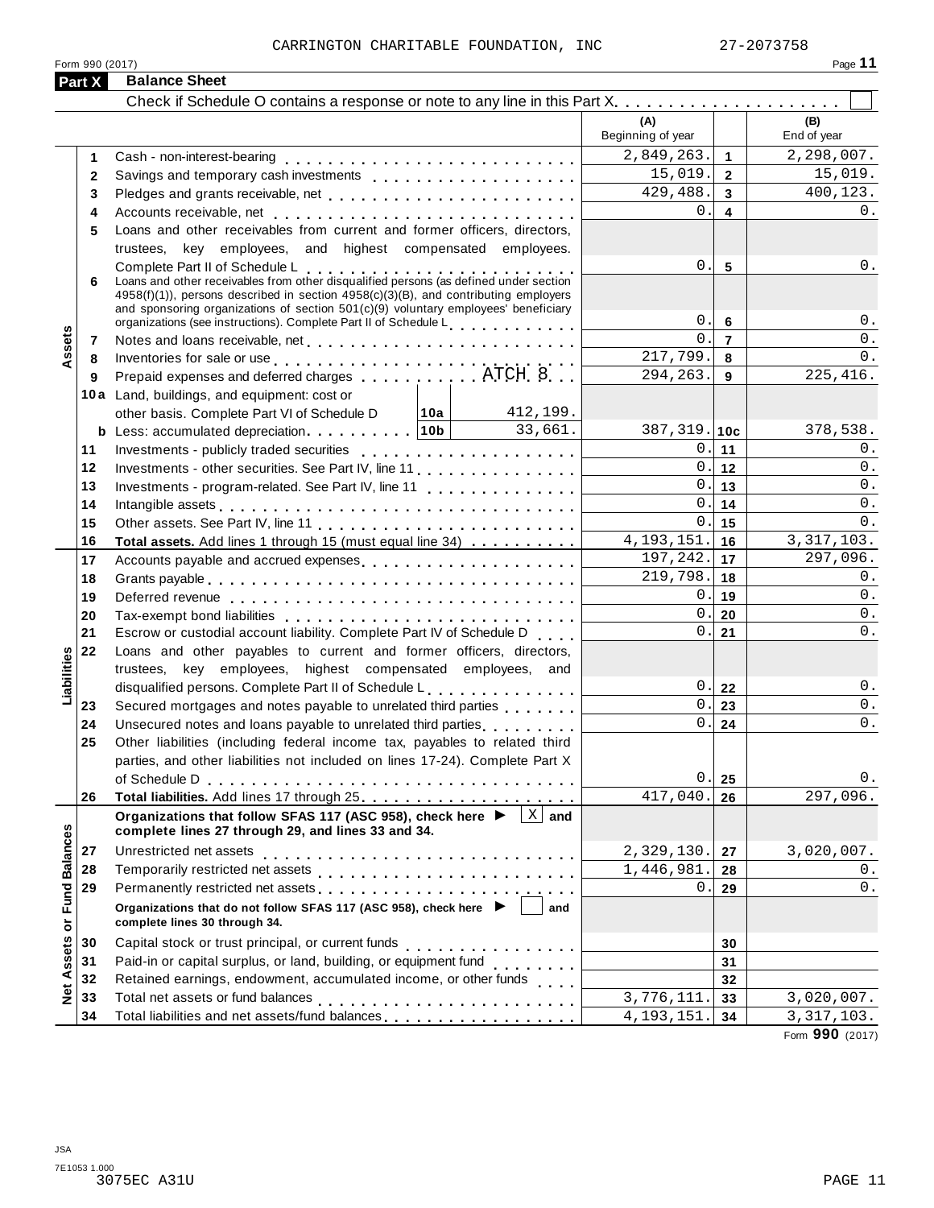CARRINGTON CHARITABLE FOUNDATION, INC 27-2073758

Form 990 (2017)

## Part X Balance Sheet

Check if Schedule O contains a response or note to any line in this Part X . . . . . . . . . . . . . . . . . . . . ☐

| | | | (A) Beginning of year | | (B) End of year |
|---|---|---|---|---|---|
| **Assets** | 1 | Cash - non-interest-bearing | 2,849,263. | 1 | 2,298,007. |
| | 2 | Savings and temporary cash investments | 15,019. | 2 | 15,019. |
| | 3 | Pledges and grants receivable, net | 429,488. | 3 | 400,123. |
| | 4 | Accounts receivable, net | 0. | 4 | 0. |
| | 5 | Loans and other receivables from current and former officers, directors, trustees, key employees, and highest compensated employees. Complete Part II of Schedule L | 0. | 5 | 0. |
| | 6 | Loans and other receivables from other disqualified persons (as defined under section 4958(f)(1)), persons described in section 4958(c)(3)(B), and contributing employers and sponsoring organizations of section 501(c)(9) voluntary employees' beneficiary organizations (see instructions). Complete Part II of Schedule L | 0. | 6 | 0. |
| | 7 | Notes and loans receivable, net | 0. | 7 | 0. |
| | 8 | Inventories for sale or use | 217,799. | 8 | 0. |
| | 9 | Prepaid expenses and deferred charges ATCH 8 | 294,263. | 9 | 225,416. |
| | 10a | Land, buildings, and equipment: cost or other basis. Complete Part VI of Schedule D — 10a: 412,199. | | | |
| | b | Less: accumulated depreciation — 10b: 33,661. | 387,319. | 10c | 378,538. |
| | 11 | Investments - publicly traded securities | 0. | 11 | 0. |
| | 12 | Investments - other securities. See Part IV, line 11 | 0. | 12 | 0. |
| | 13 | Investments - program-related. See Part IV, line 11 | 0. | 13 | 0. |
| | 14 | Intangible assets | 0. | 14 | 0. |
| | 15 | Other assets. See Part IV, line 11 | 0. | 15 | 0. |
| | 16 | **Total assets.** Add lines 1 through 15 (must equal line 34) | 4,193,151. | 16 | 3,317,103. |
| **Liabilities** | 17 | Accounts payable and accrued expenses | 197,242. | 17 | 297,096. |
| | 18 | Grants payable | 219,798. | 18 | 0. |
| | 19 | Deferred revenue | 0. | 19 | 0. |
| | 20 | Tax-exempt bond liabilities | 0. | 20 | 0. |
| | 21 | Escrow or custodial account liability. Complete Part IV of Schedule D | 0. | 21 | 0. |
| | 22 | Loans and other payables to current and former officers, directors, trustees, key employees, highest compensated employees, and disqualified persons. Complete Part II of Schedule L | 0. | 22 | 0. |
| | 23 | Secured mortgages and notes payable to unrelated third parties | 0. | 23 | 0. |
| | 24 | Unsecured notes and loans payable to unrelated third parties | 0. | 24 | 0. |
| | 25 | Other liabilities (including federal income tax, payables to related third parties, and other liabilities not included on lines 17-24). Complete Part X of Schedule D | 0. | 25 | 0. |
| | 26 | **Total liabilities.** Add lines 17 through 25 | 417,040. | 26 | 297,096. |
| **Net Assets or Fund Balances** | | **Organizations that follow SFAS 117 (ASC 958), check here ▶ [X] and complete lines 27 through 29, and lines 33 and 34.** | | | |
| | 27 | Unrestricted net assets | 2,329,130. | 27 | 3,020,007. |
| | 28 | Temporarily restricted net assets | 1,446,981. | 28 | 0. |
| | 29 | Permanently restricted net assets | 0. | 29 | 0. |
| | | **Organizations that do not follow SFAS 117 (ASC 958), check here ▶ [ ] and complete lines 30 through 34.** | | | |
| | 30 | Capital stock or trust principal, or current funds | | 30 | |
| | 31 | Paid-in or capital surplus, or land, building, or equipment fund | | 31 | |
| | 32 | Retained earnings, endowment, accumulated income, or other funds | | 32 | |
| | 33 | Total net assets or fund balances | 3,776,111. | 33 | 3,020,007. |
| | 34 | Total liabilities and net assets/fund balances | 4,193,151. | 34 | 3,317,103. |

Form **990** (2017)

JSA
7E1053 1.000
3075EC A31U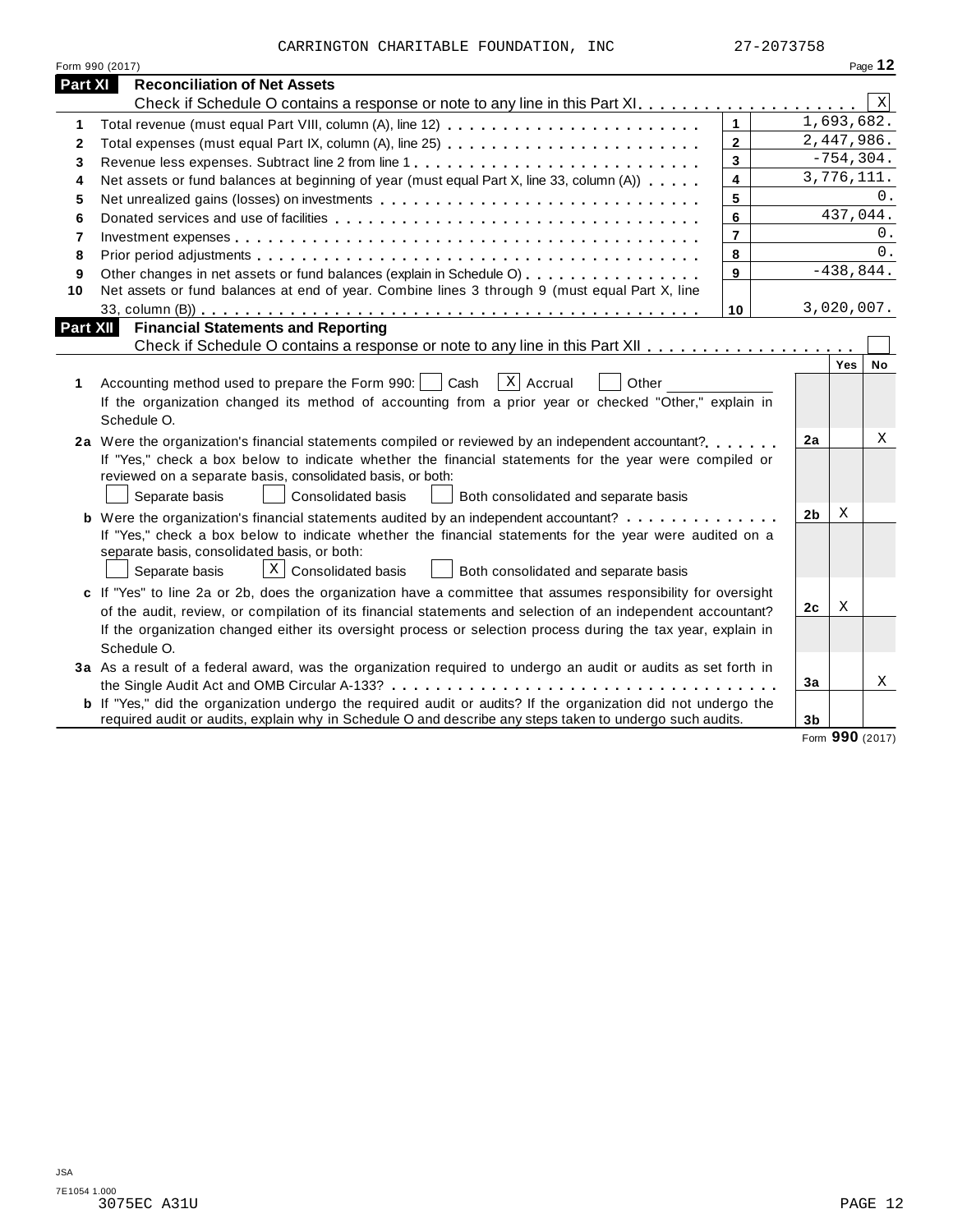CARRINGTON CHARITABLE FOUNDATION, INC 27-2073758

Form 990 (2017)

## Part XI Reconciliation of Net Assets

Check if Schedule O contains a response or note to any line in this Part XI . . . . . . . . . . . . . . . . . . . . [X]

| | | | |
|---|---|---|---|
| 1 | Total revenue (must equal Part VIII, column (A), line 12) | 1 | 1,693,682. |
| 2 | Total expenses (must equal Part IX, column (A), line 25) | 2 | 2,447,986. |
| 3 | Revenue less expenses. Subtract line 2 from line 1 | 3 | -754,304. |
| 4 | Net assets or fund balances at beginning of year (must equal Part X, line 33, column (A)) | 4 | 3,776,111. |
| 5 | Net unrealized gains (losses) on investments | 5 | 0. |
| 6 | Donated services and use of facilities | 6 | 437,044. |
| 7 | Investment expenses | 7 | 0. |
| 8 | Prior period adjustments | 8 | 0. |
| 9 | Other changes in net assets or fund balances (explain in Schedule O) | 9 | -438,844. |
| 10 | Net assets or fund balances at end of year. Combine lines 3 through 9 (must equal Part X, line 33, column (B)) | 10 | 3,020,007. |

## Part XII Financial Statements and Reporting

Check if Schedule O contains a response or note to any line in this Part XII . . . . . . . . . . . . . . . . . . [ ]

| | | | Yes | No |
|---|---|---|---|---|
| 1 | Accounting method used to prepare the Form 990: [ ] Cash [X] Accrual [ ] Other ______<br>If the organization changed its method of accounting from a prior year or checked "Other," explain in Schedule O. | | | |
| 2a | Were the organization's financial statements compiled or reviewed by an independent accountant?<br>If "Yes," check a box below to indicate whether the financial statements for the year were compiled or reviewed on a separate basis, consolidated basis, or both:<br>[ ] Separate basis [ ] Consolidated basis [ ] Both consolidated and separate basis | 2a | | X |
| b | Were the organization's financial statements audited by an independent accountant?<br>If "Yes," check a box below to indicate whether the financial statements for the year were audited on a separate basis, consolidated basis, or both:<br>[ ] Separate basis [X] Consolidated basis [ ] Both consolidated and separate basis | 2b | X | |
| c | If "Yes" to line 2a or 2b, does the organization have a committee that assumes responsibility for oversight of the audit, review, or compilation of its financial statements and selection of an independent accountant?<br>If the organization changed either its oversight process or selection process during the tax year, explain in Schedule O. | 2c | X | |
| 3a | As a result of a federal award, was the organization required to undergo an audit or audits as set forth in the Single Audit Act and OMB Circular A-133? | 3a | | X |
| b | If "Yes," did the organization undergo the required audit or audits? If the organization did not undergo the required audit or audits, explain why in Schedule O and describe any steps taken to undergo such audits. | 3b | | |

Form **990** (2017)

JSA
7E1054 1.000
3075EC A31U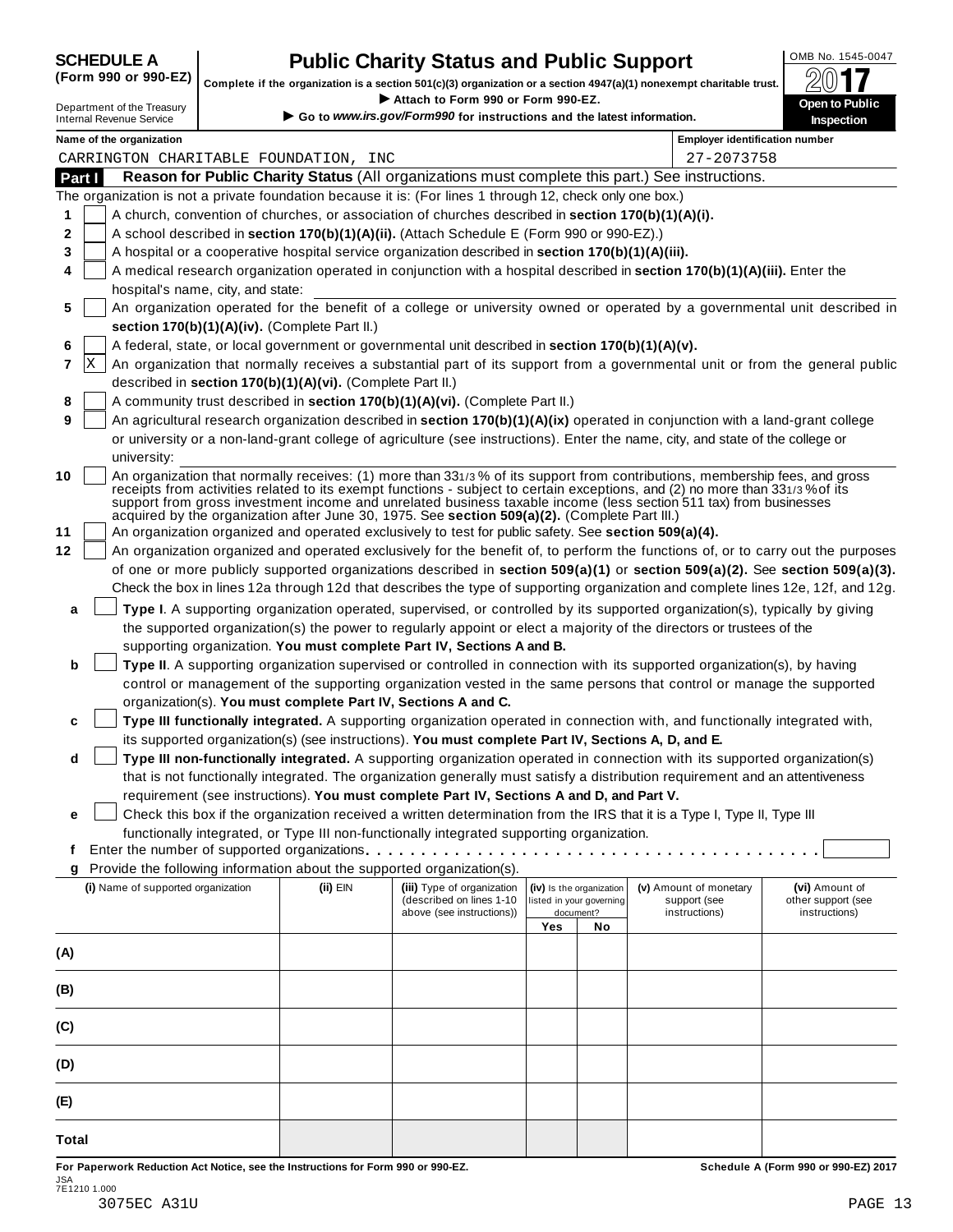**SCHEDULE A (Form 990 or 990-EZ)**

Department of the Treasury
Internal Revenue Service

# Public Charity Status and Public Support

**Complete if the organization is a section 501(c)(3) organization or a section 4947(a)(1) nonexempt charitable trust.**

▶ **Attach to Form 990 or Form 990-EZ.**

▶ **Go to *www.irs.gov/Form990* for instructions and the latest information.**

OMB No. 1545-0047

**2017**

**Open to Public Inspection**

| Name of the organization | Employer identification number |
|---|---|
| CARRINGTON CHARITABLE FOUNDATION, INC | 27-2073758 |

## Part I — Reason for Public Charity Status (All organizations must complete this part.) See instructions.

The organization is not a private foundation because it is: (For lines 1 through 12, check only one box.)

1. [ ] A church, convention of churches, or association of churches described in **section 170(b)(1)(A)(i).**
2. [ ] A school described in **section 170(b)(1)(A)(ii).** (Attach Schedule E (Form 990 or 990-EZ).)
3. [ ] A hospital or a cooperative hospital service organization described in **section 170(b)(1)(A)(iii).**
4. [ ] A medical research organization operated in conjunction with a hospital described in **section 170(b)(1)(A)(iii).** Enter the hospital's name, city, and state:
5. [ ] An organization operated for the benefit of a college or university owned or operated by a governmental unit described in **section 170(b)(1)(A)(iv).** (Complete Part II.)
6. [ ] A federal, state, or local government or governmental unit described in **section 170(b)(1)(A)(v).**
7. [X] An organization that normally receives a substantial part of its support from a governmental unit or from the general public described in **section 170(b)(1)(A)(vi).** (Complete Part II.)
8. [ ] A community trust described in **section 170(b)(1)(A)(vi).** (Complete Part II.)
9. [ ] An agricultural research organization described in **section 170(b)(1)(A)(ix)** operated in conjunction with a land-grant college or university or a non-land-grant college of agriculture (see instructions). Enter the name, city, and state of the college or university:
10. [ ] An organization that normally receives: (1) more than 33 1/3 % of its support from contributions, membership fees, and gross receipts from activities related to its exempt functions - subject to certain exceptions, and (2) no more than 33 1/3 % of its support from gross investment income and unrelated business taxable income (less section 511 tax) from businesses acquired by the organization after June 30, 1975. See **section 509(a)(2).** (Complete Part III.)
11. [ ] An organization organized and operated exclusively to test for public safety. See **section 509(a)(4).**
12. [ ] An organization organized and operated exclusively for the benefit of, to perform the functions of, or to carry out the purposes of one or more publicly supported organizations described in **section 509(a)(1)** or **section 509(a)(2).** See **section 509(a)(3).** Check the box in lines 12a through 12d that describes the type of supporting organization and complete lines 12e, 12f, and 12g.

   **a** [ ] **Type I.** A supporting organization operated, supervised, or controlled by its supported organization(s), typically by giving the supported organization(s) the power to regularly appoint or elect a majority of the directors or trustees of the supporting organization. **You must complete Part IV, Sections A and B.**

   **b** [ ] **Type II.** A supporting organization supervised or controlled in connection with its supported organization(s), by having control or management of the supporting organization vested in the same persons that control or manage the supported organization(s). **You must complete Part IV, Sections A and C.**

   **c** [ ] **Type III functionally integrated.** A supporting organization operated in connection with, and functionally integrated with, its supported organization(s) (see instructions). **You must complete Part IV, Sections A, D, and E.**

   **d** [ ] **Type III non-functionally integrated.** A supporting organization operated in connection with its supported organization(s) that is not functionally integrated. The organization generally must satisfy a distribution requirement and an attentiveness requirement (see instructions). **You must complete Part IV, Sections A and D, and Part V.**

   **e** [ ] Check this box if the organization received a written determination from the IRS that it is a Type I, Type II, Type III functionally integrated, or Type III non-functionally integrated supporting organization.

   **f** Enter the number of supported organizations . . . . . . . . . . . . . . . . . . . . . . . . . . . . . . . . . . . . .

   **g** Provide the following information about the supported organization(s).

| (i) Name of supported organization | (ii) EIN | (iii) Type of organization (described on lines 1-10 above (see instructions)) | (iv) Is the organization listed in your governing document? Yes | No | (v) Amount of monetary support (see instructions) | (vi) Amount of other support (see instructions) |
|---|---|---|---|---|---|---|
| (A) | | | | | | |
| (B) | | | | | | |
| (C) | | | | | | |
| (D) | | | | | | |
| (E) | | | | | | |
| Total | | | | | | |

**For Paperwork Reduction Act Notice, see the Instructions for Form 990 or 990-EZ.** **Schedule A (Form 990 or 990-EZ) 2017**

JSA
7E1210 1.000
3075EC A31U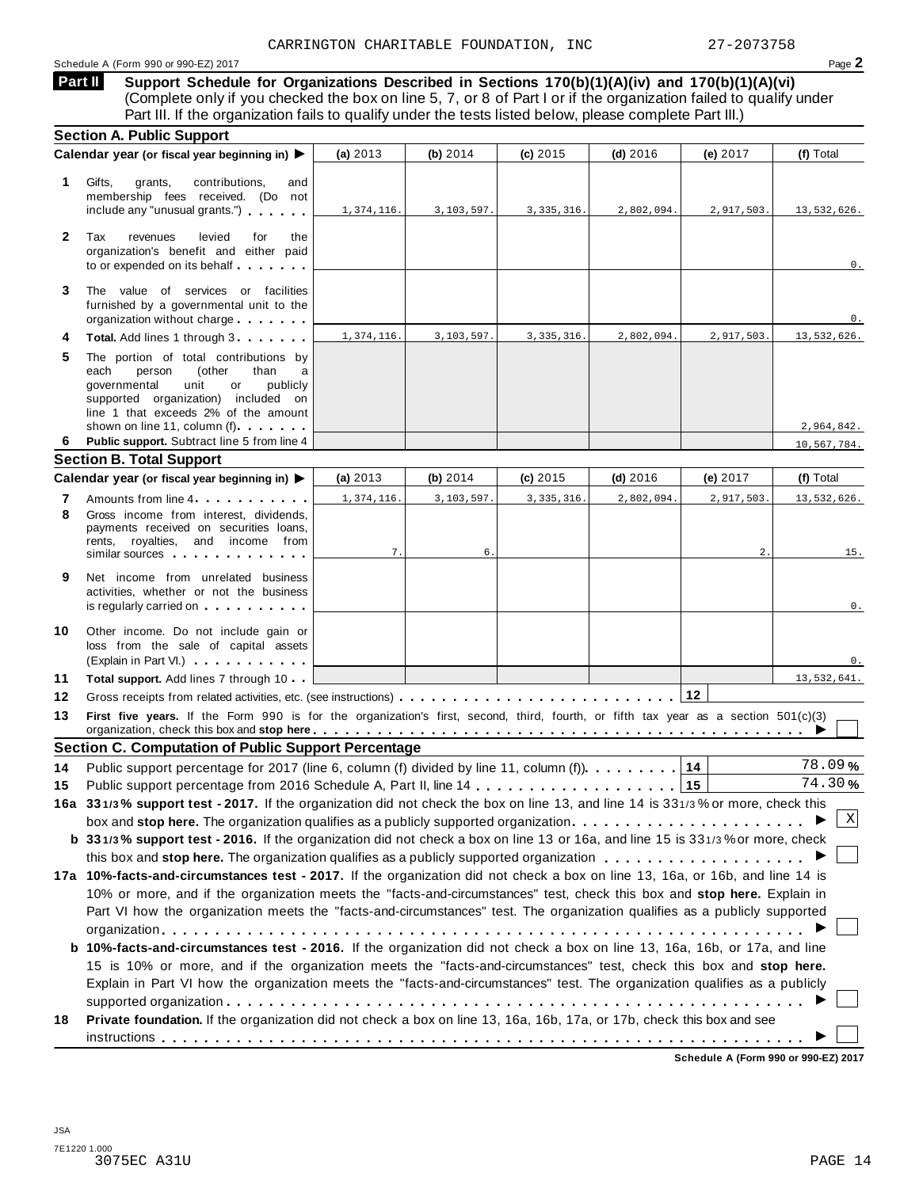CARRINGTON CHARITABLE FOUNDATION, INC 27-2073758

Schedule A (Form 990 or 990-EZ) 2017 Page **2**

**Part II** **Support Schedule for Organizations Described in Sections 170(b)(1)(A)(iv) and 170(b)(1)(A)(vi)**
(Complete only if you checked the box on line 5, 7, or 8 of Part I or if the organization failed to qualify under Part III. If the organization fails to qualify under the tests listed below, please complete Part III.)

### Section A. Public Support

| Calendar year (or fiscal year beginning in) ▶ | (a) 2013 | (b) 2014 | (c) 2015 | (d) 2016 | (e) 2017 | (f) Total |
|---|---|---|---|---|---|---|
| **1** Gifts, grants, contributions, and membership fees received. (Do not include any "unusual grants.") | 1,374,116. | 3,103,597. | 3,335,316. | 2,802,094. | 2,917,503. | 13,532,626. |
| **2** Tax revenues levied for the organization's benefit and either paid to or expended on its behalf | | | | | | 0. |
| **3** The value of services or facilities furnished by a governmental unit to the organization without charge | | | | | | 0. |
| **4** **Total.** Add lines 1 through 3 | 1,374,116. | 3,103,597. | 3,335,316. | 2,802,094. | 2,917,503. | 13,532,626. |
| **5** The portion of total contributions by each person (other than a governmental unit or publicly supported organization) included on line 1 that exceeds 2% of the amount shown on line 11, column (f) | | | | | | 2,964,842. |
| **6** **Public support.** Subtract line 5 from line 4 | | | | | | 10,567,784. |

### Section B. Total Support

| Calendar year (or fiscal year beginning in) ▶ | (a) 2013 | (b) 2014 | (c) 2015 | (d) 2016 | (e) 2017 | (f) Total |
|---|---|---|---|---|---|---|
| **7** Amounts from line 4 | 1,374,116. | 3,103,597. | 3,335,316. | 2,802,094. | 2,917,503. | 13,532,626. |
| **8** Gross income from interest, dividends, payments received on securities loans, rents, royalties, and income from similar sources | 7. | 6. | | | 2. | 15. |
| **9** Net income from unrelated business activities, whether or not the business is regularly carried on | | | | | | 0. |
| **10** Other income. Do not include gain or loss from the sale of capital assets (Explain in Part VI.) | | | | | | 0. |
| **11** **Total support.** Add lines 7 through 10 | | | | | | 13,532,641. |

**12** Gross receipts from related activities, etc. (see instructions) **12**

**13** **First five years.** If the Form 990 is for the organization's first, second, third, fourth, or fifth tax year as a section 501(c)(3) organization, check this box and **stop here** ▶ ☐

### Section C. Computation of Public Support Percentage

**14** Public support percentage for 2017 (line 6, column (f) divided by line 11, column (f)) **14** 78.09 %

**15** Public support percentage from 2016 Schedule A, Part II, line 14 **15** 74.30 %

**16a** **33 1/3 % support test - 2017.** If the organization did not check the box on line 13, and line 14 is 33 1/3 % or more, check this box and **stop here.** The organization qualifies as a publicly supported organization ▶ ☒

**b** **33 1/3 % support test - 2016.** If the organization did not check a box on line 13 or 16a, and line 15 is 33 1/3 % or more, check this box and **stop here.** The organization qualifies as a publicly supported organization ▶ ☐

**17a** **10%-facts-and-circumstances test - 2017.** If the organization did not check a box on line 13, 16a, or 16b, and line 14 is 10% or more, and if the organization meets the "facts-and-circumstances" test, check this box and **stop here.** Explain in Part VI how the organization meets the "facts-and-circumstances" test. The organization qualifies as a publicly supported organization ▶ ☐

**b** **10%-facts-and-circumstances test - 2016.** If the organization did not check a box on line 13, 16a, 16b, or 17a, and line 15 is 10% or more, and if the organization meets the "facts-and-circumstances" test, check this box and **stop here.** Explain in Part VI how the organization meets the "facts-and-circumstances" test. The organization qualifies as a publicly supported organization ▶ ☐

**18** **Private foundation.** If the organization did not check a box on line 13, 16a, 16b, 17a, or 17b, check this box and see instructions ▶ ☐

**Schedule A (Form 990 or 990-EZ) 2017**

JSA
7E1220 1.000
3075EC A31U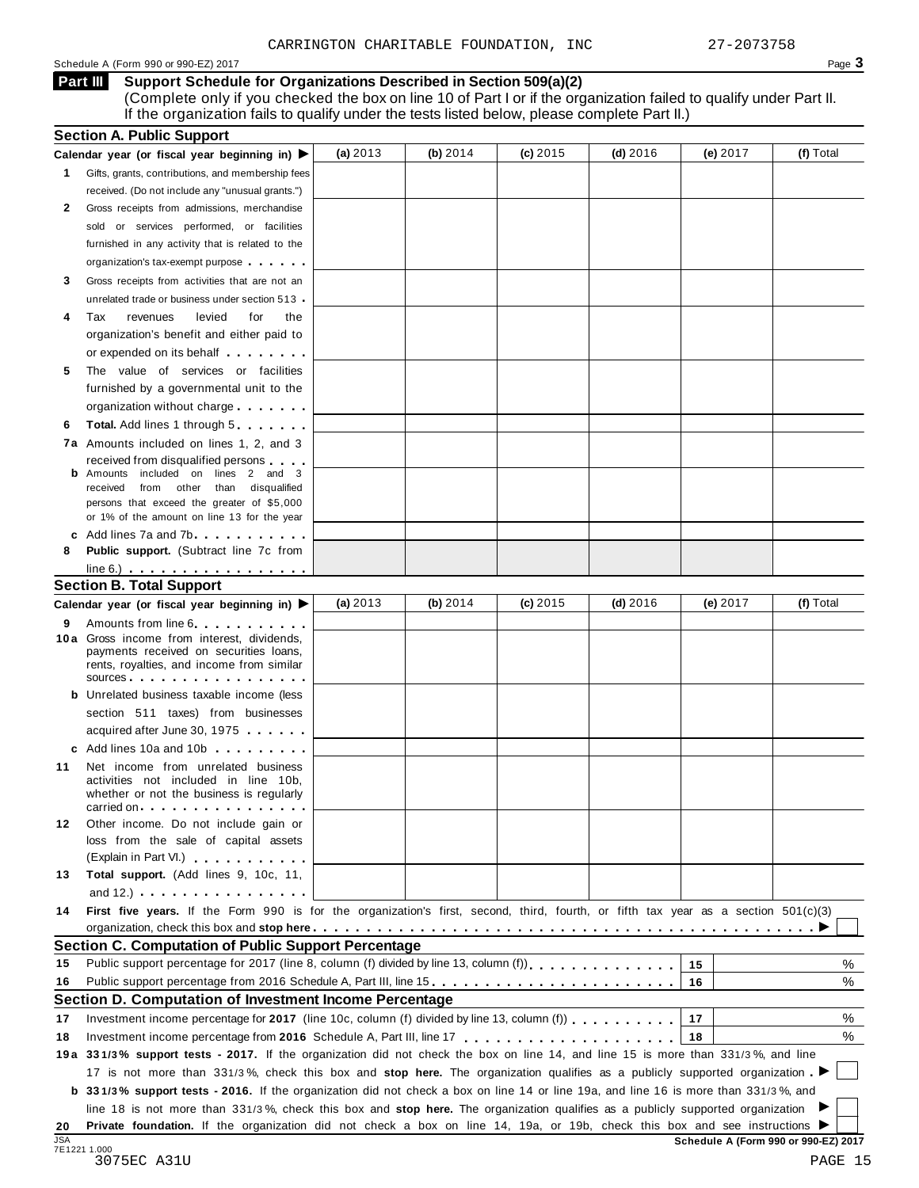CARRINGTON CHARITABLE FOUNDATION, INC 27-2073758

Schedule A (Form 990 or 990-EZ) 2017

## Part III Support Schedule for Organizations Described in Section 509(a)(2)

(Complete only if you checked the box on line 10 of Part I or if the organization failed to qualify under Part II. If the organization fails to qualify under the tests listed below, please complete Part II.)

### Section A. Public Support

| Calendar year (or fiscal year beginning in) ▶ | (a) 2013 | (b) 2014 | (c) 2015 | (d) 2016 | (e) 2017 | (f) Total |
|---|---|---|---|---|---|---|
| **1** Gifts, grants, contributions, and membership fees received. (Do not include any "unusual grants.") | | | | | | |
| **2** Gross receipts from admissions, merchandise sold or services performed, or facilities furnished in any activity that is related to the organization's tax-exempt purpose | | | | | | |
| **3** Gross receipts from activities that are not an unrelated trade or business under section 513 | | | | | | |
| **4** Tax revenues levied for the organization's benefit and either paid to or expended on its behalf | | | | | | |
| **5** The value of services or facilities furnished by a governmental unit to the organization without charge | | | | | | |
| **6** **Total.** Add lines 1 through 5 | | | | | | |
| **7a** Amounts included on lines 1, 2, and 3 received from disqualified persons | | | | | | |
| **b** Amounts included on lines 2 and 3 received from other than disqualified persons that exceed the greater of $5,000 or 1% of the amount on line 13 for the year | | | | | | |
| **c** Add lines 7a and 7b | | | | | | |
| **8** **Public support.** (Subtract line 7c from line 6.) | | | | | | |

### Section B. Total Support

| Calendar year (or fiscal year beginning in) ▶ | (a) 2013 | (b) 2014 | (c) 2015 | (d) 2016 | (e) 2017 | (f) Total |
|---|---|---|---|---|---|---|
| **9** Amounts from line 6 | | | | | | |
| **10a** Gross income from interest, dividends, payments received on securities loans, rents, royalties, and income from similar sources | | | | | | |
| **b** Unrelated business taxable income (less section 511 taxes) from businesses acquired after June 30, 1975 | | | | | | |
| **c** Add lines 10a and 10b | | | | | | |
| **11** Net income from unrelated business activities not included in line 10b, whether or not the business is regularly carried on | | | | | | |
| **12** Other income. Do not include gain or loss from the sale of capital assets (Explain in Part VI.) | | | | | | |
| **13** **Total support.** (Add lines 9, 10c, 11, and 12.) | | | | | | |

**14** **First five years.** If the Form 990 is for the organization's first, second, third, fourth, or fifth tax year as a section 501(c)(3) organization, check this box and **stop here** ▶ ☐

### Section C. Computation of Public Support Percentage

| | | | |
|---|---|---|---|
| **15** | Public support percentage for 2017 (line 8, column (f) divided by line 13, column (f)) | 15 | % |
| **16** | Public support percentage from 2016 Schedule A, Part III, line 15 | 16 | % |

### Section D. Computation of Investment Income Percentage

| | | | |
|---|---|---|---|
| **17** | Investment income percentage for **2017** (line 10c, column (f) divided by line 13, column (f)) | 17 | % |
| **18** | Investment income percentage from **2016** Schedule A, Part III, line 17 | 18 | % |

**19a** **33 1/3% support tests - 2017.** If the organization did not check the box on line 14, and line 15 is more than 33 1/3%, and line 17 is not more than 33 1/3%, check this box and **stop here.** The organization qualifies as a publicly supported organization ▶ ☐

**b** **33 1/3% support tests - 2016.** If the organization did not check a box on line 14 or line 19a, and line 16 is more than 33 1/3%, and line 18 is not more than 33 1/3%, check this box and **stop here.** The organization qualifies as a publicly supported organization ▶ ☐

**20** **Private foundation.** If the organization did not check a box on line 14, 19a, or 19b, check this box and see instructions ▶ ☐

Schedule A (Form 990 or 990-EZ) 2017

JSA 7E1221 1.000

3075EC A31U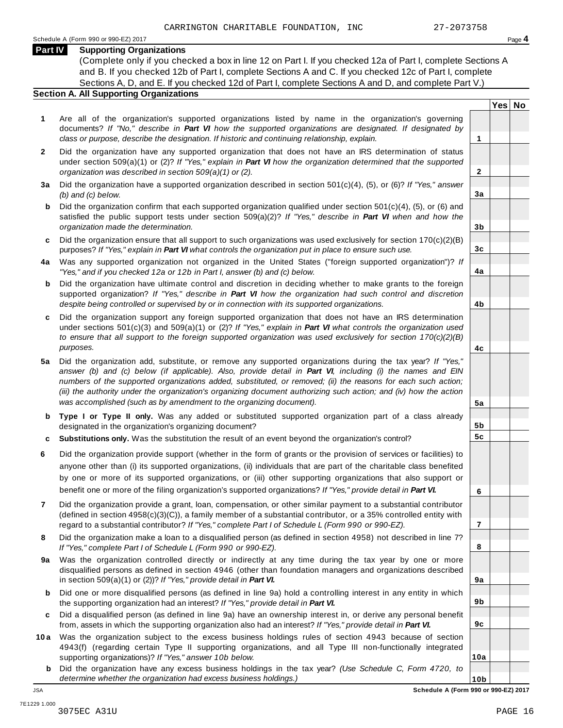CARRINGTON CHARITABLE FOUNDATION, INC 27-2073758

Schedule A (Form 990 or 990-EZ) 2017

## Part IV Supporting Organizations

(Complete only if you checked a box in line 12 on Part I. If you checked 12a of Part I, complete Sections A and B. If you checked 12b of Part I, complete Sections A and C. If you checked 12c of Part I, complete Sections A, D, and E. If you checked 12d of Part I, complete Sections A and D, and complete Part V.)

### Section A. All Supporting Organizations

| | | Line | Yes | No |
|---|---|---|---|---|
| **1** | Are all of the organization's supported organizations listed by name in the organization's governing documents? *If "No," describe in **Part VI** how the supported organizations are designated. If designated by class or purpose, describe the designation. If historic and continuing relationship, explain.* | 1 | | |
| **2** | Did the organization have any supported organization that does not have an IRS determination of status under section 509(a)(1) or (2)? *If "Yes," explain in **Part VI** how the organization determined that the supported organization was described in section 509(a)(1) or (2).* | 2 | | |
| **3a** | Did the organization have a supported organization described in section 501(c)(4), (5), or (6)? *If "Yes," answer (b) and (c) below.* | 3a | | |
| **b** | Did the organization confirm that each supported organization qualified under section 501(c)(4), (5), or (6) and satisfied the public support tests under section 509(a)(2)? *If "Yes," describe in **Part VI** when and how the organization made the determination.* | 3b | | |
| **c** | Did the organization ensure that all support to such organizations was used exclusively for section 170(c)(2)(B) purposes? *If "Yes," explain in **Part VI** what controls the organization put in place to ensure such use.* | 3c | | |
| **4a** | Was any supported organization not organized in the United States ("foreign supported organization")? *If "Yes," and if you checked 12a or 12b in Part I, answer (b) and (c) below.* | 4a | | |
| **b** | Did the organization have ultimate control and discretion in deciding whether to make grants to the foreign supported organization? *If "Yes," describe in **Part VI** how the organization had such control and discretion despite being controlled or supervised by or in connection with its supported organizations.* | 4b | | |
| **c** | Did the organization support any foreign supported organization that does not have an IRS determination under sections 501(c)(3) and 509(a)(1) or (2)? *If "Yes," explain in **Part VI** what controls the organization used to ensure that all support to the foreign supported organization was used exclusively for section 170(c)(2)(B) purposes.* | 4c | | |
| **5a** | Did the organization add, substitute, or remove any supported organizations during the tax year? *If "Yes," answer (b) and (c) below (if applicable). Also, provide detail in **Part VI**, including (i) the names and EIN numbers of the supported organizations added, substituted, or removed; (ii) the reasons for each such action; (iii) the authority under the organization's organizing document authorizing such action; and (iv) how the action was accomplished (such as by amendment to the organizing document).* | 5a | | |
| **b** | **Type I or Type II only.** Was any added or substituted supported organization part of a class already designated in the organization's organizing document? | 5b | | |
| **c** | **Substitutions only.** Was the substitution the result of an event beyond the organization's control? | 5c | | |
| **6** | Did the organization provide support (whether in the form of grants or the provision of services or facilities) to anyone other than (i) its supported organizations, (ii) individuals that are part of the charitable class benefited by one or more of its supported organizations, or (iii) other supporting organizations that also support or benefit one or more of the filing organization's supported organizations? *If "Yes," provide detail in **Part VI.*** | 6 | | |
| **7** | Did the organization provide a grant, loan, compensation, or other similar payment to a substantial contributor (defined in section 4958(c)(3)(C)), a family member of a substantial contributor, or a 35% controlled entity with regard to a substantial contributor? *If "Yes," complete Part I of Schedule L (Form 990 or 990-EZ).* | 7 | | |
| **8** | Did the organization make a loan to a disqualified person (as defined in section 4958) not described in line 7? *If "Yes," complete Part I of Schedule L (Form 990 or 990-EZ).* | 8 | | |
| **9a** | Was the organization controlled directly or indirectly at any time during the tax year by one or more disqualified persons as defined in section 4946 (other than foundation managers and organizations described in section 509(a)(1) or (2))? *If "Yes," provide detail in **Part VI.*** | 9a | | |
| **b** | Did one or more disqualified persons (as defined in line 9a) hold a controlling interest in any entity in which the supporting organization had an interest? *If "Yes," provide detail in **Part VI.*** | 9b | | |
| **c** | Did a disqualified person (as defined in line 9a) have an ownership interest in, or derive any personal benefit from, assets in which the supporting organization also had an interest? *If "Yes," provide detail in **Part VI.*** | 9c | | |
| **10a** | Was the organization subject to the excess business holdings rules of section 4943 because of section 4943(f) (regarding certain Type II supporting organizations, and all Type III non-functionally integrated supporting organizations)? *If "Yes," answer 10b below.* | 10a | | |
| **b** | Did the organization have any excess business holdings in the tax year? *(Use Schedule C, Form 4720, to determine whether the organization had excess business holdings.)* | 10b | | |

JSA

7E1229 1.000

Schedule A (Form 990 or 990-EZ) 2017

3075EC A31U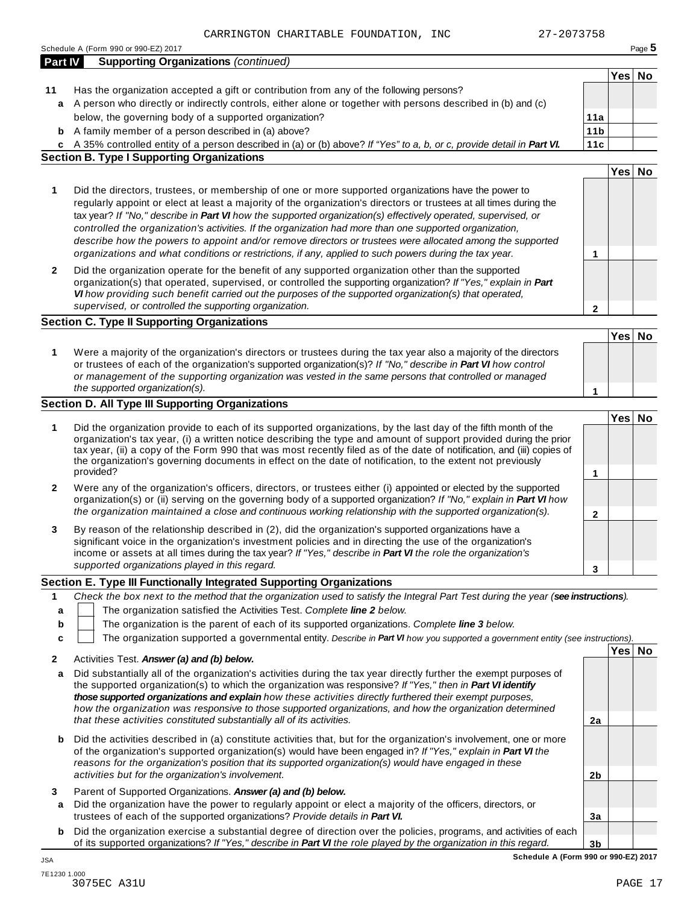CARRINGTON CHARITABLE FOUNDATION, INC 27-2073758

Schedule A (Form 990 or 990-EZ) 2017

## Part IV Supporting Organizations *(continued)*

| | | | Yes | No |
|---|---|---|---|---|
| **11** | Has the organization accepted a gift or contribution from any of the following persons? | | | |
| **a** | A person who directly or indirectly controls, either alone or together with persons described in (b) and (c) below, the governing body of a supported organization? | **11a** | | |
| **b** | A family member of a person described in (a) above? | **11b** | | |
| **c** | A 35% controlled entity of a person described in (a) or (b) above? *If "Yes" to a, b, or c, provide detail in **Part VI.*** | **11c** | | |

### Section B. Type I Supporting Organizations

| | | | Yes | No |
|---|---|---|---|---|
| **1** | Did the directors, trustees, or membership of one or more supported organizations have the power to regularly appoint or elect at least a majority of the organization's directors or trustees at all times during the tax year? *If "No," describe in **Part VI** how the supported organization(s) effectively operated, supervised, or controlled the organization's activities. If the organization had more than one supported organization, describe how the powers to appoint and/or remove directors or trustees were allocated among the supported organizations and what conditions or restrictions, if any, applied to such powers during the tax year.* | **1** | | |
| **2** | Did the organization operate for the benefit of any supported organization other than the supported organization(s) that operated, supervised, or controlled the supporting organization? *If "Yes," explain in **Part VI** how providing such benefit carried out the purposes of the supported organization(s) that operated, supervised, or controlled the supporting organization.* | **2** | | |

### Section C. Type II Supporting Organizations

| | | | Yes | No |
|---|---|---|---|---|
| **1** | Were a majority of the organization's directors or trustees during the tax year also a majority of the directors or trustees of each of the organization's supported organization(s)? *If "No," describe in **Part VI** how control or management of the supporting organization was vested in the same persons that controlled or managed the supported organization(s).* | **1** | | |

### Section D. All Type III Supporting Organizations

| | | | Yes | No |
|---|---|---|---|---|
| **1** | Did the organization provide to each of its supported organizations, by the last day of the fifth month of the organization's tax year, (i) a written notice describing the type and amount of support provided during the prior tax year, (ii) a copy of the Form 990 that was most recently filed as of the date of notification, and (iii) copies of the organization's governing documents in effect on the date of notification, to the extent not previously provided? | **1** | | |
| **2** | Were any of the organization's officers, directors, or trustees either (i) appointed or elected by the supported organization(s) or (ii) serving on the governing body of a supported organization? *If "No," explain in **Part VI** how the organization maintained a close and continuous working relationship with the supported organization(s).* | **2** | | |
| **3** | By reason of the relationship described in (2), did the organization's supported organizations have a significant voice in the organization's investment policies and in directing the use of the organization's income or assets at all times during the tax year? *If "Yes," describe in **Part VI** the role the organization's supported organizations played in this regard.* | **3** | | |

### Section E. Type III Functionally Integrated Supporting Organizations

**1** *Check the box next to the method that the organization used to satisfy the Integral Part Test during the year (**see instructions**).*

- **a** ☐ The organization satisfied the Activities Test. *Complete **line 2** below.*
- **b** ☐ The organization is the parent of each of its supported organizations. *Complete **line 3** below.*
- **c** ☐ The organization supported a governmental entity. *Describe in **Part VI** how you supported a government entity (see instructions).*

| | | | Yes | No |
|---|---|---|---|---|
| **2** | Activities Test. ***Answer (a) and (b) below.*** | | | |
| **a** | Did substantially all of the organization's activities during the tax year directly further the exempt purposes of the supported organization(s) to which the organization was responsive? *If "Yes," then in **Part VI identify those supported organizations and explain** how these activities directly furthered their exempt purposes, how the organization was responsive to those supported organizations, and how the organization determined that these activities constituted substantially all of its activities.* | **2a** | | |
| **b** | Did the activities described in (a) constitute activities that, but for the organization's involvement, one or more of the organization's supported organization(s) would have been engaged in? *If "Yes," explain in **Part VI** the reasons for the organization's position that its supported organization(s) would have engaged in these activities but for the organization's involvement.* | **2b** | | |
| **3** | Parent of Supported Organizations. ***Answer (a) and (b) below.*** | | | |
| **a** | Did the organization have the power to regularly appoint or elect a majority of the officers, directors, or trustees of each of the supported organizations? *Provide details in **Part VI.*** | **3a** | | |
| **b** | Did the organization exercise a substantial degree of direction over the policies, programs, and activities of each of its supported organizations? *If "Yes," describe in **Part VI** the role played by the organization in this regard.* | **3b** | | |

Schedule A (Form 990 or 990-EZ) 2017

JSA
7E1230 1.000
3075EC A31U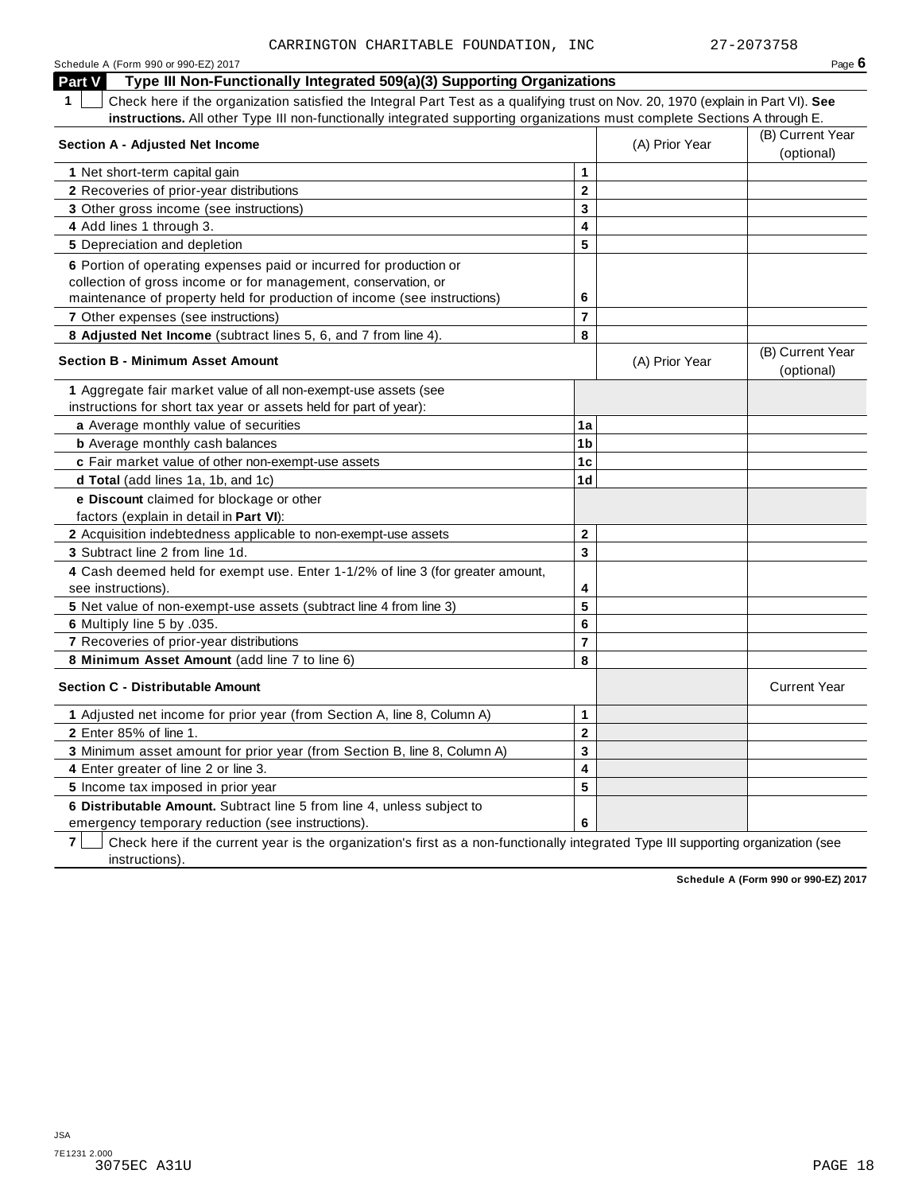CARRINGTON CHARITABLE FOUNDATION, INC 27-2073758

Schedule A (Form 990 or 990-EZ) 2017 Page **6**

## Part V Type III Non-Functionally Integrated 509(a)(3) Supporting Organizations

**1** ☐ Check here if the organization satisfied the Integral Part Test as a qualifying trust on Nov. 20, 1970 (explain in Part VI). **See instructions.** All other Type III non-functionally integrated supporting organizations must complete Sections A through E.

| Section A - Adjusted Net Income | | (A) Prior Year | (B) Current Year (optional) |
|---|---|---|---|
| **1** Net short-term capital gain | 1 | | |
| **2** Recoveries of prior-year distributions | 2 | | |
| **3** Other gross income (see instructions) | 3 | | |
| **4** Add lines 1 through 3. | 4 | | |
| **5** Depreciation and depletion | 5 | | |
| **6** Portion of operating expenses paid or incurred for production or collection of gross income or for management, conservation, or maintenance of property held for production of income (see instructions) | 6 | | |
| **7** Other expenses (see instructions) | 7 | | |
| **8 Adjusted Net Income** (subtract lines 5, 6, and 7 from line 4). | 8 | | |

| Section B - Minimum Asset Amount | | (A) Prior Year | (B) Current Year (optional) |
|---|---|---|---|
| **1** Aggregate fair market value of all non-exempt-use assets (see instructions for short tax year or assets held for part of year): | | | |
| **a** Average monthly value of securities | 1a | | |
| **b** Average monthly cash balances | 1b | | |
| **c** Fair market value of other non-exempt-use assets | 1c | | |
| **d Total** (add lines 1a, 1b, and 1c) | 1d | | |
| **e Discount** claimed for blockage or other factors (explain in detail in **Part VI**): | | | |
| **2** Acquisition indebtedness applicable to non-exempt-use assets | 2 | | |
| **3** Subtract line 2 from line 1d. | 3 | | |
| **4** Cash deemed held for exempt use. Enter 1-1/2% of line 3 (for greater amount, see instructions). | 4 | | |
| **5** Net value of non-exempt-use assets (subtract line 4 from line 3) | 5 | | |
| **6** Multiply line 5 by .035. | 6 | | |
| **7** Recoveries of prior-year distributions | 7 | | |
| **8 Minimum Asset Amount** (add line 7 to line 6) | 8 | | |

| Section C - Distributable Amount | | | Current Year |
|---|---|---|---|
| **1** Adjusted net income for prior year (from Section A, line 8, Column A) | 1 | | |
| **2** Enter 85% of line 1. | 2 | | |
| **3** Minimum asset amount for prior year (from Section B, line 8, Column A) | 3 | | |
| **4** Enter greater of line 2 or line 3. | 4 | | |
| **5** Income tax imposed in prior year | 5 | | |
| **6 Distributable Amount.** Subtract line 5 from line 4, unless subject to emergency temporary reduction (see instructions). | 6 | | |

**7** ☐ Check here if the current year is the organization's first as a non-functionally integrated Type III supporting organization (see instructions).

**Schedule A (Form 990 or 990-EZ) 2017**

JSA
7E1231 2.000
3075EC A31U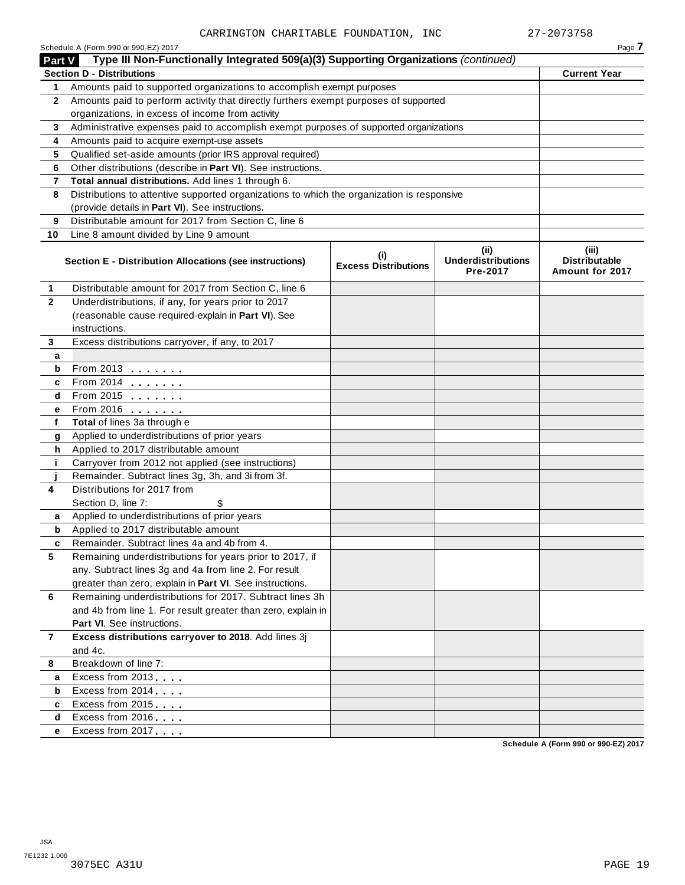CARRINGTON CHARITABLE FOUNDATION, INC 27-2073758

Schedule A (Form 990 or 990-EZ) 2017

## Part V Type III Non-Functionally Integrated 509(a)(3) Supporting Organizations *(continued)*

| Section D - Distributions | | Current Year |
|---|---|---|
| 1 | Amounts paid to supported organizations to accomplish exempt purposes | |
| 2 | Amounts paid to perform activity that directly furthers exempt purposes of supported organizations, in excess of income from activity | |
| 3 | Administrative expenses paid to accomplish exempt purposes of supported organizations | |
| 4 | Amounts paid to acquire exempt-use assets | |
| 5 | Qualified set-aside amounts (prior IRS approval required) | |
| 6 | Other distributions (describe in **Part VI**). See instructions. | |
| 7 | **Total annual distributions.** Add lines 1 through 6. | |
| 8 | Distributions to attentive supported organizations to which the organization is responsive (provide details in **Part VI**). See instructions. | |
| 9 | Distributable amount for 2017 from Section C, line 6 | |
| 10 | Line 8 amount divided by Line 9 amount | |

| | Section E - Distribution Allocations (see instructions) | (i) Excess Distributions | (ii) Underdistributions Pre-2017 | (iii) Distributable Amount for 2017 |
|---|---|---|---|---|
| 1 | Distributable amount for 2017 from Section C, line 6 | | | |
| 2 | Underdistributions, if any, for years prior to 2017 (reasonable cause required-explain in **Part VI**). See instructions. | | | |
| 3 | Excess distributions carryover, if any, to 2017 | | | |
| a | | | | |
| b | From 2013 | | | |
| c | From 2014 | | | |
| d | From 2015 | | | |
| e | From 2016 | | | |
| f | **Total** of lines 3a through e | | | |
| g | Applied to underdistributions of prior years | | | |
| h | Applied to 2017 distributable amount | | | |
| i | Carryover from 2012 not applied (see instructions) | | | |
| j | Remainder. Subtract lines 3g, 3h, and 3i from 3f. | | | |
| 4 | Distributions for 2017 from Section D, line 7: $ | | | |
| a | Applied to underdistributions of prior years | | | |
| b | Applied to 2017 distributable amount | | | |
| c | Remainder. Subtract lines 4a and 4b from 4. | | | |
| 5 | Remaining underdistributions for years prior to 2017, if any. Subtract lines 3g and 4a from line 2. For result greater than zero, explain in **Part VI**. See instructions. | | | |
| 6 | Remaining underdistributions for 2017. Subtract lines 3h and 4b from line 1. For result greater than zero, explain in **Part VI**. See instructions. | | | |
| 7 | **Excess distributions carryover to 2018**. Add lines 3j and 4c. | | | |
| 8 | Breakdown of line 7: | | | |
| a | Excess from 2013 | | | |
| b | Excess from 2014 | | | |
| c | Excess from 2015 | | | |
| d | Excess from 2016 | | | |
| e | Excess from 2017 | | | |

Schedule A (Form 990 or 990-EZ) 2017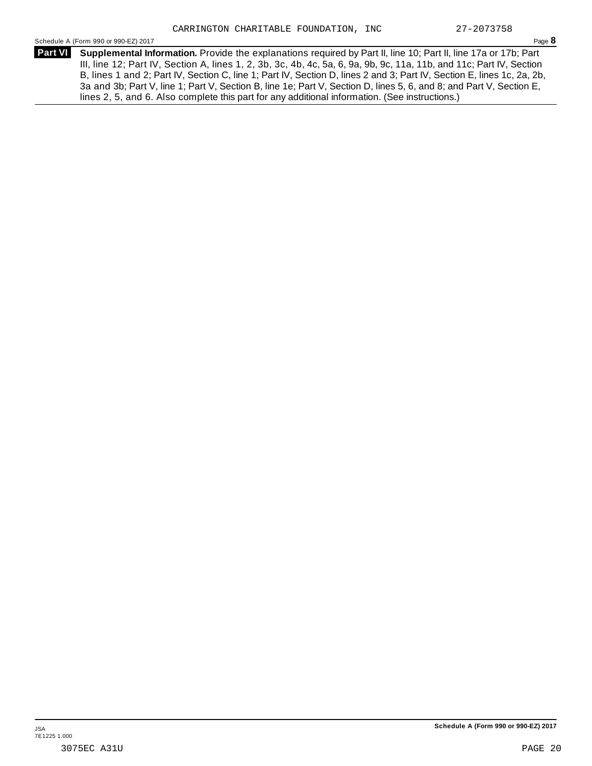CARRINGTON CHARITABLE FOUNDATION, INC 27-2073758

Schedule A (Form 990 or 990-EZ) 2017

**Part VI** **Supplemental Information.** Provide the explanations required by Part II, line 10; Part II, line 17a or 17b; Part III, line 12; Part IV, Section A, lines 1, 2, 3b, 3c, 4b, 4c, 5a, 6, 9a, 9b, 9c, 11a, 11b, and 11c; Part IV, Section B, lines 1 and 2; Part IV, Section C, line 1; Part IV, Section D, lines 2 and 3; Part IV, Section E, lines 1c, 2a, 2b, 3a and 3b; Part V, line 1; Part V, Section B, line 1e; Part V, Section D, lines 5, 6, and 8; and Part V, Section E, lines 2, 5, and 6. Also complete this part for any additional information. (See instructions.)

JSA
7E1225 1.000

**Schedule A (Form 990 or 990-EZ) 2017**

3075EC A31U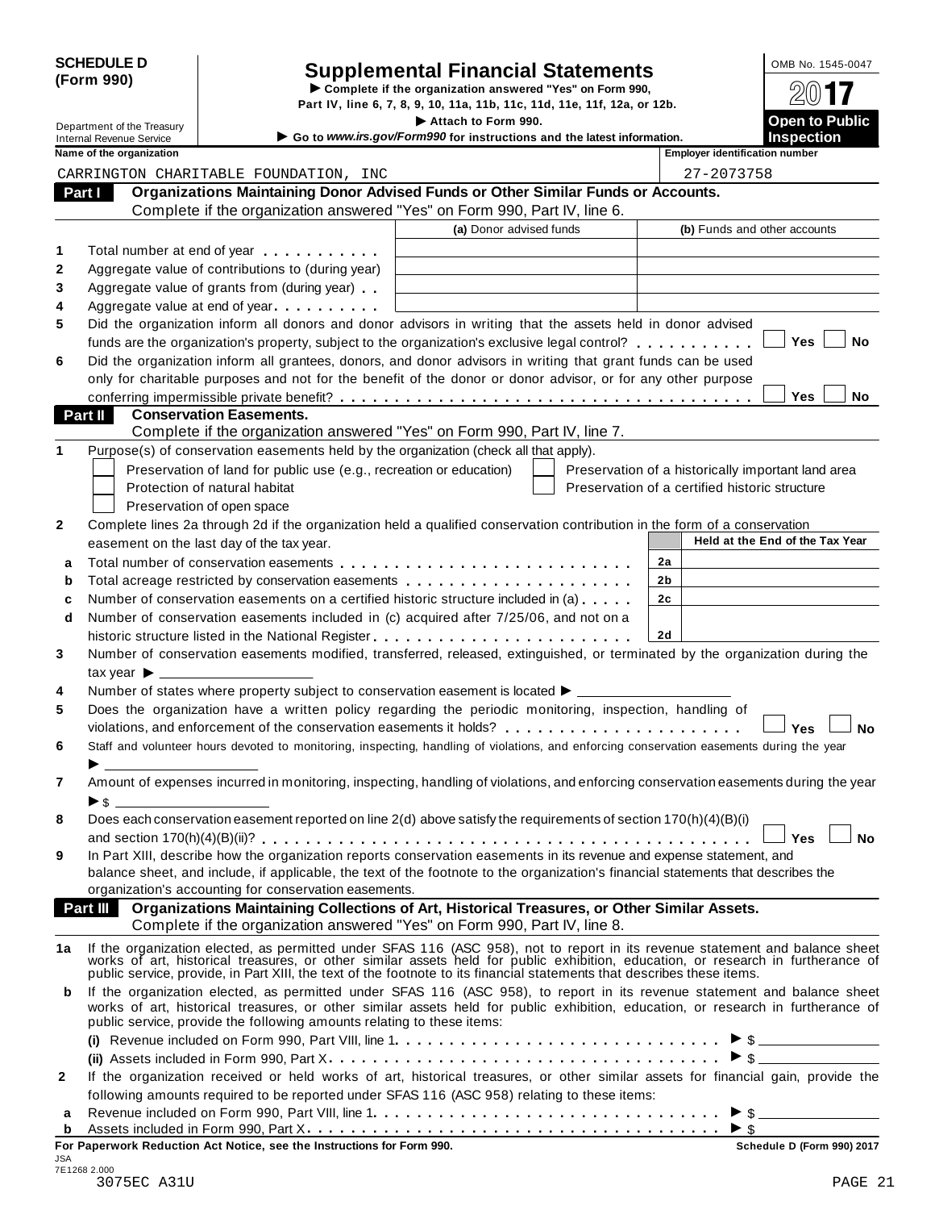**SCHEDULE D (Form 990)**

Department of the Treasury
Internal Revenue Service

# Supplemental Financial Statements

▶ Complete if the organization answered "Yes" on Form 990, Part IV, line 6, 7, 8, 9, 10, 11a, 11b, 11c, 11d, 11e, 11f, 12a, or 12b.

▶ Attach to Form 990.

▶ Go to *www.irs.gov/Form990* for instructions and the latest information.

OMB No. 1545-0047

**2017**

**Open to Public Inspection**

Name of the organization: CARRINGTON CHARITABLE FOUNDATION, INC

Employer identification number: 27-2073758

## Part I Organizations Maintaining Donor Advised Funds or Other Similar Funds or Accounts.

Complete if the organization answered "Yes" on Form 990, Part IV, line 6.

| | | (a) Donor advised funds | (b) Funds and other accounts |
|---|---|---|---|
| 1 | Total number at end of year | | |
| 2 | Aggregate value of contributions to (during year) | | |
| 3 | Aggregate value of grants from (during year) | | |
| 4 | Aggregate value at end of year | | |

5 Did the organization inform all donors and donor advisors in writing that the assets held in donor advised funds are the organization's property, subject to the organization's exclusive legal control? ☐ Yes ☐ No

6 Did the organization inform all grantees, donors, and donor advisors in writing that grant funds can be used only for charitable purposes and not for the benefit of the donor or donor advisor, or for any other purpose conferring impermissible private benefit? ☐ Yes ☐ No

## Part II Conservation Easements.

Complete if the organization answered "Yes" on Form 990, Part IV, line 7.

1 Purpose(s) of conservation easements held by the organization (check all that apply).

- ☐ Preservation of land for public use (e.g., recreation or education)
- ☐ Protection of natural habitat
- ☐ Preservation of open space
- ☐ Preservation of a historically important land area
- ☐ Preservation of a certified historic structure

2 Complete lines 2a through 2d if the organization held a qualified conservation contribution in the form of a conservation easement on the last day of the tax year.

| | | | Held at the End of the Tax Year |
|---|---|---|---|
| a | Total number of conservation easements | 2a | |
| b | Total acreage restricted by conservation easements | 2b | |
| c | Number of conservation easements on a certified historic structure included in (a) | 2c | |
| d | Number of conservation easements included in (c) acquired after 7/25/06, and not on a historic structure listed in the National Register | 2d | |

3 Number of conservation easements modified, transferred, released, extinguished, or terminated by the organization during the tax year ▶ ____________

4 Number of states where property subject to conservation easement is located ▶ ____________

5 Does the organization have a written policy regarding the periodic monitoring, inspection, handling of violations, and enforcement of the conservation easements it holds? ☐ Yes ☐ No

6 Staff and volunteer hours devoted to monitoring, inspecting, handling of violations, and enforcing conservation easements during the year ▶ ____________

7 Amount of expenses incurred in monitoring, inspecting, handling of violations, and enforcing conservation easements during the year ▶ $ ____________

8 Does each conservation easement reported on line 2(d) above satisfy the requirements of section 170(h)(4)(B)(i) and section 170(h)(4)(B)(ii)? ☐ Yes ☐ No

9 In Part XIII, describe how the organization reports conservation easements in its revenue and expense statement, and balance sheet, and include, if applicable, the text of the footnote to the organization's financial statements that describes the organization's accounting for conservation easements.

## Part III Organizations Maintaining Collections of Art, Historical Treasures, or Other Similar Assets.

Complete if the organization answered "Yes" on Form 990, Part IV, line 8.

1a If the organization elected, as permitted under SFAS 116 (ASC 958), not to report in its revenue statement and balance sheet works of art, historical treasures, or other similar assets held for public exhibition, education, or research in furtherance of public service, provide, in Part XIII, the text of the footnote to its financial statements that describes these items.

b If the organization elected, as permitted under SFAS 116 (ASC 958), to report in its revenue statement and balance sheet works of art, historical treasures, or other similar assets held for public exhibition, education, or research in furtherance of public service, provide the following amounts relating to these items:

(i) Revenue included on Form 990, Part VIII, line 1 ▶ $ ____________

(ii) Assets included in Form 990, Part X ▶ $ ____________

2 If the organization received or held works of art, historical treasures, or other similar assets for financial gain, provide the following amounts required to be reported under SFAS 116 (ASC 958) relating to these items:

a Revenue included on Form 990, Part VIII, line 1 ▶ $ ____________

b Assets included in Form 990, Part X ▶ $ ____________

**For Paperwork Reduction Act Notice, see the Instructions for Form 990.** Schedule D (Form 990) 2017

JSA
7E1268 2.000
3075EC A31U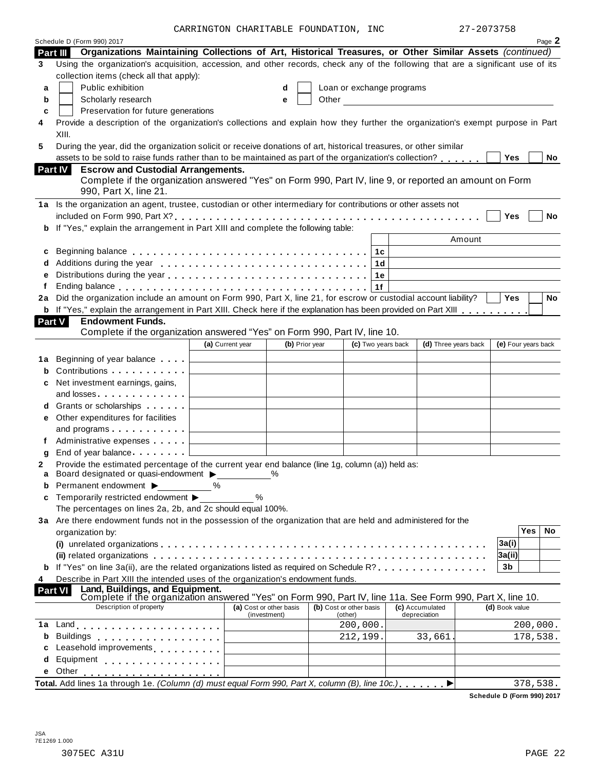CARRINGTON CHARITABLE FOUNDATION, INC 27-2073758

Schedule D (Form 990) 2017 Page **2**

## Part III Organizations Maintaining Collections of Art, Historical Treasures, or Other Similar Assets *(continued)*

**3** Using the organization's acquisition, accession, and other records, check any of the following that are a significant use of its collection items (check all that apply):

- **a** ☐ Public exhibition
- **b** ☐ Scholarly research
- **c** ☐ Preservation for future generations
- **d** ☐ Loan or exchange programs
- **e** ☐ Other

**4** Provide a description of the organization's collections and explain how they further the organization's exempt purpose in Part XIII.

**5** During the year, did the organization solicit or receive donations of art, historical treasures, or other similar assets to be sold to raise funds rather than to be maintained as part of the organization's collection? ☐ Yes ☐ No

## Part IV Escrow and Custodial Arrangements.

Complete if the organization answered "Yes" on Form 990, Part IV, line 9, or reported an amount on Form 990, Part X, line 21.

**1a** Is the organization an agent, trustee, custodian or other intermediary for contributions or other assets not included on Form 990, Part X? ☐ Yes ☐ No

**b** If "Yes," explain the arrangement in Part XIII and complete the following table:

| | | Amount |
|---|---|---|
| **c** Beginning balance | 1c | |
| **d** Additions during the year | 1d | |
| **e** Distributions during the year | 1e | |
| **f** Ending balance | 1f | |

**2a** Did the organization include an amount on Form 990, Part X, line 21, for escrow or custodial account liability? ☐ Yes ☐ No

**b** If "Yes," explain the arrangement in Part XIII. Check here if the explanation has been provided on Part XIII ☐

## Part V Endowment Funds.

Complete if the organization answered "Yes" on Form 990, Part IV, line 10.

| | (a) Current year | (b) Prior year | (c) Two years back | (d) Three years back | (e) Four years back |
|---|---|---|---|---|---|
| **1a** Beginning of year balance | | | | | |
| **b** Contributions | | | | | |
| **c** Net investment earnings, gains, and losses | | | | | |
| **d** Grants or scholarships | | | | | |
| **e** Other expenditures for facilities and programs | | | | | |
| **f** Administrative expenses | | | | | |
| **g** End of year balance | | | | | |

**2** Provide the estimated percentage of the current year end balance (line 1g, column (a)) held as:

- **a** Board designated or quasi-endowment ▶ ______ %
- **b** Permanent endowment ▶ ______ %
- **c** Temporarily restricted endowment ▶ ______ %

The percentages on lines 2a, 2b, and 2c should equal 100%.

**3a** Are there endowment funds not in the possession of the organization that are held and administered for the organization by:

| | | Yes | No |
|---|---|---|---|
| **(i)** unrelated organizations | 3a(i) | | |
| **(ii)** related organizations | 3a(ii) | | |
| **b** If "Yes" on line 3a(ii), are the related organizations listed as required on Schedule R? | 3b | | |

**4** Describe in Part XIII the intended uses of the organization's endowment funds.

## Part VI Land, Buildings, and Equipment.

Complete if the organization answered "Yes" on Form 990, Part IV, line 11a. See Form 990, Part X, line 10.

| Description of property | (a) Cost or other basis (investment) | (b) Cost or other basis (other) | (c) Accumulated depreciation | (d) Book value |
|---|---|---|---|---|
| **1a** Land | | 200,000. | | 200,000. |
| **b** Buildings | | 212,199. | 33,661. | 178,538. |
| **c** Leasehold improvements | | | | |
| **d** Equipment | | | | |
| **e** Other | | | | |
| **Total.** Add lines 1a through 1e. *(Column (d) must equal Form 990, Part X, column (B), line 10c.)* ▶ | | | | 378,538. |

**Schedule D (Form 990) 2017**

JSA
7E1269 1.000

3075EC A31U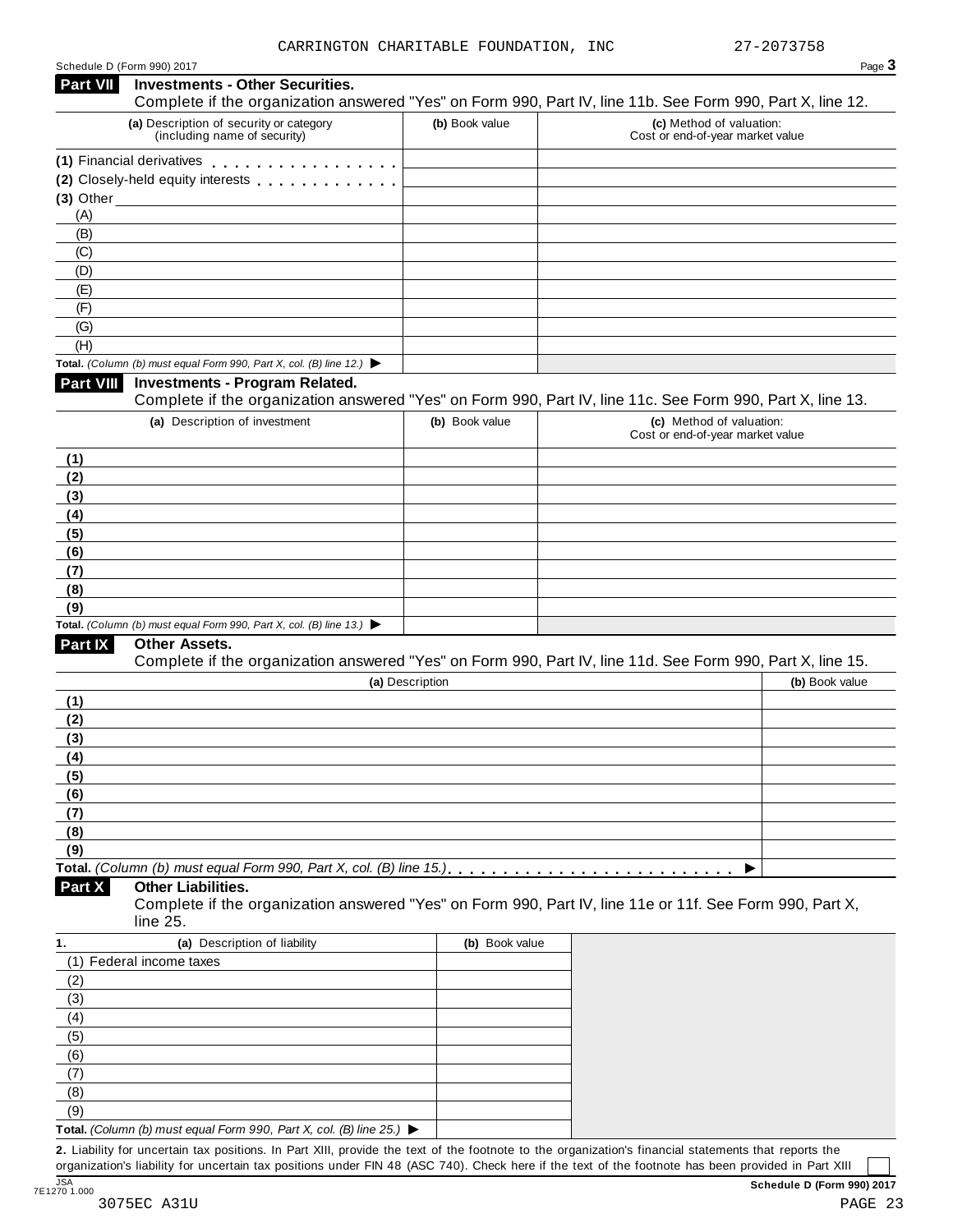CARRINGTON CHARITABLE FOUNDATION, INC 27-2073758

Schedule D (Form 990) 2017

## Part VII Investments - Other Securities.

Complete if the organization answered "Yes" on Form 990, Part IV, line 11b. See Form 990, Part X, line 12.

| (a) Description of security or category (including name of security) | (b) Book value | (c) Method of valuation: Cost or end-of-year market value |
|---|---|---|
| (1) Financial derivatives | | |
| (2) Closely-held equity interests | | |
| (3) Other | | |
| (A) | | |
| (B) | | |
| (C) | | |
| (D) | | |
| (E) | | |
| (F) | | |
| (G) | | |
| (H) | | |
| **Total.** *(Column (b) must equal Form 990, Part X, col. (B) line 12.)* ▶ | | |

## Part VIII Investments - Program Related.

Complete if the organization answered "Yes" on Form 990, Part IV, line 11c. See Form 990, Part X, line 13.

| (a) Description of investment | (b) Book value | (c) Method of valuation: Cost or end-of-year market value |
|---|---|---|
| (1) | | |
| (2) | | |
| (3) | | |
| (4) | | |
| (5) | | |
| (6) | | |
| (7) | | |
| (8) | | |
| (9) | | |
| **Total.** *(Column (b) must equal Form 990, Part X, col. (B) line 13.)* ▶ | | |

## Part IX Other Assets.

Complete if the organization answered "Yes" on Form 990, Part IV, line 11d. See Form 990, Part X, line 15.

| (a) Description | (b) Book value |
|---|---|
| (1) | |
| (2) | |
| (3) | |
| (4) | |
| (5) | |
| (6) | |
| (7) | |
| (8) | |
| (9) | |
| **Total.** *(Column (b) must equal Form 990, Part X, col. (B) line 15.)* ▶ | |

## Part X Other Liabilities.

Complete if the organization answered "Yes" on Form 990, Part IV, line 11e or 11f. See Form 990, Part X, line 25.

| 1. (a) Description of liability | (b) Book value |
|---|---|
| (1) Federal income taxes | |
| (2) | |
| (3) | |
| (4) | |
| (5) | |
| (6) | |
| (7) | |
| (8) | |
| (9) | |
| **Total.** *(Column (b) must equal Form 990, Part X, col. (B) line 25.)* ▶ | |

**2.** Liability for uncertain tax positions. In Part XIII, provide the text of the footnote to the organization's financial statements that reports the organization's liability for uncertain tax positions under FIN 48 (ASC 740). Check here if the text of the footnote has been provided in Part XIII ☐

JSA 7E1270 1.000

**Schedule D (Form 990) 2017**

3075EC A31U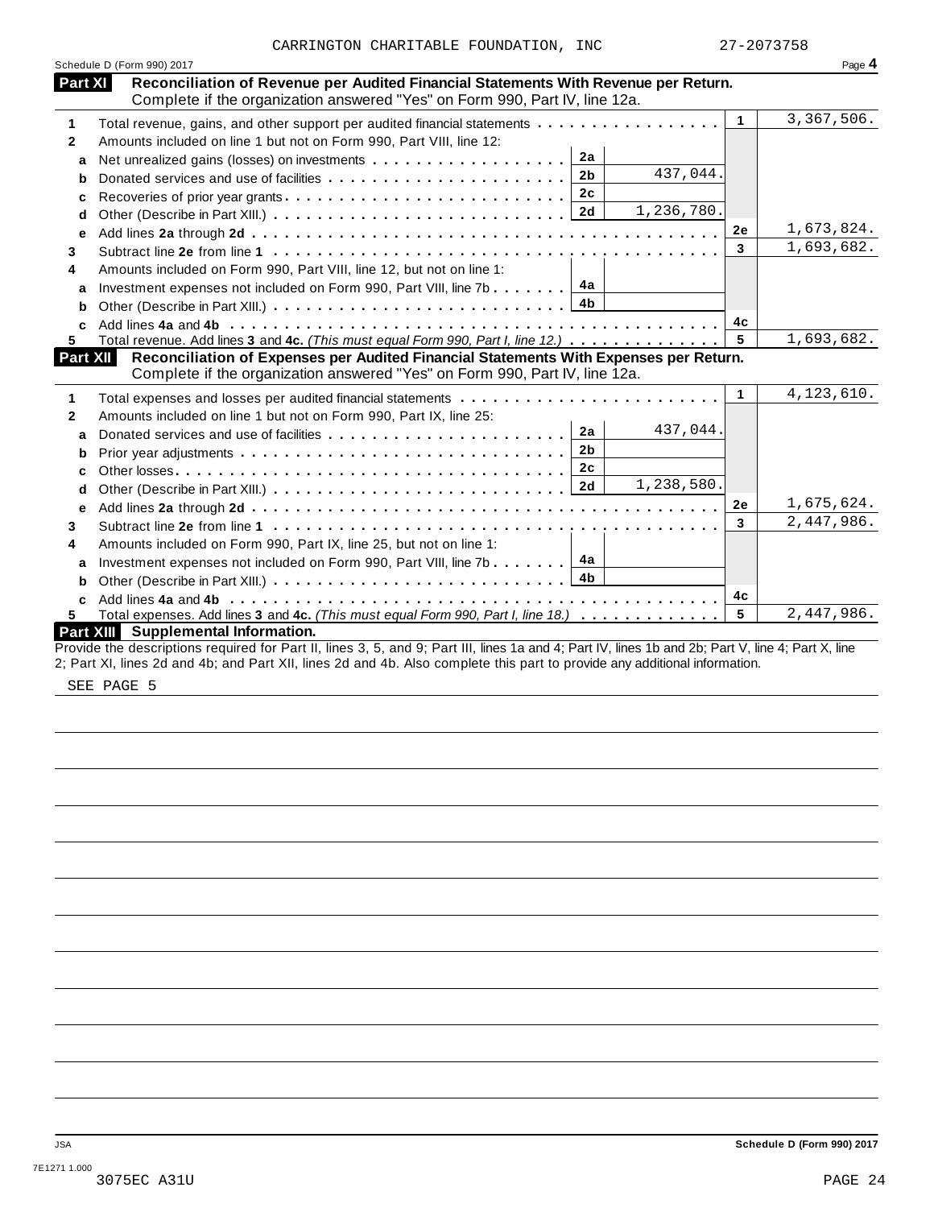CARRINGTON CHARITABLE FOUNDATION, INC 27-2073758

Schedule D (Form 990) 2017 Page **4**

## Part XI Reconciliation of Revenue per Audited Financial Statements With Revenue per Return.

Complete if the organization answered "Yes" on Form 990, Part IV, line 12a.

| | | | | | |
|---|---|---|---|---|---|
| **1** | Total revenue, gains, and other support per audited financial statements | | | 1 | 3,367,506. |
| **2** | Amounts included on line 1 but not on Form 990, Part VIII, line 12: | | | | |
| **a** | Net unrealized gains (losses) on investments | 2a | | | |
| **b** | Donated services and use of facilities | 2b | 437,044. | | |
| **c** | Recoveries of prior year grants | 2c | | | |
| **d** | Other (Describe in Part XIII.) | 2d | 1,236,780. | | |
| **e** | Add lines **2a** through **2d** | | | 2e | 1,673,824. |
| **3** | Subtract line **2e** from line **1** | | | 3 | 1,693,682. |
| **4** | Amounts included on Form 990, Part VIII, line 12, but not on line 1: | | | | |
| **a** | Investment expenses not included on Form 990, Part VIII, line 7b | 4a | | | |
| **b** | Other (Describe in Part XIII.) | 4b | | | |
| **c** | Add lines **4a** and **4b** | | | 4c | |
| **5** | Total revenue. Add lines **3** and **4c.** *(This must equal Form 990, Part I, line 12.)* | | | 5 | 1,693,682. |

## Part XII Reconciliation of Expenses per Audited Financial Statements With Expenses per Return.

Complete if the organization answered "Yes" on Form 990, Part IV, line 12a.

| | | | | | |
|---|---|---|---|---|---|
| **1** | Total expenses and losses per audited financial statements | | | 1 | 4,123,610. |
| **2** | Amounts included on line 1 but not on Form 990, Part IX, line 25: | | | | |
| **a** | Donated services and use of facilities | 2a | 437,044. | | |
| **b** | Prior year adjustments | 2b | | | |
| **c** | Other losses | 2c | | | |
| **d** | Other (Describe in Part XIII.) | 2d | 1,238,580. | | |
| **e** | Add lines **2a** through **2d** | | | 2e | 1,675,624. |
| **3** | Subtract line **2e** from line **1** | | | 3 | 2,447,986. |
| **4** | Amounts included on Form 990, Part IX, line 25, but not on line 1: | | | | |
| **a** | Investment expenses not included on Form 990, Part VIII, line 7b | 4a | | | |
| **b** | Other (Describe in Part XIII.) | 4b | | | |
| **c** | Add lines **4a** and **4b** | | | 4c | |
| **5** | Total expenses. Add lines **3** and **4c.** *(This must equal Form 990, Part I, line 18.)* | | | 5 | 2,447,986. |

## Part XIII Supplemental Information.

Provide the descriptions required for Part II, lines 3, 5, and 9; Part III, lines 1a and 4; Part IV, lines 1b and 2b; Part V, line 4; Part X, line 2; Part XI, lines 2d and 4b; and Part XII, lines 2d and 4b. Also complete this part to provide any additional information.

SEE PAGE 5

JSA Schedule D (Form 990) 2017

7E1271 1.000
3075EC A31U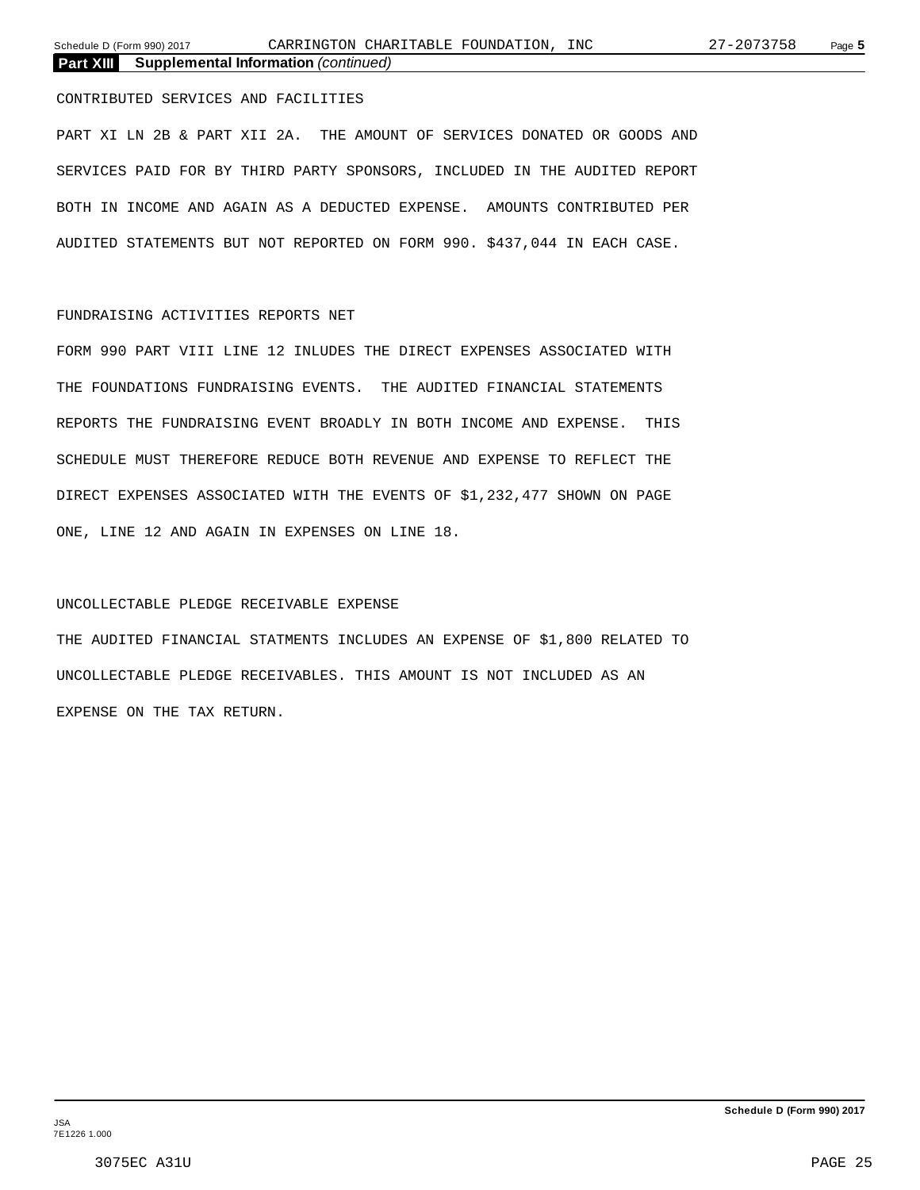**Part XIII Supplemental Information** *(continued)*

CONTRIBUTED SERVICES AND FACILITIES

PART XI LN 2B & PART XII 2A. THE AMOUNT OF SERVICES DONATED OR GOODS AND SERVICES PAID FOR BY THIRD PARTY SPONSORS, INCLUDED IN THE AUDITED REPORT BOTH IN INCOME AND AGAIN AS A DEDUCTED EXPENSE. AMOUNTS CONTRIBUTED PER AUDITED STATEMENTS BUT NOT REPORTED ON FORM 990. $437,044 IN EACH CASE.

FUNDRAISING ACTIVITIES REPORTS NET

FORM 990 PART VIII LINE 12 INLUDES THE DIRECT EXPENSES ASSOCIATED WITH THE FOUNDATIONS FUNDRAISING EVENTS. THE AUDITED FINANCIAL STATEMENTS REPORTS THE FUNDRAISING EVENT BROADLY IN BOTH INCOME AND EXPENSE. THIS SCHEDULE MUST THEREFORE REDUCE BOTH REVENUE AND EXPENSE TO REFLECT THE DIRECT EXPENSES ASSOCIATED WITH THE EVENTS OF $1,232,477 SHOWN ON PAGE ONE, LINE 12 AND AGAIN IN EXPENSES ON LINE 18.

UNCOLLECTABLE PLEDGE RECEIVABLE EXPENSE

THE AUDITED FINANCIAL STATMENTS INCLUDES AN EXPENSE OF $1,800 RELATED TO UNCOLLECTABLE PLEDGE RECEIVABLES. THIS AMOUNT IS NOT INCLUDED AS AN EXPENSE ON THE TAX RETURN.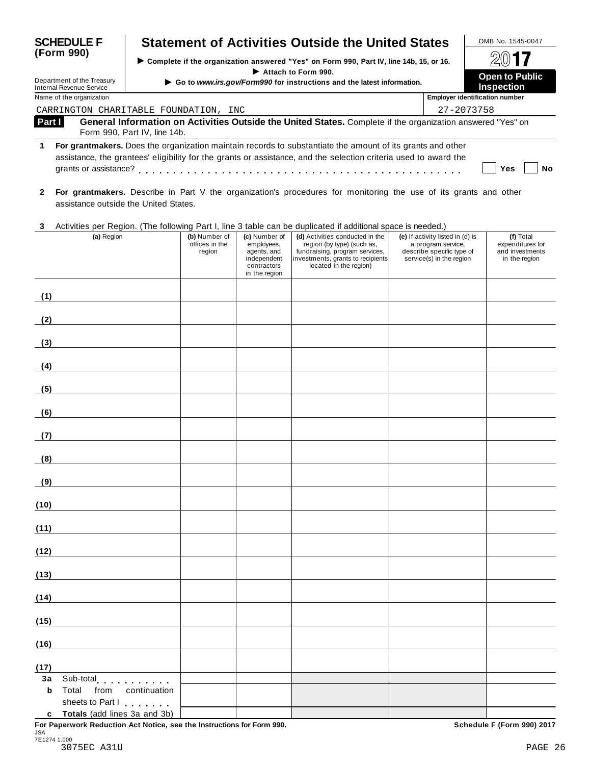**SCHEDULE F (Form 990)**

Department of the Treasury
Internal Revenue Service

# Statement of Activities Outside the United States

▶ Complete if the organization answered "Yes" on Form 990, Part IV, line 14b, 15, or 16.
▶ Attach to Form 990.
▶ Go to *www.irs.gov/Form990* for instructions and the latest information.

OMB No. 1545-0047

**2017**

**Open to Public Inspection**

Name of the organization: CARRINGTON CHARITABLE FOUNDATION, INC

Employer identification number: 27-2073758

**Part I — General Information on Activities Outside the United States.** Complete if the organization answered "Yes" on Form 990, Part IV, line 14b.

1 **For grantmakers.** Does the organization maintain records to substantiate the amount of its grants and other assistance, the grantees' eligibility for the grants or assistance, and the selection criteria used to award the grants or assistance? . . . . . . . . . . . . . . . . . . . . . . . . . . . . . . . . . . . . . . . . . . . . ☐ Yes ☐ No

2 **For grantmakers.** Describe in Part V the organization's procedures for monitoring the use of its grants and other assistance outside the United States.

3 Activities per Region. (The following Part I, line 3 table can be duplicated if additional space is needed.)

| | (a) Region | (b) Number of offices in the region | (c) Number of employees, agents, and independent contractors in the region | (d) Activities conducted in the region (by type) (such as, fundraising, program services, investments, grants to recipients located in the region) | (e) If activity listed in (d) is a program service, describe specific type of service(s) in the region | (f) Total expenditures for and investments in the region |
|---|---|---|---|---|---|---|
| (1) | | | | | | |
| (2) | | | | | | |
| (3) | | | | | | |
| (4) | | | | | | |
| (5) | | | | | | |
| (6) | | | | | | |
| (7) | | | | | | |
| (8) | | | | | | |
| (9) | | | | | | |
| (10) | | | | | | |
| (11) | | | | | | |
| (12) | | | | | | |
| (13) | | | | | | |
| (14) | | | | | | |
| (15) | | | | | | |
| (16) | | | | | | |
| (17) | | | | | | |
| 3a | Sub-total . . . . . . . . . . | | | | | |
| b | Total from continuation sheets to Part I . . . . . . . | | | | | |
| c | **Totals** (add lines 3a and 3b) | | | | | |

**For Paperwork Reduction Act Notice, see the Instructions for Form 990.**

**Schedule F (Form 990) 2017**

JSA
7E1274 1.000
3075EC A31U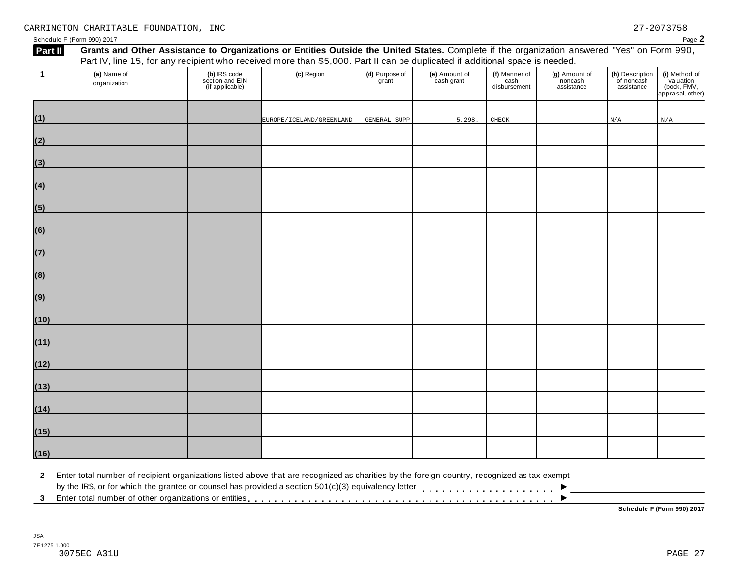CARRINGTON CHARITABLE FOUNDATION, INC 27-2073758

Schedule F (Form 990) 2017 Page **2**

**Part II** **Grants and Other Assistance to Organizations or Entities Outside the United States.** Complete if the organization answered "Yes" on Form 990, Part IV, line 15, for any recipient who received more than $5,000. Part II can be duplicated if additional space is needed.

| 1 | (a) Name of organization | (b) IRS code section and EIN (if applicable) | (c) Region | (d) Purpose of grant | (e) Amount of cash grant | (f) Manner of cash disbursement | (g) Amount of noncash assistance | (h) Description of noncash assistance | (i) Method of valuation (book, FMV, appraisal, other) |
|---|---|---|---|---|---|---|---|---|---|
| (1) | | | EUROPE/ICELAND/GREENLAND | GENERAL SUPP | 5,298. | CHECK | | N/A | N/A |
| (2) | | | | | | | | | |
| (3) | | | | | | | | | |
| (4) | | | | | | | | | |
| (5) | | | | | | | | | |
| (6) | | | | | | | | | |
| (7) | | | | | | | | | |
| (8) | | | | | | | | | |
| (9) | | | | | | | | | |
| (10) | | | | | | | | | |
| (11) | | | | | | | | | |
| (12) | | | | | | | | | |
| (13) | | | | | | | | | |
| (14) | | | | | | | | | |
| (15) | | | | | | | | | |
| (16) | | | | | | | | | |

**2** Enter total number of recipient organizations listed above that are recognized as charities by the foreign country, recognized as tax-exempt by the IRS, or for which the grantee or counsel has provided a section 501(c)(3) equivalency letter . . . . . . . . . . . . . . . . . . . . ►

**3** Enter total number of other organizations or entities . . . . . . . . . . . . . . . . . . . . . . . . . . . . . . . . . . . . . . . . . . . . . ►

**Schedule F (Form 990) 2017**

JSA
7E1275 1.000
3075EC A31U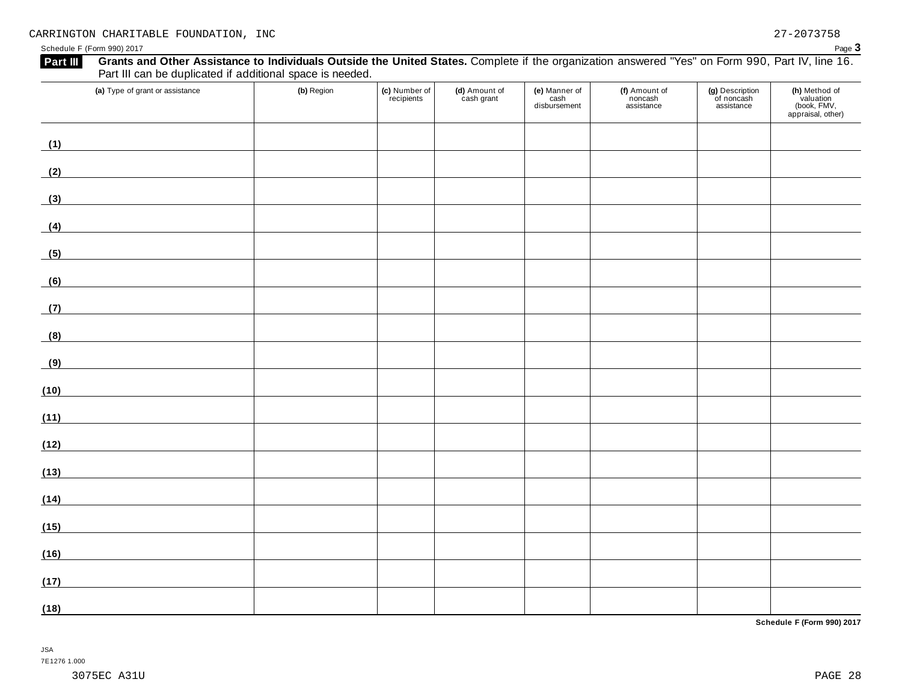CARRINGTON CHARITABLE FOUNDATION, INC 27-2073758

Schedule F (Form 990) 2017

**Part III** **Grants and Other Assistance to Individuals Outside the United States.** Complete if the organization answered "Yes" on Form 990, Part IV, line 16. Part III can be duplicated if additional space is needed.

| (a) Type of grant or assistance | (b) Region | (c) Number of recipients | (d) Amount of cash grant | (e) Manner of cash disbursement | (f) Amount of noncash assistance | (g) Description of noncash assistance | (h) Method of valuation (book, FMV, appraisal, other) |
|---|---|---|---|---|---|---|---|
| (1) | | | | | | | |
| (2) | | | | | | | |
| (3) | | | | | | | |
| (4) | | | | | | | |
| (5) | | | | | | | |
| (6) | | | | | | | |
| (7) | | | | | | | |
| (8) | | | | | | | |
| (9) | | | | | | | |
| (10) | | | | | | | |
| (11) | | | | | | | |
| (12) | | | | | | | |
| (13) | | | | | | | |
| (14) | | | | | | | |
| (15) | | | | | | | |
| (16) | | | | | | | |
| (17) | | | | | | | |
| (18) | | | | | | | |

**Schedule F (Form 990) 2017**

JSA
7E1276 1.000
3075EC A31U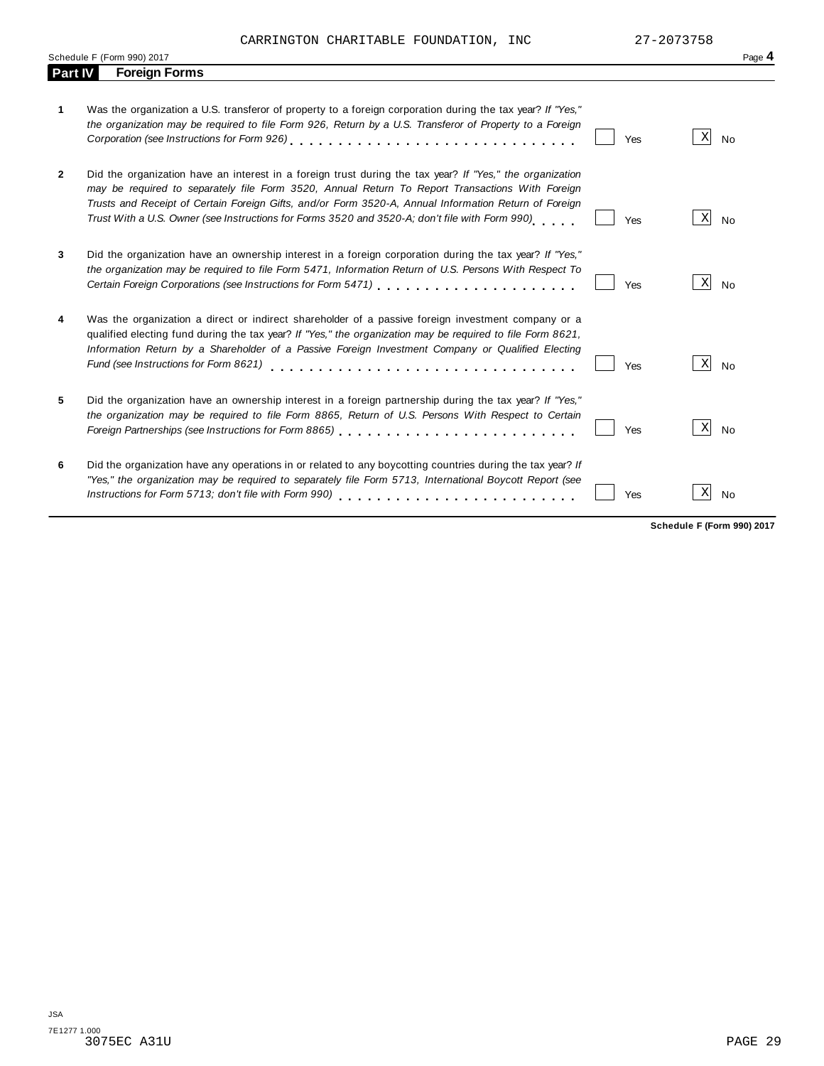CARRINGTON CHARITABLE FOUNDATION, INC 27-2073758

Schedule F (Form 990) 2017

## Part IV Foreign Forms

| | | Yes | No |
|---|---|---|---|
| **1** | Was the organization a U.S. transferor of property to a foreign corporation during the tax year? *If "Yes," the organization may be required to file Form 926, Return by a U.S. Transferor of Property to a Foreign Corporation (see Instructions for Form 926)* | | X |
| **2** | Did the organization have an interest in a foreign trust during the tax year? *If "Yes," the organization may be required to separately file Form 3520, Annual Return To Report Transactions With Foreign Trusts and Receipt of Certain Foreign Gifts, and/or Form 3520-A, Annual Information Return of Foreign Trust With a U.S. Owner (see Instructions for Forms 3520 and 3520-A; don't file with Form 990)* | | X |
| **3** | Did the organization have an ownership interest in a foreign corporation during the tax year? *If "Yes," the organization may be required to file Form 5471, Information Return of U.S. Persons With Respect To Certain Foreign Corporations (see Instructions for Form 5471)* | | X |
| **4** | Was the organization a direct or indirect shareholder of a passive foreign investment company or a qualified electing fund during the tax year? *If "Yes," the organization may be required to file Form 8621, Information Return by a Shareholder of a Passive Foreign Investment Company or Qualified Electing Fund (see Instructions for Form 8621)* | | X |
| **5** | Did the organization have an ownership interest in a foreign partnership during the tax year? *If "Yes," the organization may be required to file Form 8865, Return of U.S. Persons With Respect to Certain Foreign Partnerships (see Instructions for Form 8865)* | | X |
| **6** | Did the organization have any operations in or related to any boycotting countries during the tax year? *If "Yes," the organization may be required to separately file Form 5713, International Boycott Report (see Instructions for Form 5713; don't file with Form 990)* | | X |

**Schedule F (Form 990) 2017**

JSA
7E1277 1.000
3075EC A31U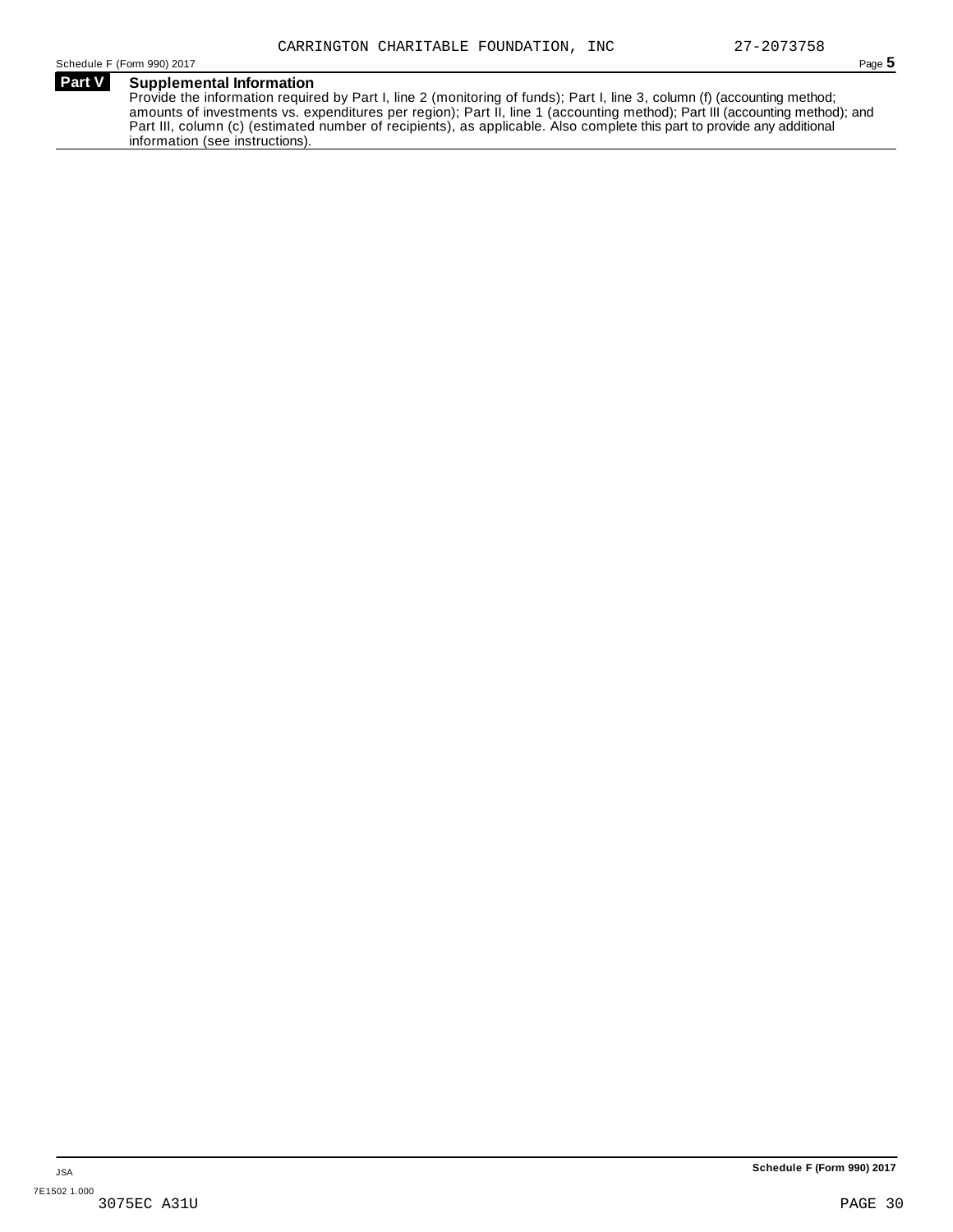CARRINGTON CHARITABLE FOUNDATION, INC 27-2073758

Schedule F (Form 990) 2017

## Part V Supplemental Information

Provide the information required by Part I, line 2 (monitoring of funds); Part I, line 3, column (f) (accounting method; amounts of investments vs. expenditures per region); Part II, line 1 (accounting method); Part III (accounting method); and Part III, column (c) (estimated number of recipients), as applicable. Also complete this part to provide any additional information (see instructions).

Schedule F (Form 990) 2017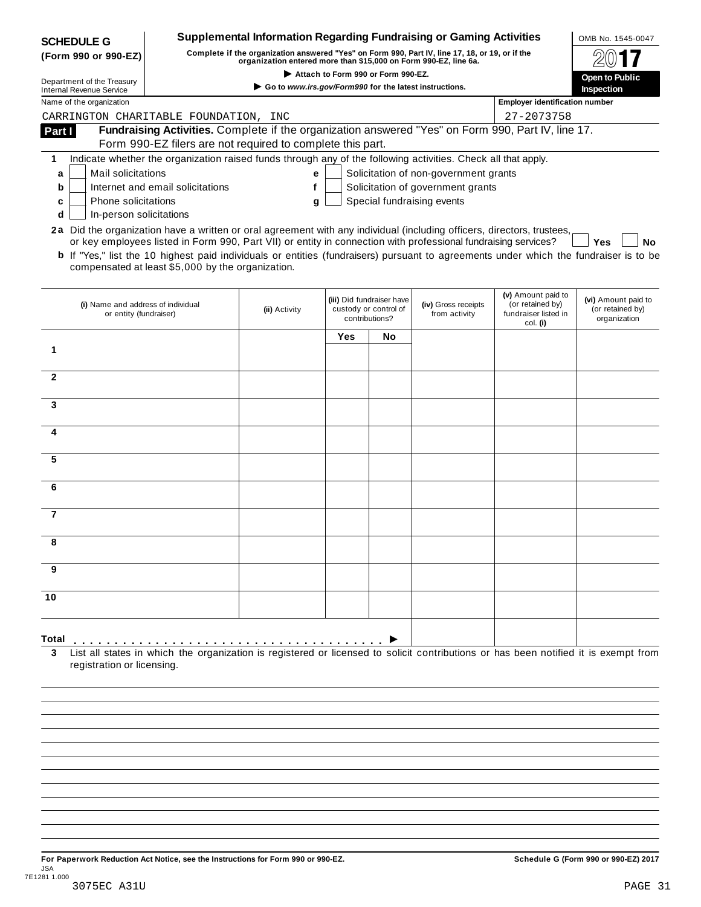**SCHEDULE G**
**(Form 990 or 990-EZ)**

Department of the Treasury
Internal Revenue Service

# Supplemental Information Regarding Fundraising or Gaming Activities

**Complete if the organization answered "Yes" on Form 990, Part IV, line 17, 18, or 19, or if the organization entered more than $15,000 on Form 990-EZ, line 6a.**

▶ **Attach to Form 990 or Form 990-EZ.**

▶ **Go to *www.irs.gov/Form990* for the latest instructions.**

OMB No. 1545-0047

**2017**

**Open to Public Inspection**

Name of the organization: CARRINGTON CHARITABLE FOUNDATION, INC

Employer identification number: 27-2073758

**Part I** **Fundraising Activities.** Complete if the organization answered "Yes" on Form 990, Part IV, line 17. Form 990-EZ filers are not required to complete this part.

**1** Indicate whether the organization raised funds through any of the following activities. Check all that apply.

- **a** ☐ Mail solicitations
- **b** ☐ Internet and email solicitations
- **c** ☐ Phone solicitations
- **d** ☐ In-person solicitations
- **e** ☐ Solicitation of non-government grants
- **f** ☐ Solicitation of government grants
- **g** ☐ Special fundraising events

**2a** Did the organization have a written or oral agreement with any individual (including officers, directors, trustees, or key employees listed in Form 990, Part VII) or entity in connection with professional fundraising services? ☐ **Yes** ☐ **No**

**b** If "Yes," list the 10 highest paid individuals or entities (fundraisers) pursuant to agreements under which the fundraiser is to be compensated at least $5,000 by the organization.

| | (i) Name and address of individual or entity (fundraiser) | (ii) Activity | (iii) Did fundraiser have custody or control of contributions? | | (iv) Gross receipts from activity | (v) Amount paid to (or retained by) fundraiser listed in col. (i) | (vi) Amount paid to (or retained by) organization |
|---|---|---|---|---|---|---|---|
| | | | Yes | No | | | |
| 1 | | | | | | | |
| 2 | | | | | | | |
| 3 | | | | | | | |
| 4 | | | | | | | |
| 5 | | | | | | | |
| 6 | | | | | | | |
| 7 | | | | | | | |
| 8 | | | | | | | |
| 9 | | | | | | | |
| 10 | | | | | | | |
| **Total** ▶ | | | | | | | |

**3** List all states in which the organization is registered or licensed to solicit contributions or has been notified it is exempt from registration or licensing.

**For Paperwork Reduction Act Notice, see the Instructions for Form 990 or 990-EZ.**

**Schedule G (Form 990 or 990-EZ) 2017**

JSA
7E1281 1.000
3075EC A31U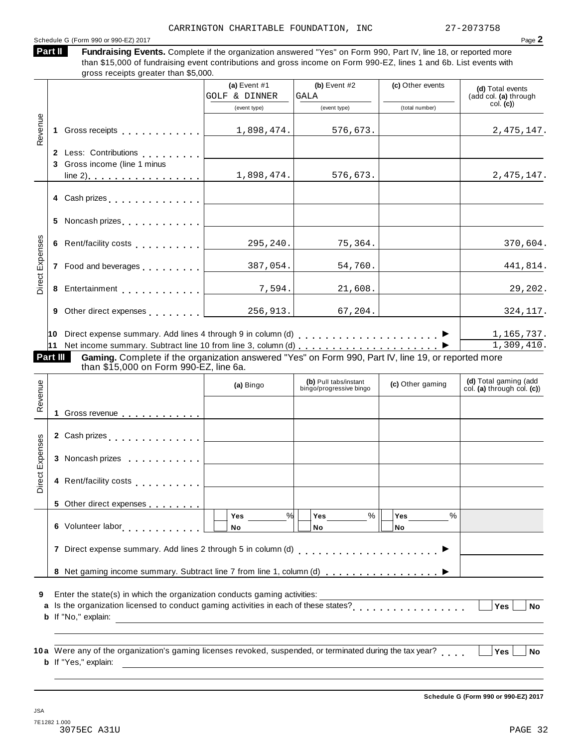CARRINGTON CHARITABLE FOUNDATION, INC 27-2073758

Schedule G (Form 990 or 990-EZ) 2017

## Part II Fundraising Events.

**Fundraising Events.** Complete if the organization answered "Yes" on Form 990, Part IV, line 18, or reported more than $15,000 of fundraising event contributions and gross income on Form 990-EZ, lines 1 and 6b. List events with gross receipts greater than $5,000.

| | | (a) Event #1 GOLF & DINNER (event type) | (b) Event #2 GALA (event type) | (c) Other events (total number) | (d) Total events (add col. (a) through col. (c)) |
|---|---|---|---|---|---|
| Revenue | 1 Gross receipts | 1,898,474. | 576,673. | | 2,475,147. |
| | 2 Less: Contributions | | | | |
| | 3 Gross income (line 1 minus line 2) | 1,898,474. | 576,673. | | 2,475,147. |
| Direct Expenses | 4 Cash prizes | | | | |
| | 5 Noncash prizes | | | | |
| | 6 Rent/facility costs | 295,240. | 75,364. | | 370,604. |
| | 7 Food and beverages | 387,054. | 54,760. | | 441,814. |
| | 8 Entertainment | 7,594. | 21,608. | | 29,202. |
| | 9 Other direct expenses | 256,913. | 67,204. | | 324,117. |
| | 10 Direct expense summary. Add lines 4 through 9 in column (d) | | | | 1,165,737. |
| | 11 Net income summary. Subtract line 10 from line 3, column (d) | | | | 1,309,410. |

## Part III Gaming.

**Gaming.** Complete if the organization answered "Yes" on Form 990, Part IV, line 19, or reported more than $15,000 on Form 990-EZ, line 6a.

| | | (a) Bingo | (b) Pull tabs/instant bingo/progressive bingo | (c) Other gaming | (d) Total gaming (add col. (a) through col. (c)) |
|---|---|---|---|---|---|
| Revenue | 1 Gross revenue | | | | |
| Direct Expenses | 2 Cash prizes | | | | |
| | 3 Noncash prizes | | | | |
| | 4 Rent/facility costs | | | | |
| | 5 Other direct expenses | | | | |
| | 6 Volunteer labor | Yes ___ % / No | Yes ___ % / No | Yes ___ % / No | |
| | 7 Direct expense summary. Add lines 2 through 5 in column (d) | | | | |
| | 8 Net gaming income summary. Subtract line 7 from line 1, column (d) | | | | |

9 Enter the state(s) in which the organization conducts gaming activities:

a Is the organization licensed to conduct gaming activities in each of these states? ☐ Yes ☐ No

b If "No," explain:

10a Were any of the organization's gaming licenses revoked, suspended, or terminated during the tax year? ☐ Yes ☐ No

b If "Yes," explain:

Schedule G (Form 990 or 990-EZ) 2017

JSA
7E1282 1.000
3075EC A31U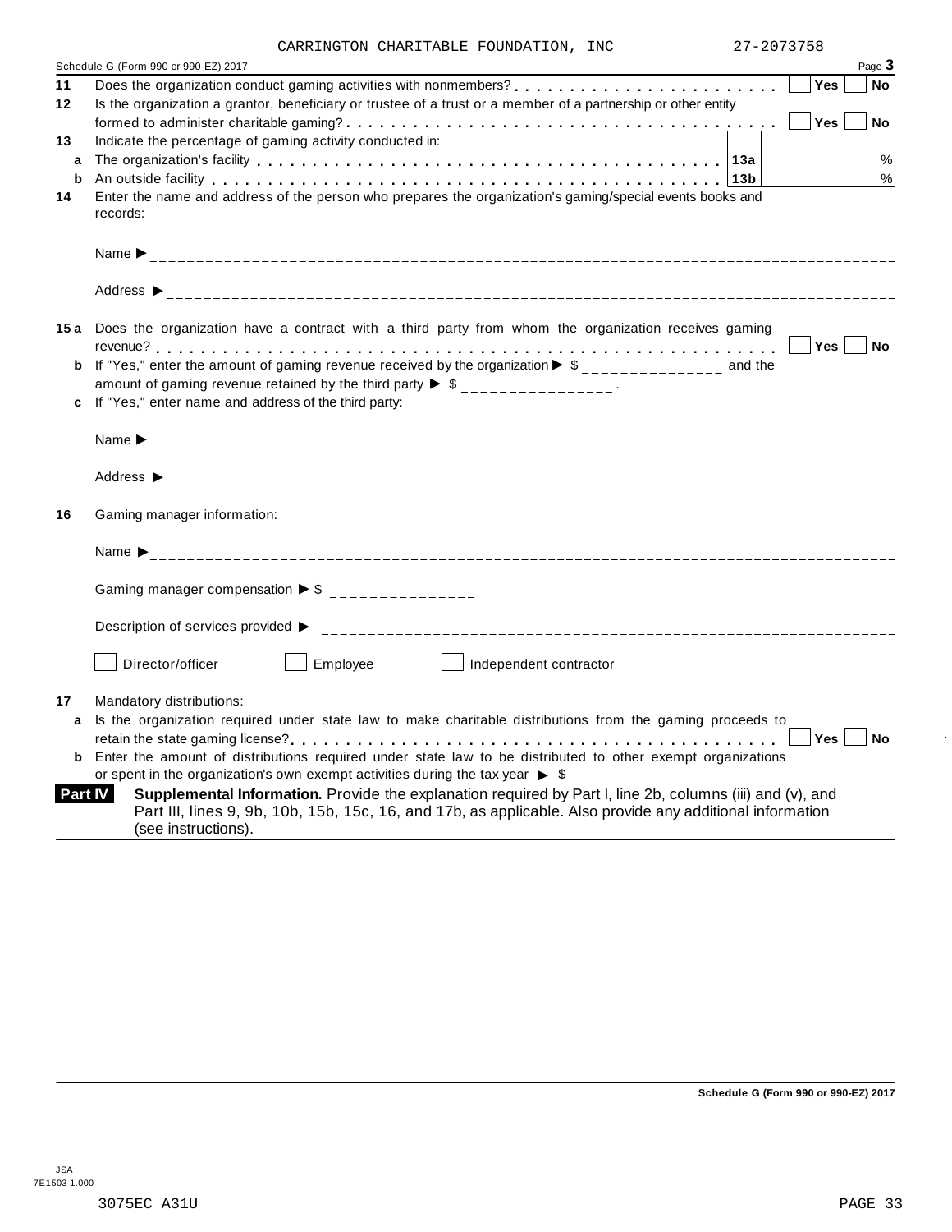CARRINGTON CHARITABLE FOUNDATION, INC 27-2073758

Schedule G (Form 990 or 990-EZ) 2017 Page **3**

**11** Does the organization conduct gaming activities with nonmembers? . . . . . . . . . . . . . . . . . . . . . . . . ☐ **Yes** ☐ **No**

**12** Is the organization a grantor, beneficiary or trustee of a trust or a member of a partnership or other entity formed to administer charitable gaming? . . . . . . . . . . . . . . . . . . . . . . . . . . . . . . . . . . . . . ☐ **Yes** ☐ **No**

**13** Indicate the percentage of gaming activity conducted in:

**a** The organization's facility . . . . . . . . . . . . . . . . . . . . . . . . . . . . . . . . . . . . . . . . . . . **13a** %

**b** An outside facility . . . . . . . . . . . . . . . . . . . . . . . . . . . . . . . . . . . . . . . . . . . . . . . . **13b** %

**14** Enter the name and address of the person who prepares the organization's gaming/special events books and records:

Name ▶ ___

Address ▶ ___

**15 a** Does the organization have a contract with a third party from whom the organization receives gaming revenue? . . . . . . . . . . . . . . . . . . . . . . . . . . . . . . . . . . . . . . . . . . . . . . . . . . . . . . ☐ **Yes** ☐ **No**

**b** If "Yes," enter the amount of gaming revenue received by the organization ▶ $ ___ and the amount of gaming revenue retained by the third party ▶ $ ___.

**c** If "Yes," enter name and address of the third party:

Name ▶ ___

Address ▶ ___

**16** Gaming manager information:

Name ▶ ___

Gaming manager compensation ▶ $ ___

Description of services provided ▶ ___

☐ Director/officer ☐ Employee ☐ Independent contractor

**17** Mandatory distributions:

**a** Is the organization required under state law to make charitable distributions from the gaming proceeds to retain the state gaming license? . . . . . . . . . . . . . . . . . . . . . . . . . . . . . . . . . . . . . . . . . . ☐ **Yes** ☐ **No**

**b** Enter the amount of distributions required under state law to be distributed to other exempt organizations or spent in the organization's own exempt activities during the tax year ▶ $

**Part IV** **Supplemental Information.** Provide the explanation required by Part I, line 2b, columns (iii) and (v), and Part III, lines 9, 9b, 10b, 15b, 15c, 16, and 17b, as applicable. Also provide any additional information (see instructions).

**Schedule G (Form 990 or 990-EZ) 2017**

JSA
7E1503 1.000

3075EC A31U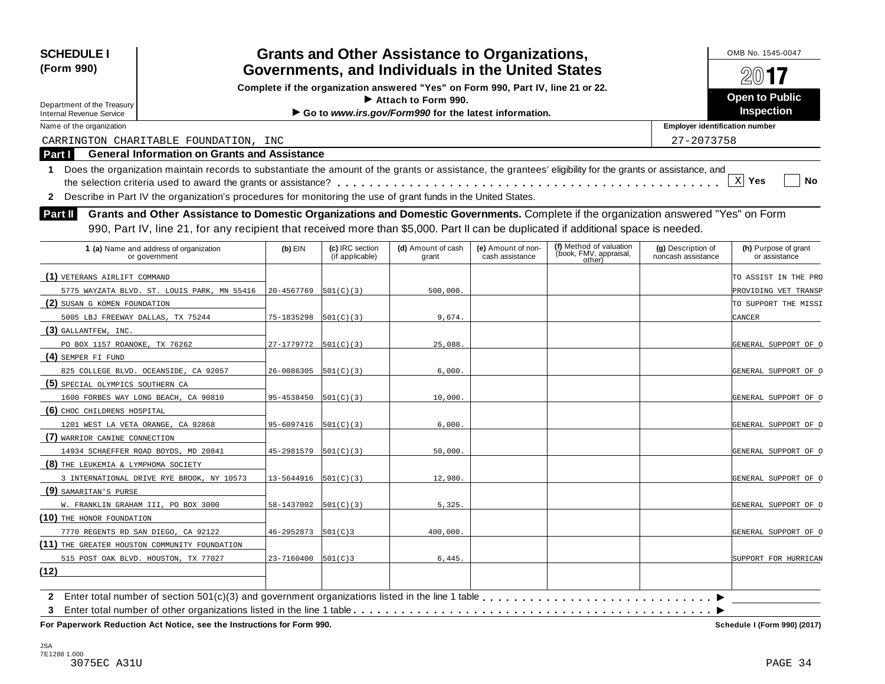**SCHEDULE I**
**(Form 990)**

Department of the Treasury
Internal Revenue Service

# Grants and Other Assistance to Organizations, Governments, and Individuals in the United States

**Complete if the organization answered "Yes" on Form 990, Part IV, line 21 or 22.**
▶ **Attach to Form 990.**
▶ **Go to *www.irs.gov/Form990* for the latest information.**

OMB No. 1545-0047

**2017**

**Open to Public Inspection**

Name of the organization: CARRINGTON CHARITABLE FOUNDATION, INC

Employer identification number: 27-2073758

**Part I — General Information on Grants and Assistance**

1 Does the organization maintain records to substantiate the amount of the grants or assistance, the grantees' eligibility for the grants or assistance, and the selection criteria used to award the grants or assistance? . . . . . . [X] Yes [ ] No

2 Describe in Part IV the organization's procedures for monitoring the use of grant funds in the United States.

**Part II — Grants and Other Assistance to Domestic Organizations and Domestic Governments.** Complete if the organization answered "Yes" on Form 990, Part IV, line 21, for any recipient that received more than $5,000. Part II can be duplicated if additional space is needed.

| 1 (a) Name and address of organization or government | (b) EIN | (c) IRC section (if applicable) | (d) Amount of cash grant | (e) Amount of non-cash assistance | (f) Method of valuation (book, FMV, appraisal, other) | (g) Description of noncash assistance | (h) Purpose of grant or assistance |
|---|---|---|---|---|---|---|---|
| (1) VETERANS AIRLIFT COMMAND<br>5775 WAYZATA BLVD. ST. LOUIS PARK, MN 55416 | 20-4567769 | 501(C)(3) | 500,000. | | | | TO ASSIST IN THE PRO PROVIDING VET TRANSP |
| (2) SUSAN G KOMEN FOUNDATION<br>5005 LBJ FREEWAY DALLAS, TX 75244 | 75-1835298 | 501(C)(3) | 9,674. | | | | TO SUPPORT THE MISSI CANCER |
| (3) GALLANTFEW, INC.<br>PO BOX 1157 ROANOKE, TX 76262 | 27-1779772 | 501(C)(3) | 25,088. | | | | GENERAL SUPPORT OF O |
| (4) SEMPER FI FUND<br>825 COLLEGE BLVD. OCEANSIDE, CA 92057 | 26-0086305 | 501(C)(3) | 6,000. | | | | GENERAL SUPPORT OF O |
| (5) SPECIAL OLYMPICS SOUTHERN CA<br>1600 FORBES WAY LONG BEACH, CA 90810 | 95-4538450 | 501(C)(3) | 10,000. | | | | GENERAL SUPPORT OF O |
| (6) CHOC CHILDRENS HOSPITAL<br>1201 WEST LA VETA ORANGE, CA 92868 | 95-6097416 | 501(C)(3) | 6,000. | | | | GENERAL SUPPORT OF O |
| (7) WARRIOR CANINE CONNECTION<br>14934 SCHAEFFER ROAD BOYDS, MD 20841 | 45-2981579 | 501(C)(3) | 50,000. | | | | GENERAL SUPPORT OF O |
| (8) THE LEUKEMIA & LYMPHOMA SOCIETY<br>3 INTERNATIONAL DRIVE RYE BROOK, NY 10573 | 13-5644916 | 501(C)(3) | 12,980. | | | | GENERAL SUPPORT OF O |
| (9) SAMARITAN'S PURSE<br>W. FRANKLIN GRAHAM III, PO BOX 3000 | 58-1437002 | 501(C)(3) | 5,325. | | | | GENERAL SUPPORT OF O |
| (10) THE HONOR FOUNDATION<br>7770 REGENTS RD SAN DIEGO, CA 92122 | 46-2952873 | 501(C)3 | 400,000. | | | | GENERAL SUPPORT OF O |
| (11) THE GREATER HOUSTON COMMUNITY FOUNDATION<br>515 POST OAK BLVD. HOUSTON, TX 77027 | 23-7160400 | 501(C)3 | 6,445. | | | | SUPPORT FOR HURRICAN |
| (12) | | | | | | | |

2 Enter total number of section 501(c)(3) and government organizations listed in the line 1 table . . . . . . ▶

3 Enter total number of other organizations listed in the line 1 table . . . . . . ▶

**For Paperwork Reduction Act Notice, see the Instructions for Form 990.** **Schedule I (Form 990) (2017)**

JSA
7E1288 1.000
3075EC A31U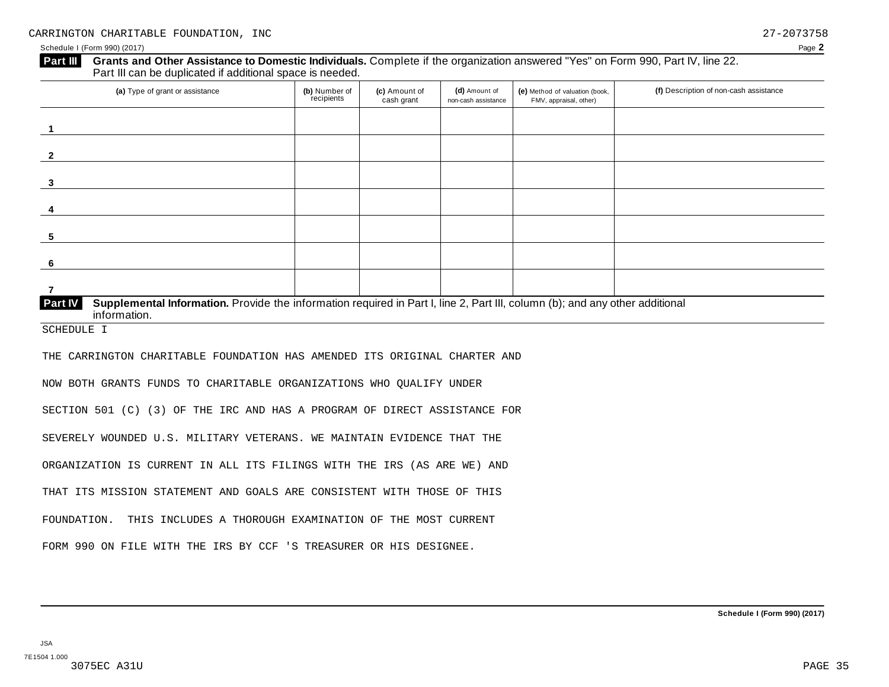CARRINGTON CHARITABLE FOUNDATION, INC 27-2073758

Schedule I (Form 990) (2017)

## Part III Grants and Other Assistance to Domestic Individuals.

Complete if the organization answered "Yes" on Form 990, Part IV, line 22. Part III can be duplicated if additional space is needed.

| (a) Type of grant or assistance | (b) Number of recipients | (c) Amount of cash grant | (d) Amount of non-cash assistance | (e) Method of valuation (book, FMV, appraisal, other) | (f) Description of non-cash assistance |
|---|---|---|---|---|---|
| 1 | | | | | |
| 2 | | | | | |
| 3 | | | | | |
| 4 | | | | | |
| 5 | | | | | |
| 6 | | | | | |
| 7 | | | | | |

## Part IV Supplemental Information.

Provide the information required in Part I, line 2, Part III, column (b); and any other additional information.

SCHEDULE I

THE CARRINGTON CHARITABLE FOUNDATION HAS AMENDED ITS ORIGINAL CHARTER AND NOW BOTH GRANTS FUNDS TO CHARITABLE ORGANIZATIONS WHO QUALIFY UNDER SECTION 501 (C) (3) OF THE IRC AND HAS A PROGRAM OF DIRECT ASSISTANCE FOR SEVERELY WOUNDED U.S. MILITARY VETERANS. WE MAINTAIN EVIDENCE THAT THE ORGANIZATION IS CURRENT IN ALL ITS FILINGS WITH THE IRS (AS ARE WE) AND THAT ITS MISSION STATEMENT AND GOALS ARE CONSISTENT WITH THOSE OF THIS FOUNDATION. THIS INCLUDES A THOROUGH EXAMINATION OF THE MOST CURRENT FORM 990 ON FILE WITH THE IRS BY CCF 'S TREASURER OR HIS DESIGNEE.

Schedule I (Form 990) (2017)

JSA 7E1504 1.000 3075EC A31U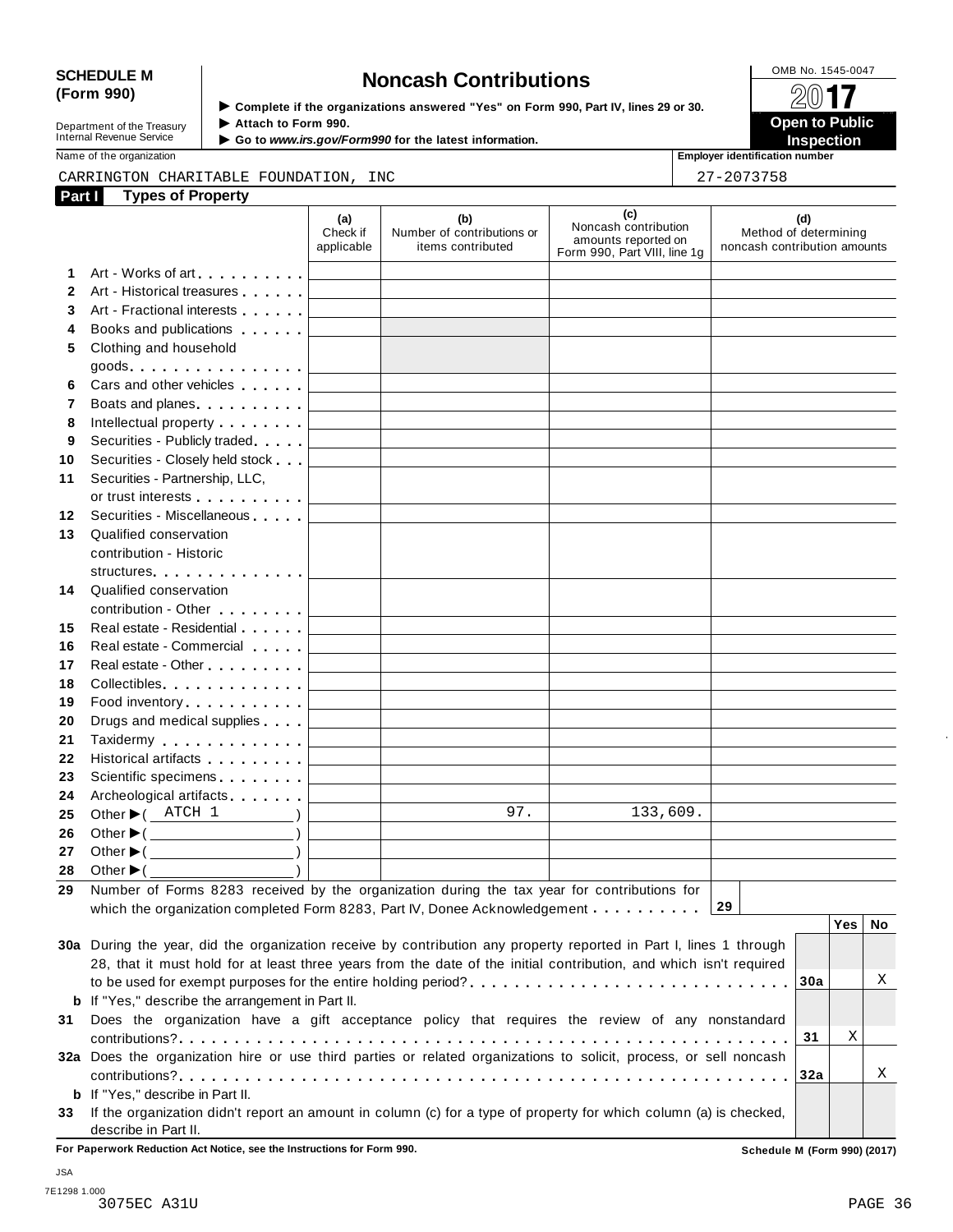**SCHEDULE M (Form 990)**

Department of the Treasury
Internal Revenue Service

# Noncash Contributions

▶ Complete if the organizations answered "Yes" on Form 990, Part IV, lines 29 or 30.
▶ Attach to Form 990.
▶ Go to *www.irs.gov/Form990* for the latest information.

OMB No. 1545-0047

**2017**

**Open to Public Inspection**

Name of the organization: CARRINGTON CHARITABLE FOUNDATION, INC

Employer identification number: 27-2073758

## Part I Types of Property

| | | (a) Check if applicable | (b) Number of contributions or items contributed | (c) Noncash contribution amounts reported on Form 990, Part VIII, line 1g | (d) Method of determining noncash contribution amounts |
|---|---|---|---|---|---|
| 1 | Art - Works of art | | | | |
| 2 | Art - Historical treasures | | | | |
| 3 | Art - Fractional interests | | | | |
| 4 | Books and publications | | | | |
| 5 | Clothing and household goods | | | | |
| 6 | Cars and other vehicles | | | | |
| 7 | Boats and planes | | | | |
| 8 | Intellectual property | | | | |
| 9 | Securities - Publicly traded | | | | |
| 10 | Securities - Closely held stock | | | | |
| 11 | Securities - Partnership, LLC, or trust interests | | | | |
| 12 | Securities - Miscellaneous | | | | |
| 13 | Qualified conservation contribution - Historic structures | | | | |
| 14 | Qualified conservation contribution - Other | | | | |
| 15 | Real estate - Residential | | | | |
| 16 | Real estate - Commercial | | | | |
| 17 | Real estate - Other | | | | |
| 18 | Collectibles | | | | |
| 19 | Food inventory | | | | |
| 20 | Drugs and medical supplies | | | | |
| 21 | Taxidermy | | | | |
| 22 | Historical artifacts | | | | |
| 23 | Scientific specimens | | | | |
| 24 | Archeological artifacts | | | | |
| 25 | Other ▶ ( ATCH 1 ) | | 97. | 133,609. | |
| 26 | Other ▶ ( ) | | | | |
| 27 | Other ▶ ( ) | | | | |
| 28 | Other ▶ ( ) | | | | |

**29** Number of Forms 8283 received by the organization during the tax year for contributions for which the organization completed Form 8283, Part IV, Donee Acknowledgement . . . **29**

| | | | Yes | No |
|---|---|---|---|---|
| **30a** | During the year, did the organization receive by contribution any property reported in Part I, lines 1 through 28, that it must hold for at least three years from the date of the initial contribution, and which isn't required to be used for exempt purposes for the entire holding period? | 30a | | X |
| **b** | If "Yes," describe the arrangement in Part II. | | | |
| **31** | Does the organization have a gift acceptance policy that requires the review of any nonstandard contributions? | 31 | X | |
| **32a** | Does the organization hire or use third parties or related organizations to solicit, process, or sell noncash contributions? | 32a | | X |
| **b** | If "Yes," describe in Part II. | | | |
| **33** | If the organization didn't report an amount in column (c) for a type of property for which column (a) is checked, describe in Part II. | | | |

**For Paperwork Reduction Act Notice, see the Instructions for Form 990.** **Schedule M (Form 990) (2017)**

JSA
7E1298 1.000
3075EC A31U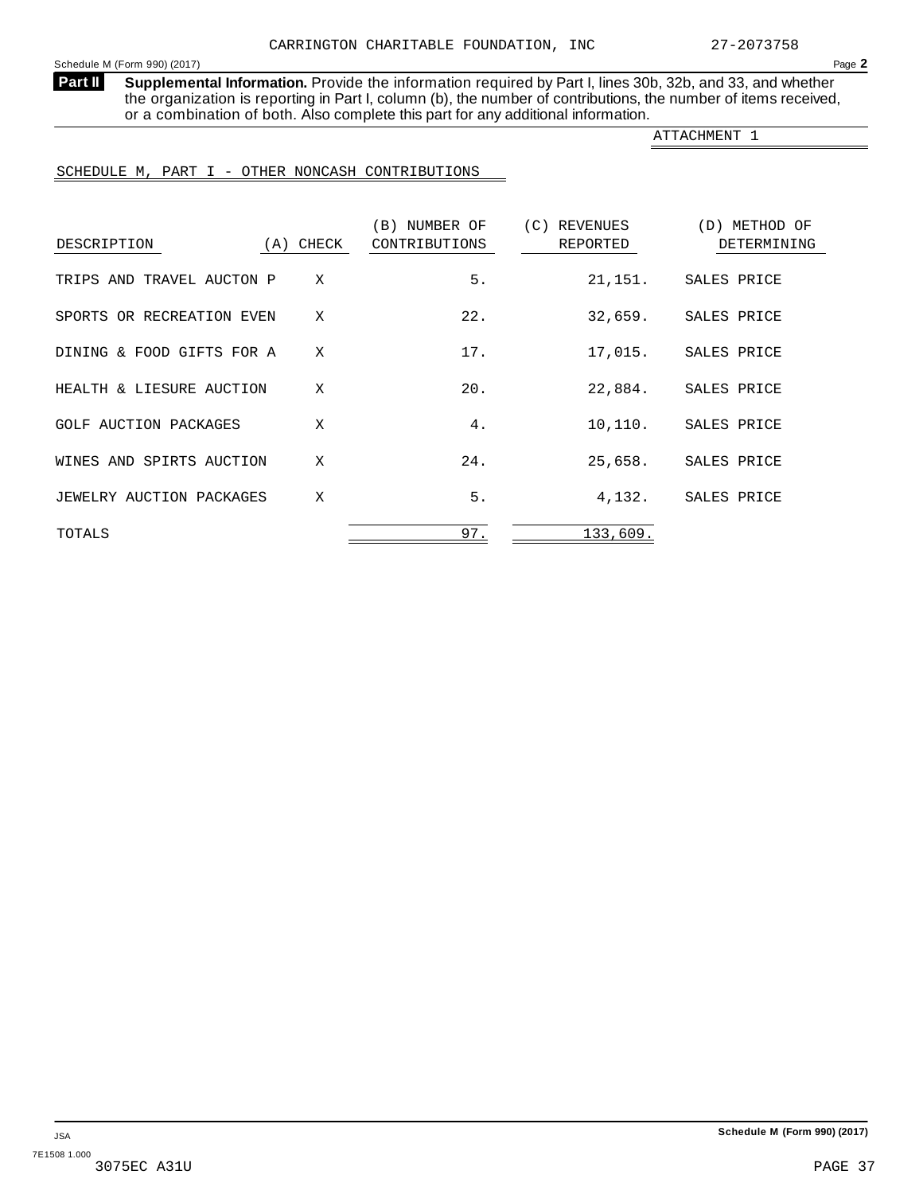CARRINGTON CHARITABLE FOUNDATION, INC 27-2073758

Schedule M (Form 990) (2017) Page **2**

**Part II** **Supplemental Information.** Provide the information required by Part I, lines 30b, 32b, and 33, and whether the organization is reporting in Part I, column (b), the number of contributions, the number of items received, or a combination of both. Also complete this part for any additional information.

ATTACHMENT 1

SCHEDULE M, PART I - OTHER NONCASH CONTRIBUTIONS

| DESCRIPTION | (A) CHECK | (B) NUMBER OF CONTRIBUTIONS | (C) REVENUES REPORTED | (D) METHOD OF DETERMINING |
|---|---|---|---|---|
| TRIPS AND TRAVEL AUCTON P | X | 5. | 21,151. | SALES PRICE |
| SPORTS OR RECREATION EVEN | X | 22. | 32,659. | SALES PRICE |
| DINING & FOOD GIFTS FOR A | X | 17. | 17,015. | SALES PRICE |
| HEALTH & LIESURE AUCTION | X | 20. | 22,884. | SALES PRICE |
| GOLF AUCTION PACKAGES | X | 4. | 10,110. | SALES PRICE |
| WINES AND SPIRTS AUCTION | X | 24. | 25,658. | SALES PRICE |
| JEWELRY AUCTION PACKAGES | X | 5. | 4,132. | SALES PRICE |
| TOTALS | | 97. | 133,609. | |

JSA

7E1508 1.000

3075EC A31U

Schedule M (Form 990) (2017)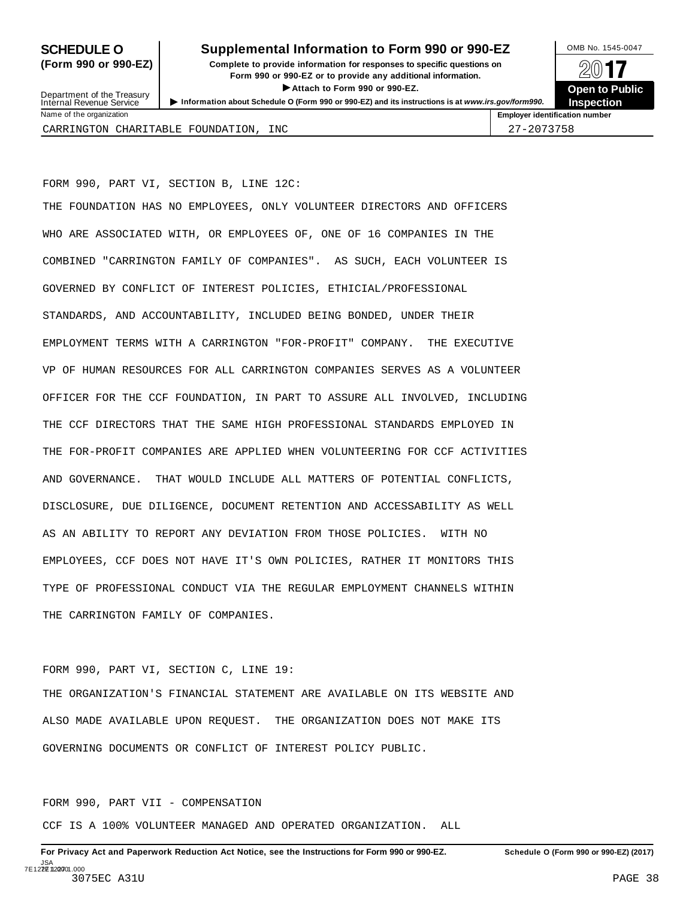**SCHEDULE O (Form 990 or 990-EZ)**

Department of the Treasury
Internal Revenue Service

# Supplemental Information to Form 990 or 990-EZ

**Complete to provide information for responses to specific questions on Form 990 or 990-EZ or to provide any additional information.**

**▶ Attach to Form 990 or 990-EZ.**

**▶ Information about Schedule O (Form 990 or 990-EZ) and its instructions is at** ***www.irs.gov/form990.***

OMB No. 1545-0047

**2017**

**Open to Public Inspection**

| Name of the organization | Employer identification number |
|---|---|
| CARRINGTON CHARITABLE FOUNDATION, INC | 27-2073758 |

FORM 990, PART VI, SECTION B, LINE 12C:

THE FOUNDATION HAS NO EMPLOYEES, ONLY VOLUNTEER DIRECTORS AND OFFICERS WHO ARE ASSOCIATED WITH, OR EMPLOYEES OF, ONE OF 16 COMPANIES IN THE COMBINED "CARRINGTON FAMILY OF COMPANIES". AS SUCH, EACH VOLUNTEER IS GOVERNED BY CONFLICT OF INTEREST POLICIES, ETHICIAL/PROFESSIONAL STANDARDS, AND ACCOUNTABILITY, INCLUDED BEING BONDED, UNDER THEIR EMPLOYMENT TERMS WITH A CARRINGTON "FOR-PROFIT" COMPANY. THE EXECUTIVE VP OF HUMAN RESOURCES FOR ALL CARRINGTON COMPANIES SERVES AS A VOLUNTEER OFFICER FOR THE CCF FOUNDATION, IN PART TO ASSURE ALL INVOLVED, INCLUDING THE CCF DIRECTORS THAT THE SAME HIGH PROFESSIONAL STANDARDS EMPLOYED IN THE FOR-PROFIT COMPANIES ARE APPLIED WHEN VOLUNTEERING FOR CCF ACTIVITIES AND GOVERNANCE. THAT WOULD INCLUDE ALL MATTERS OF POTENTIAL CONFLICTS, DISCLOSURE, DUE DILIGENCE, DOCUMENT RETENTION AND ACCESSABILITY AS WELL AS AN ABILITY TO REPORT ANY DEVIATION FROM THOSE POLICIES. WITH NO EMPLOYEES, CCF DOES NOT HAVE IT'S OWN POLICIES, RATHER IT MONITORS THIS TYPE OF PROFESSIONAL CONDUCT VIA THE REGULAR EMPLOYMENT CHANNELS WITHIN THE CARRINGTON FAMILY OF COMPANIES.

FORM 990, PART VI, SECTION C, LINE 19:

THE ORGANIZATION'S FINANCIAL STATEMENT ARE AVAILABLE ON ITS WEBSITE AND ALSO MADE AVAILABLE UPON REQUEST. THE ORGANIZATION DOES NOT MAKE ITS GOVERNING DOCUMENTS OR CONFLICT OF INTEREST POLICY PUBLIC.

FORM 990, PART VII - COMPENSATION

CCF IS A 100% VOLUNTEER MANAGED AND OPERATED ORGANIZATION. ALL

**For Privacy Act and Paperwork Reduction Act Notice, see the Instructions for Form 990 or 990-EZ.** **Schedule O (Form 990 or 990-EZ) (2017)**

JSA
7E1228 1.000
3075EC A31U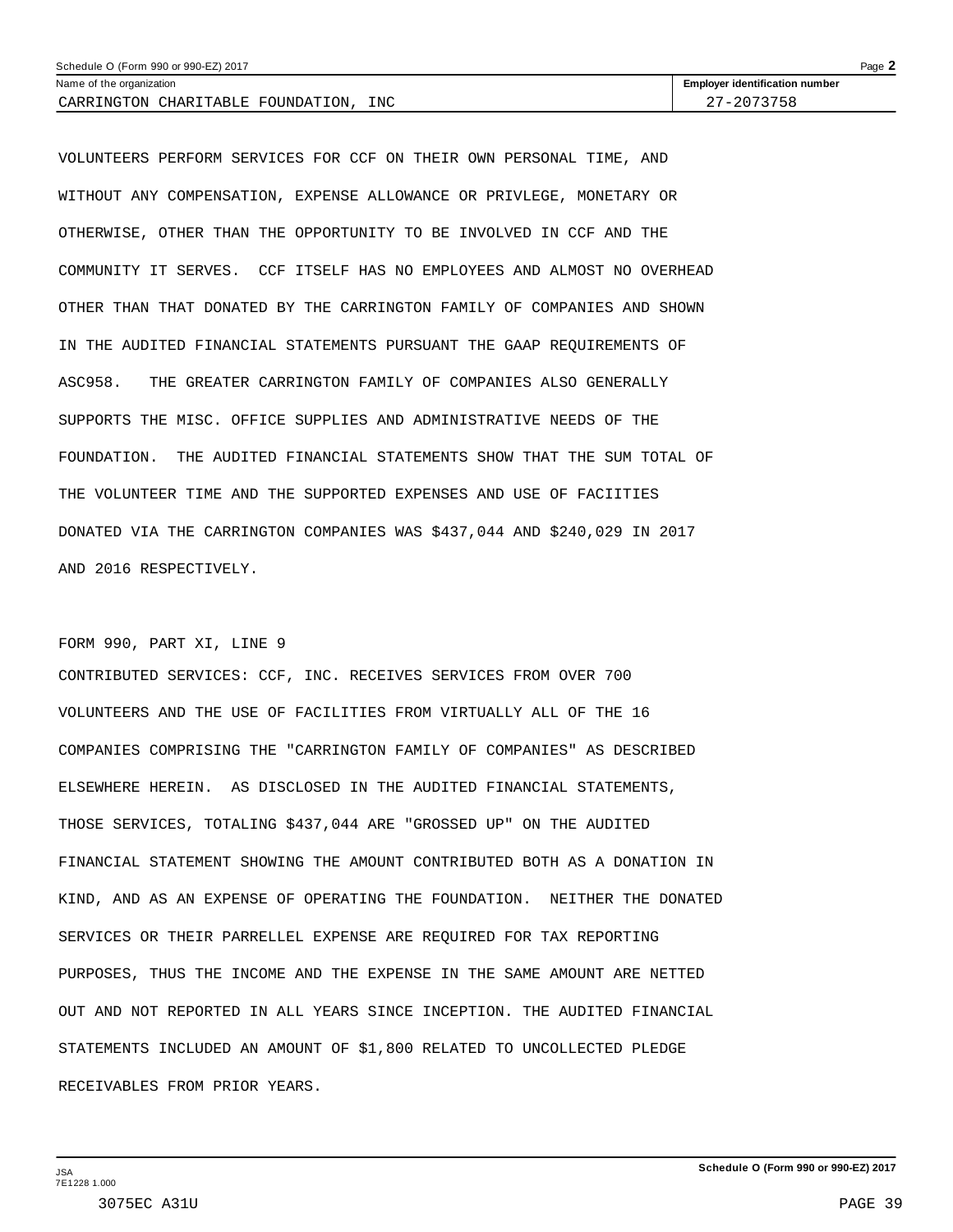VOLUNTEERS PERFORM SERVICES FOR CCF ON THEIR OWN PERSONAL TIME, AND WITHOUT ANY COMPENSATION, EXPENSE ALLOWANCE OR PRIVLEGE, MONETARY OR OTHERWISE, OTHER THAN THE OPPORTUNITY TO BE INVOLVED IN CCF AND THE COMMUNITY IT SERVES. CCF ITSELF HAS NO EMPLOYEES AND ALMOST NO OVERHEAD OTHER THAN THAT DONATED BY THE CARRINGTON FAMILY OF COMPANIES AND SHOWN IN THE AUDITED FINANCIAL STATEMENTS PURSUANT THE GAAP REQUIREMENTS OF ASC958. THE GREATER CARRINGTON FAMILY OF COMPANIES ALSO GENERALLY SUPPORTS THE MISC. OFFICE SUPPLIES AND ADMINISTRATIVE NEEDS OF THE FOUNDATION. THE AUDITED FINANCIAL STATEMENTS SHOW THAT THE SUM TOTAL OF THE VOLUNTEER TIME AND THE SUPPORTED EXPENSES AND USE OF FACIITIES DONATED VIA THE CARRINGTON COMPANIES WAS $437,044 AND $240,029 IN 2017 AND 2016 RESPECTIVELY.

FORM 990, PART XI, LINE 9

CONTRIBUTED SERVICES: CCF, INC. RECEIVES SERVICES FROM OVER 700 VOLUNTEERS AND THE USE OF FACILITIES FROM VIRTUALLY ALL OF THE 16 COMPANIES COMPRISING THE "CARRINGTON FAMILY OF COMPANIES" AS DESCRIBED ELSEWHERE HEREIN. AS DISCLOSED IN THE AUDITED FINANCIAL STATEMENTS, THOSE SERVICES, TOTALING $437,044 ARE "GROSSED UP" ON THE AUDITED FINANCIAL STATEMENT SHOWING THE AMOUNT CONTRIBUTED BOTH AS A DONATION IN KIND, AND AS AN EXPENSE OF OPERATING THE FOUNDATION. NEITHER THE DONATED SERVICES OR THEIR PARRELLEL EXPENSE ARE REQUIRED FOR TAX REPORTING PURPOSES, THUS THE INCOME AND THE EXPENSE IN THE SAME AMOUNT ARE NETTED OUT AND NOT REPORTED IN ALL YEARS SINCE INCEPTION. THE AUDITED FINANCIAL STATEMENTS INCLUDED AN AMOUNT OF $1,800 RELATED TO UNCOLLECTED PLEDGE RECEIVABLES FROM PRIOR YEARS.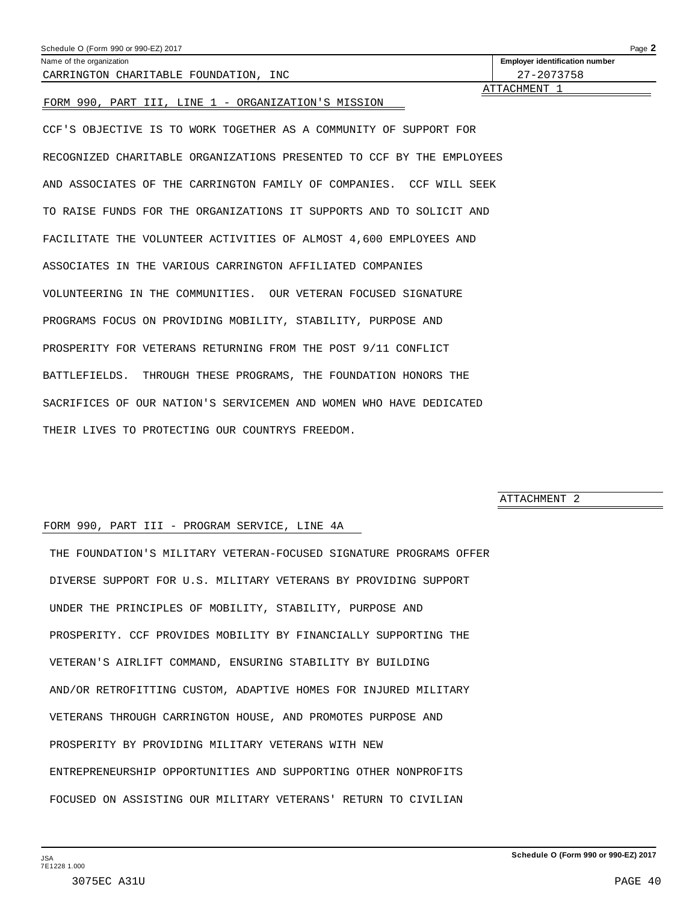Schedule O (Form 990 or 990-EZ) 2017

Name of the organization: CARRINGTON CHARITABLE FOUNDATION, INC

Employer identification number: 27-2073758

ATTACHMENT 1

FORM 990, PART III, LINE 1 - ORGANIZATION'S MISSION

CCF'S OBJECTIVE IS TO WORK TOGETHER AS A COMMUNITY OF SUPPORT FOR RECOGNIZED CHARITABLE ORGANIZATIONS PRESENTED TO CCF BY THE EMPLOYEES AND ASSOCIATES OF THE CARRINGTON FAMILY OF COMPANIES. CCF WILL SEEK TO RAISE FUNDS FOR THE ORGANIZATIONS IT SUPPORTS AND TO SOLICIT AND FACILITATE THE VOLUNTEER ACTIVITIES OF ALMOST 4,600 EMPLOYEES AND ASSOCIATES IN THE VARIOUS CARRINGTON AFFILIATED COMPANIES VOLUNTEERING IN THE COMMUNITIES. OUR VETERAN FOCUSED SIGNATURE PROGRAMS FOCUS ON PROVIDING MOBILITY, STABILITY, PURPOSE AND PROSPERITY FOR VETERANS RETURNING FROM THE POST 9/11 CONFLICT BATTLEFIELDS. THROUGH THESE PROGRAMS, THE FOUNDATION HONORS THE SACRIFICES OF OUR NATION'S SERVICEMEN AND WOMEN WHO HAVE DEDICATED THEIR LIVES TO PROTECTING OUR COUNTRYS FREEDOM.

ATTACHMENT 2

FORM 990, PART III - PROGRAM SERVICE, LINE 4A

THE FOUNDATION'S MILITARY VETERAN-FOCUSED SIGNATURE PROGRAMS OFFER DIVERSE SUPPORT FOR U.S. MILITARY VETERANS BY PROVIDING SUPPORT UNDER THE PRINCIPLES OF MOBILITY, STABILITY, PURPOSE AND PROSPERITY. CCF PROVIDES MOBILITY BY FINANCIALLY SUPPORTING THE VETERAN'S AIRLIFT COMMAND, ENSURING STABILITY BY BUILDING AND/OR RETROFITTING CUSTOM, ADAPTIVE HOMES FOR INJURED MILITARY VETERANS THROUGH CARRINGTON HOUSE, AND PROMOTES PURPOSE AND PROSPERITY BY PROVIDING MILITARY VETERANS WITH NEW ENTREPRENEURSHIP OPPORTUNITIES AND SUPPORTING OTHER NONPROFITS FOCUSED ON ASSISTING OUR MILITARY VETERANS' RETURN TO CIVILIAN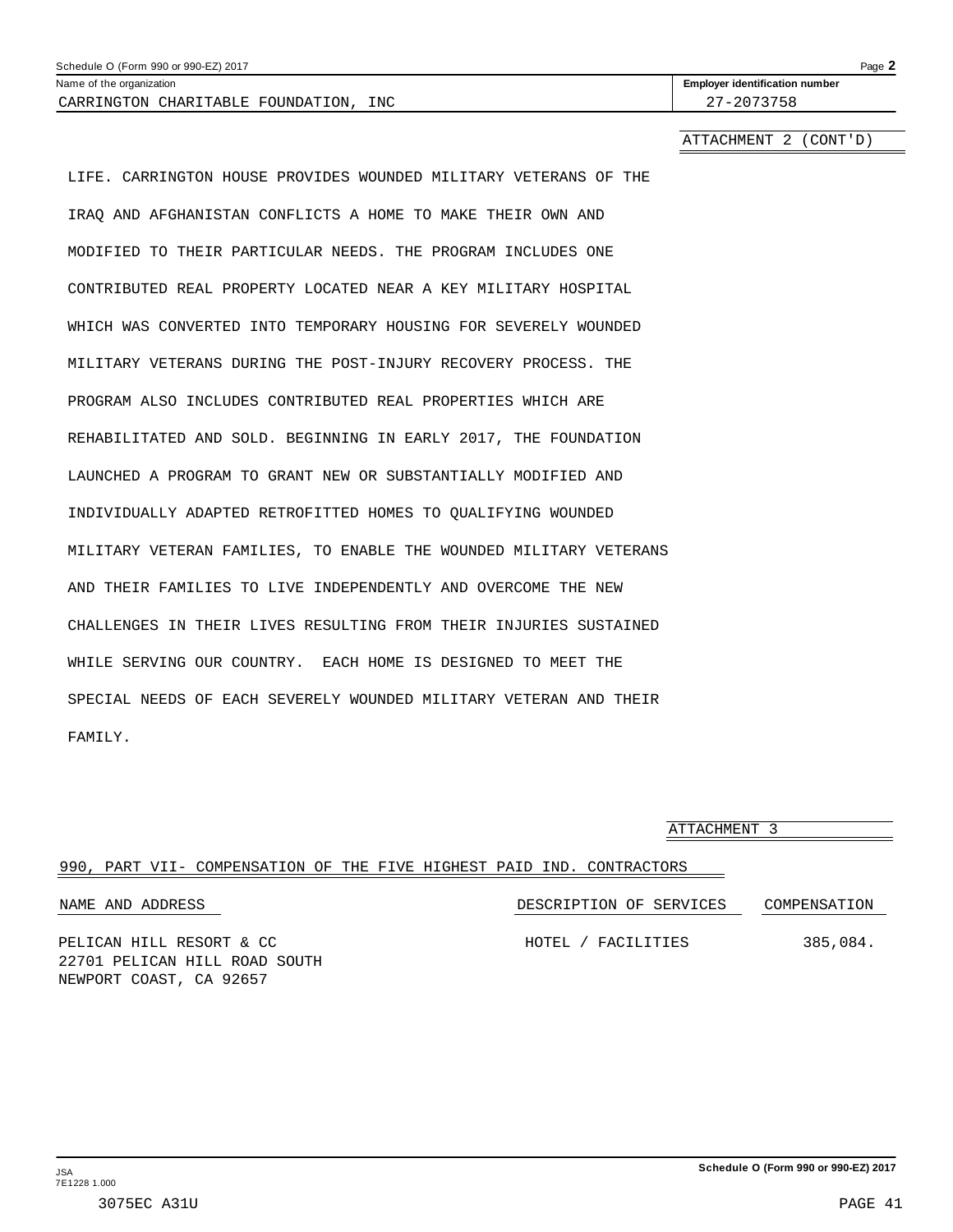Name of the organization: CARRINGTON CHARITABLE FOUNDATION, INC

Employer identification number: 27-2073758

ATTACHMENT 2 (CONT'D)

LIFE. CARRINGTON HOUSE PROVIDES WOUNDED MILITARY VETERANS OF THE IRAQ AND AFGHANISTAN CONFLICTS A HOME TO MAKE THEIR OWN AND MODIFIED TO THEIR PARTICULAR NEEDS. THE PROGRAM INCLUDES ONE CONTRIBUTED REAL PROPERTY LOCATED NEAR A KEY MILITARY HOSPITAL WHICH WAS CONVERTED INTO TEMPORARY HOUSING FOR SEVERELY WOUNDED MILITARY VETERANS DURING THE POST-INJURY RECOVERY PROCESS. THE PROGRAM ALSO INCLUDES CONTRIBUTED REAL PROPERTIES WHICH ARE REHABILITATED AND SOLD. BEGINNING IN EARLY 2017, THE FOUNDATION LAUNCHED A PROGRAM TO GRANT NEW OR SUBSTANTIALLY MODIFIED AND INDIVIDUALLY ADAPTED RETROFITTED HOMES TO QUALIFYING WOUNDED MILITARY VETERAN FAMILIES, TO ENABLE THE WOUNDED MILITARY VETERANS AND THEIR FAMILIES TO LIVE INDEPENDENTLY AND OVERCOME THE NEW CHALLENGES IN THEIR LIVES RESULTING FROM THEIR INJURIES SUSTAINED WHILE SERVING OUR COUNTRY. EACH HOME IS DESIGNED TO MEET THE SPECIAL NEEDS OF EACH SEVERELY WOUNDED MILITARY VETERAN AND THEIR FAMILY.

ATTACHMENT 3

990, PART VII- COMPENSATION OF THE FIVE HIGHEST PAID IND. CONTRACTORS

| NAME AND ADDRESS | DESCRIPTION OF SERVICES | COMPENSATION |
|---|---|---|
| PELICAN HILL RESORT & CC<br>22701 PELICAN HILL ROAD SOUTH<br>NEWPORT COAST, CA 92657 | HOTEL / FACILITIES | 385,084. |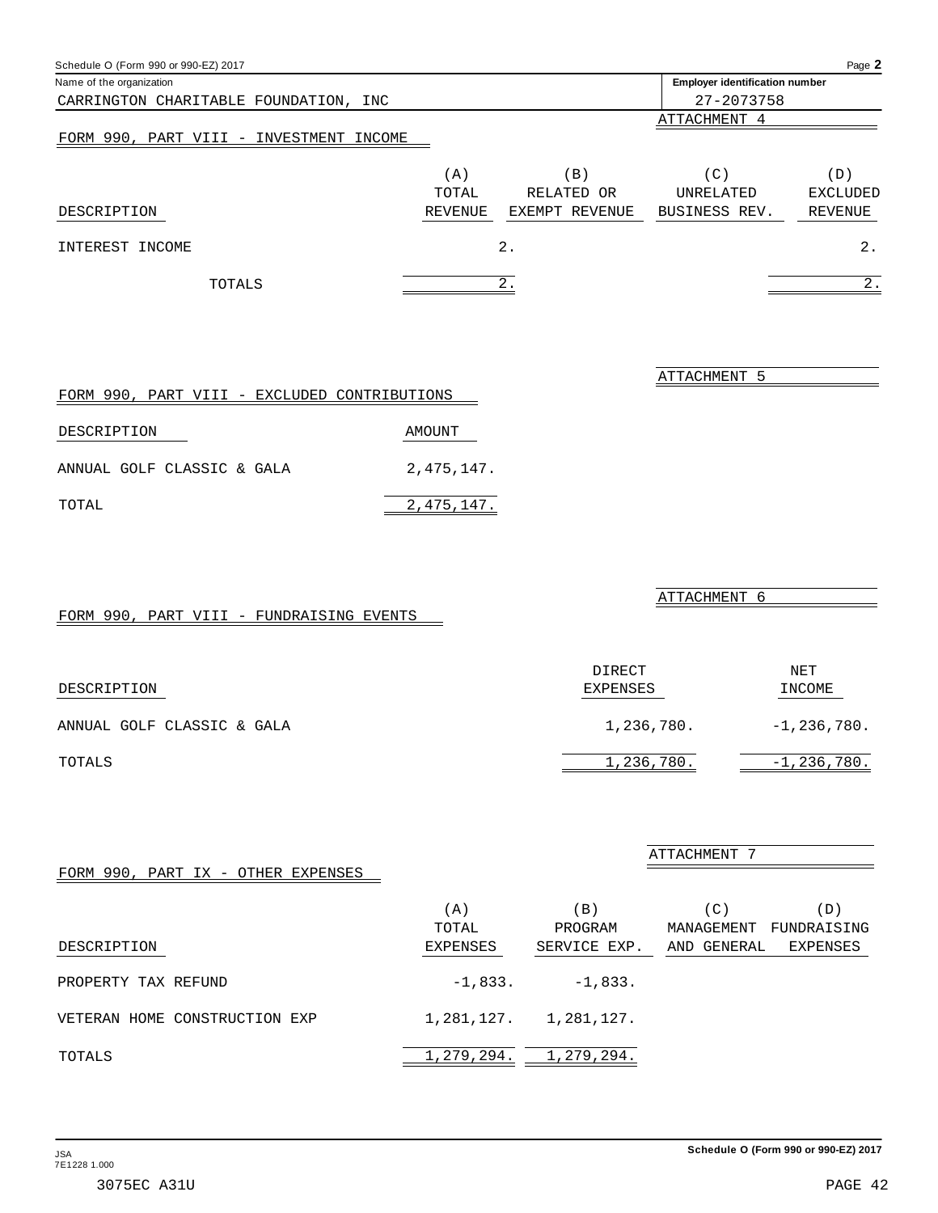Name of the organization: CARRINGTON CHARITABLE FOUNDATION, INC

Employer identification number: 27-2073758

ATTACHMENT 4

## FORM 990, PART VIII - INVESTMENT INCOME

| DESCRIPTION | (A) TOTAL REVENUE | (B) RELATED OR EXEMPT REVENUE | (C) UNRELATED BUSINESS REV. | (D) EXCLUDED REVENUE |
|---|---|---|---|---|
| INTEREST INCOME | 2. | | | 2. |
| TOTALS | 2. | | | 2. |

ATTACHMENT 5

## FORM 990, PART VIII - EXCLUDED CONTRIBUTIONS

| DESCRIPTION | AMOUNT |
|---|---|
| ANNUAL GOLF CLASSIC & GALA | 2,475,147. |
| TOTAL | 2,475,147. |

ATTACHMENT 6

## FORM 990, PART VIII - FUNDRAISING EVENTS

| DESCRIPTION | DIRECT EXPENSES | NET INCOME |
|---|---|---|
| ANNUAL GOLF CLASSIC & GALA | 1,236,780. | -1,236,780. |
| TOTALS | 1,236,780. | -1,236,780. |

ATTACHMENT 7

## FORM 990, PART IX - OTHER EXPENSES

| DESCRIPTION | (A) TOTAL EXPENSES | (B) PROGRAM SERVICE EXP. | (C) MANAGEMENT AND GENERAL | (D) FUNDRAISING EXPENSES |
|---|---|---|---|---|
| PROPERTY TAX REFUND | -1,833. | -1,833. | | |
| VETERAN HOME CONSTRUCTION EXP | 1,281,127. | 1,281,127. | | |
| TOTALS | 1,279,294. | 1,279,294. | | |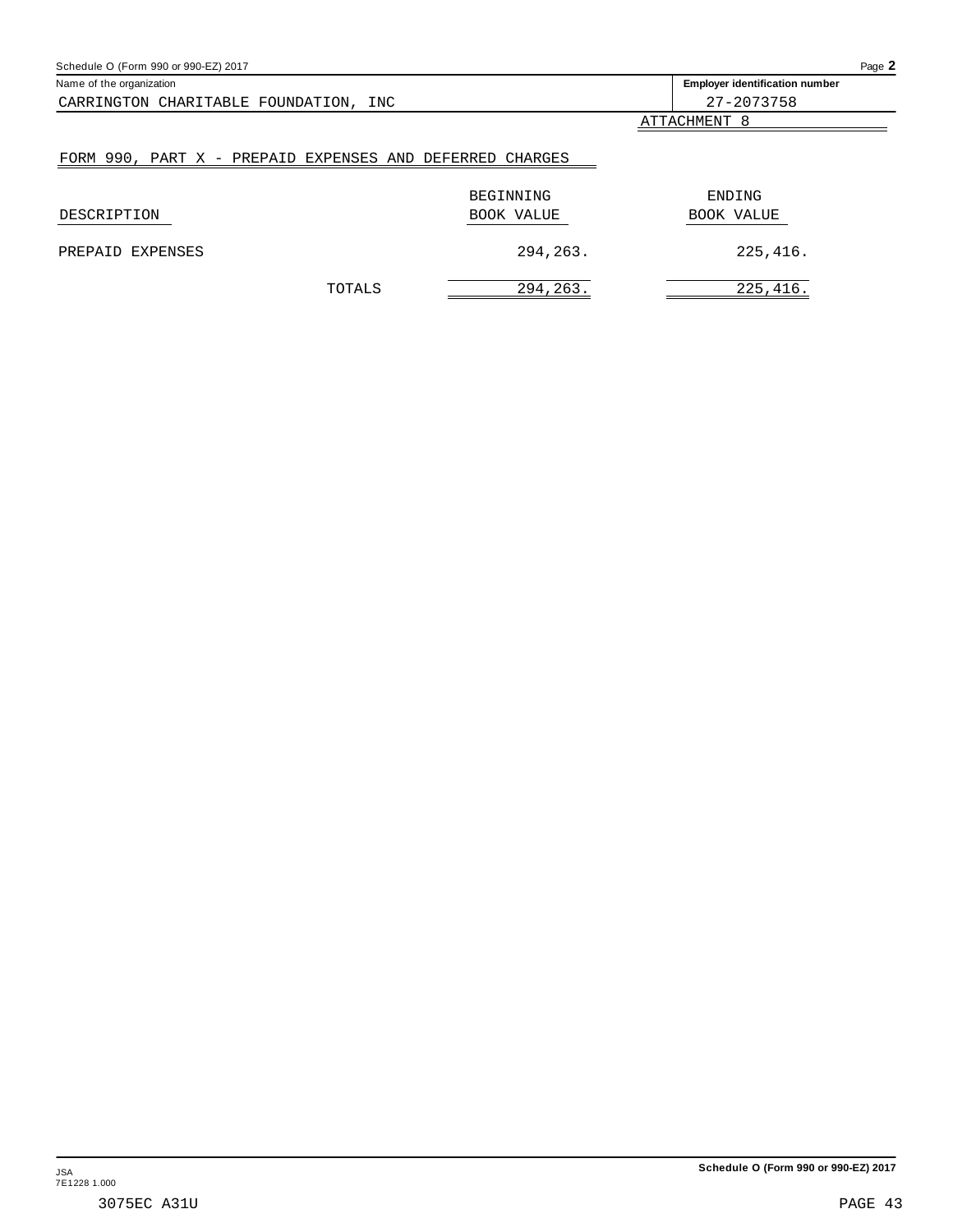Name of the organization: CARRINGTON CHARITABLE FOUNDATION, INC

Employer identification number: 27-2073758

ATTACHMENT 8

## FORM 990, PART X - PREPAID EXPENSES AND DEFERRED CHARGES

| DESCRIPTION | | BEGINNING BOOK VALUE | ENDING BOOK VALUE |
|---|---|---|---|
| PREPAID EXPENSES | | 294,263. | 225,416. |
| | TOTALS | 294,263. | 225,416. |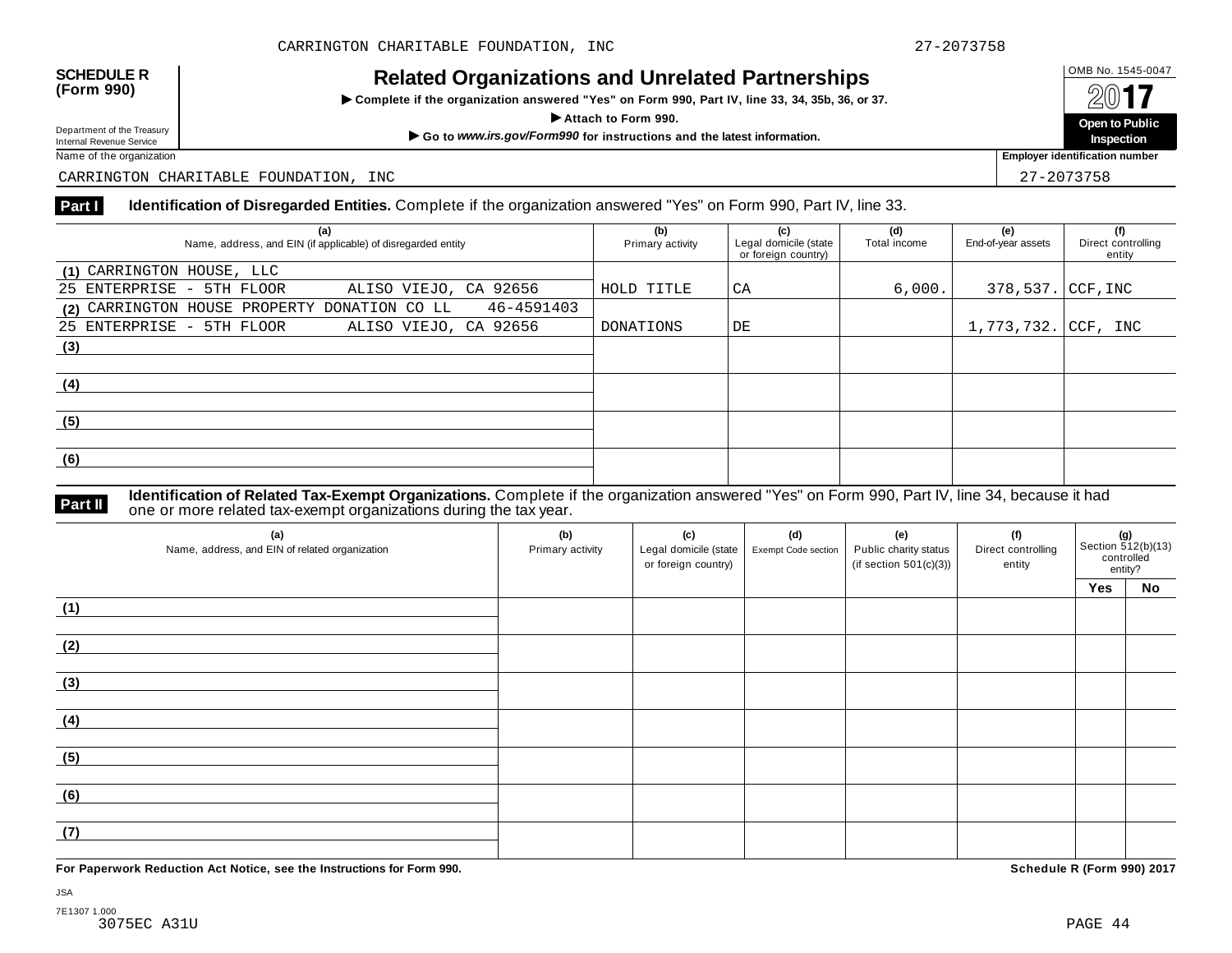CARRINGTON CHARITABLE FOUNDATION, INC 27-2073758

**SCHEDULE R (Form 990)**

Department of the Treasury Internal Revenue Service

# Related Organizations and Unrelated Partnerships

▶ Complete if the organization answered "Yes" on Form 990, Part IV, line 33, 34, 35b, 36, or 37.

▶ Attach to Form 990.

▶ Go to *www.irs.gov/Form990* for instructions and the latest information.

OMB No. 1545-0047

2017

**Open to Public Inspection**

Name of the organization: CARRINGTON CHARITABLE FOUNDATION, INC

Employer identification number: 27-2073758

**Part I** **Identification of Disregarded Entities.** Complete if the organization answered "Yes" on Form 990, Part IV, line 33.

| (a) Name, address, and EIN (if applicable) of disregarded entity | (b) Primary activity | (c) Legal domicile (state or foreign country) | (d) Total income | (e) End-of-year assets | (f) Direct controlling entity |
|---|---|---|---|---|---|
| (1) CARRINGTON HOUSE, LLC<br>25 ENTERPRISE - 5TH FLOOR ALISO VIEJO, CA 92656 | HOLD TITLE | CA | 6,000. | 378,537. | CCF,INC |
| (2) CARRINGTON HOUSE PROPERTY DONATION CO LL 46-4591403<br>25 ENTERPRISE - 5TH FLOOR ALISO VIEJO, CA 92656 | DONATIONS | DE | | 1,773,732. | CCF, INC |
| (3) | | | | | |
| (4) | | | | | |
| (5) | | | | | |
| (6) | | | | | |

**Part II** **Identification of Related Tax-Exempt Organizations.** Complete if the organization answered "Yes" on Form 990, Part IV, line 34, because it had one or more related tax-exempt organizations during the tax year.

| (a) Name, address, and EIN of related organization | (b) Primary activity | (c) Legal domicile (state or foreign country) | (d) Exempt Code section | (e) Public charity status (if section 501(c)(3)) | (f) Direct controlling entity | (g) Section 512(b)(13) controlled entity? Yes | No |
|---|---|---|---|---|---|---|---|
| (1) | | | | | | | |
| (2) | | | | | | | |
| (3) | | | | | | | |
| (4) | | | | | | | |
| (5) | | | | | | | |
| (6) | | | | | | | |
| (7) | | | | | | | |

**For Paperwork Reduction Act Notice, see the Instructions for Form 990.** **Schedule R (Form 990) 2017**

JSA
7E1307 1.000
3075EC A31U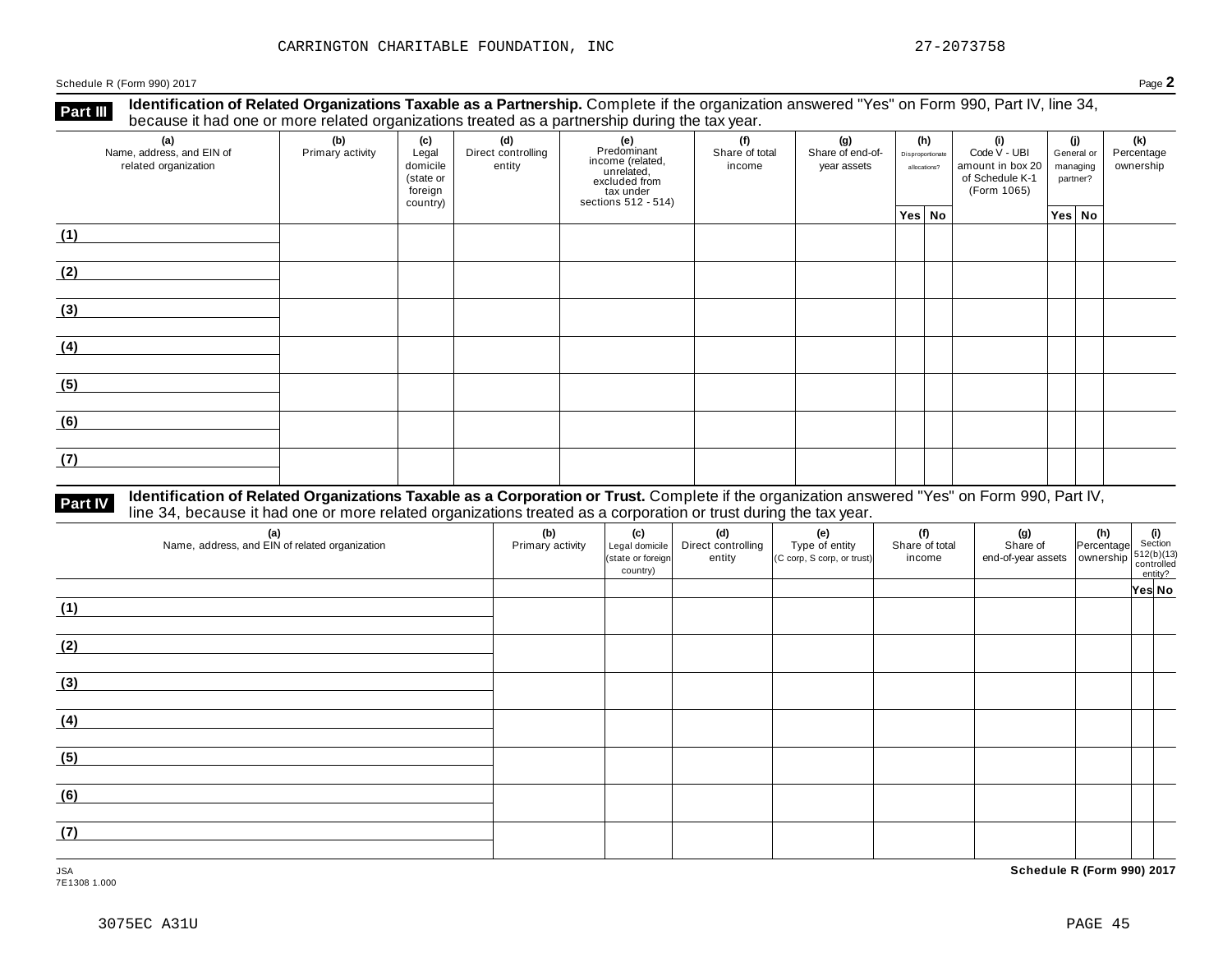CARRINGTON CHARITABLE FOUNDATION, INC 27-2073758

Schedule R (Form 990) 2017 Page **2**

## Part III Identification of Related Organizations Taxable as a Partnership.

Complete if the organization answered "Yes" on Form 990, Part IV, line 34, because it had one or more related organizations treated as a partnership during the tax year.

| (a) Name, address, and EIN of related organization | (b) Primary activity | (c) Legal domicile (state or foreign country) | (d) Direct controlling entity | (e) Predominant income (related, unrelated, excluded from tax under sections 512 - 514) | (f) Share of total income | (g) Share of end-of-year assets | (h) Disproportionate allocations? | | (i) Code V - UBI amount in box 20 of Schedule K-1 (Form 1065) | (j) General or managing partner? | | (k) Percentage ownership |
|---|---|---|---|---|---|---|---|---|---|---|---|---|
| | | | | | | | Yes | No | | Yes | No | |
| (1) | | | | | | | | | | | | |
| (2) | | | | | | | | | | | | |
| (3) | | | | | | | | | | | | |
| (4) | | | | | | | | | | | | |
| (5) | | | | | | | | | | | | |
| (6) | | | | | | | | | | | | |
| (7) | | | | | | | | | | | | |

## Part IV Identification of Related Organizations Taxable as a Corporation or Trust.

Complete if the organization answered "Yes" on Form 990, Part IV, line 34, because it had one or more related organizations treated as a corporation or trust during the tax year.

| (a) Name, address, and EIN of related organization | (b) Primary activity | (c) Legal domicile (state or foreign country) | (d) Direct controlling entity | (e) Type of entity (C corp, S corp, or trust) | (f) Share of total income | (g) Share of end-of-year assets | (h) Percentage ownership | (i) Section 512(b)(13) controlled entity? | |
|---|---|---|---|---|---|---|---|---|---|
| | | | | | | | | Yes | No |
| (1) | | | | | | | | | |
| (2) | | | | | | | | | |
| (3) | | | | | | | | | |
| (4) | | | | | | | | | |
| (5) | | | | | | | | | |
| (6) | | | | | | | | | |
| (7) | | | | | | | | | |

JSA
7E1308 1.000

**Schedule R (Form 990) 2017**

3075EC A31U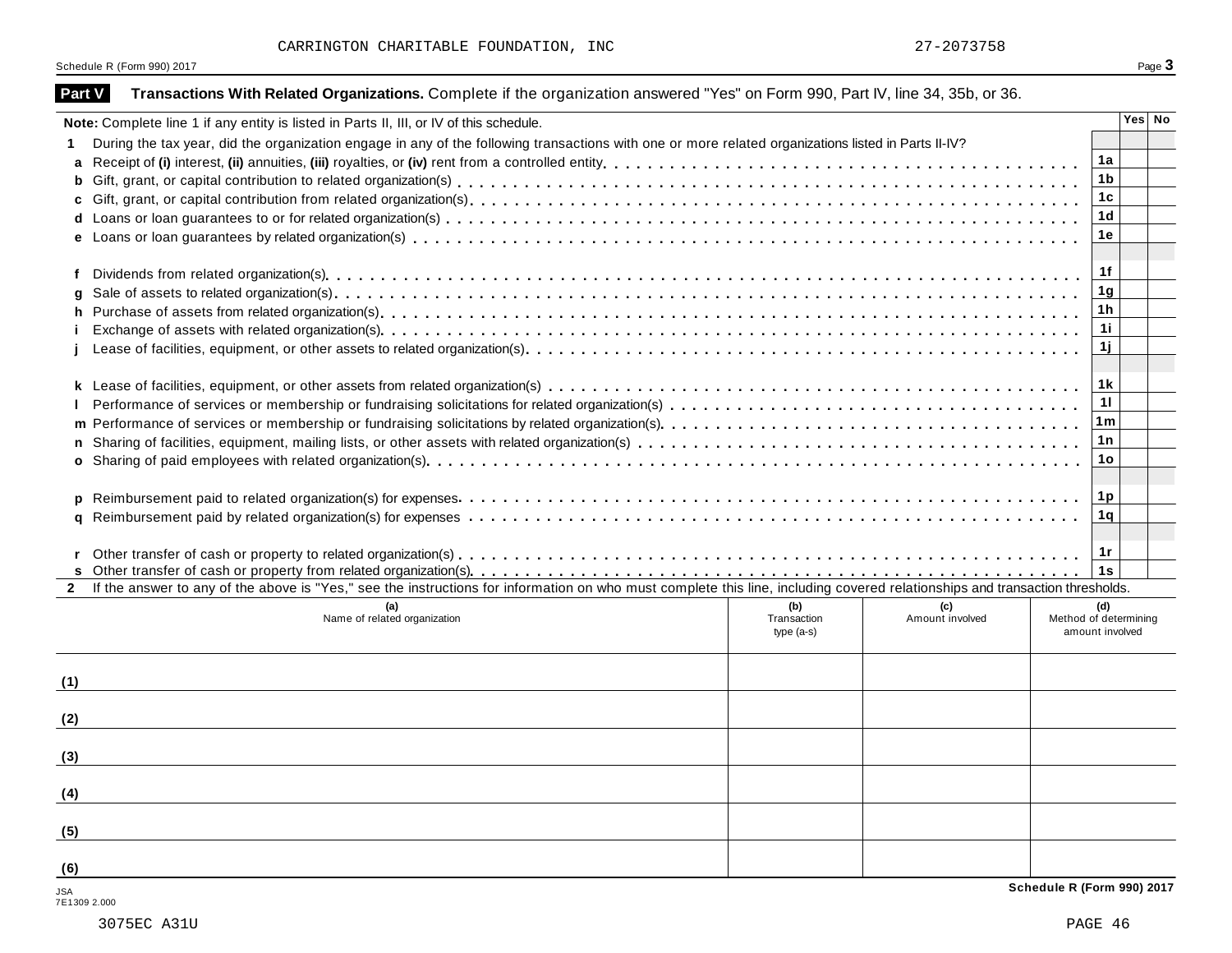CARRINGTON CHARITABLE FOUNDATION, INC 27-2073758

Schedule R (Form 990) 2017

## Part V Transactions With Related Organizations. Complete if the organization answered "Yes" on Form 990, Part IV, line 34, 35b, or 36.

| **Note:** Complete line 1 if any entity is listed in Parts II, III, or IV of this schedule. | | Yes | No |
|---|---|---|---|
| **1** During the tax year, did the organization engage in any of the following transactions with one or more related organizations listed in Parts II-IV? | | | |
| **a** Receipt of **(i)** interest, **(ii)** annuities, **(iii)** royalties, or **(iv)** rent from a controlled entity | 1a | | |
| **b** Gift, grant, or capital contribution to related organization(s) | 1b | | |
| **c** Gift, grant, or capital contribution from related organization(s) | 1c | | |
| **d** Loans or loan guarantees to or for related organization(s) | 1d | | |
| **e** Loans or loan guarantees by related organization(s) | 1e | | |
| **f** Dividends from related organization(s) | 1f | | |
| **g** Sale of assets to related organization(s) | 1g | | |
| **h** Purchase of assets from related organization(s) | 1h | | |
| **i** Exchange of assets with related organization(s) | 1i | | |
| **j** Lease of facilities, equipment, or other assets to related organization(s) | 1j | | |
| **k** Lease of facilities, equipment, or other assets from related organization(s) | 1k | | |
| **l** Performance of services or membership or fundraising solicitations for related organization(s) | 1l | | |
| **m** Performance of services or membership or fundraising solicitations by related organization(s) | 1m | | |
| **n** Sharing of facilities, equipment, mailing lists, or other assets with related organization(s) | 1n | | |
| **o** Sharing of paid employees with related organization(s) | 1o | | |
| **p** Reimbursement paid to related organization(s) for expenses | 1p | | |
| **q** Reimbursement paid by related organization(s) for expenses | 1q | | |
| **r** Other transfer of cash or property to related organization(s) | 1r | | |
| **s** Other transfer of cash or property from related organization(s) | 1s | | |

**2** If the answer to any of the above is "Yes," see the instructions for information on who must complete this line, including covered relationships and transaction thresholds.

| | (a) Name of related organization | (b) Transaction type (a-s) | (c) Amount involved | (d) Method of determining amount involved |
|---|---|---|---|---|
| (1) | | | | |
| (2) | | | | |
| (3) | | | | |
| (4) | | | | |
| (5) | | | | |
| (6) | | | | |

JSA
7E1309 2.000

Schedule R (Form 990) 2017

3075EC A31U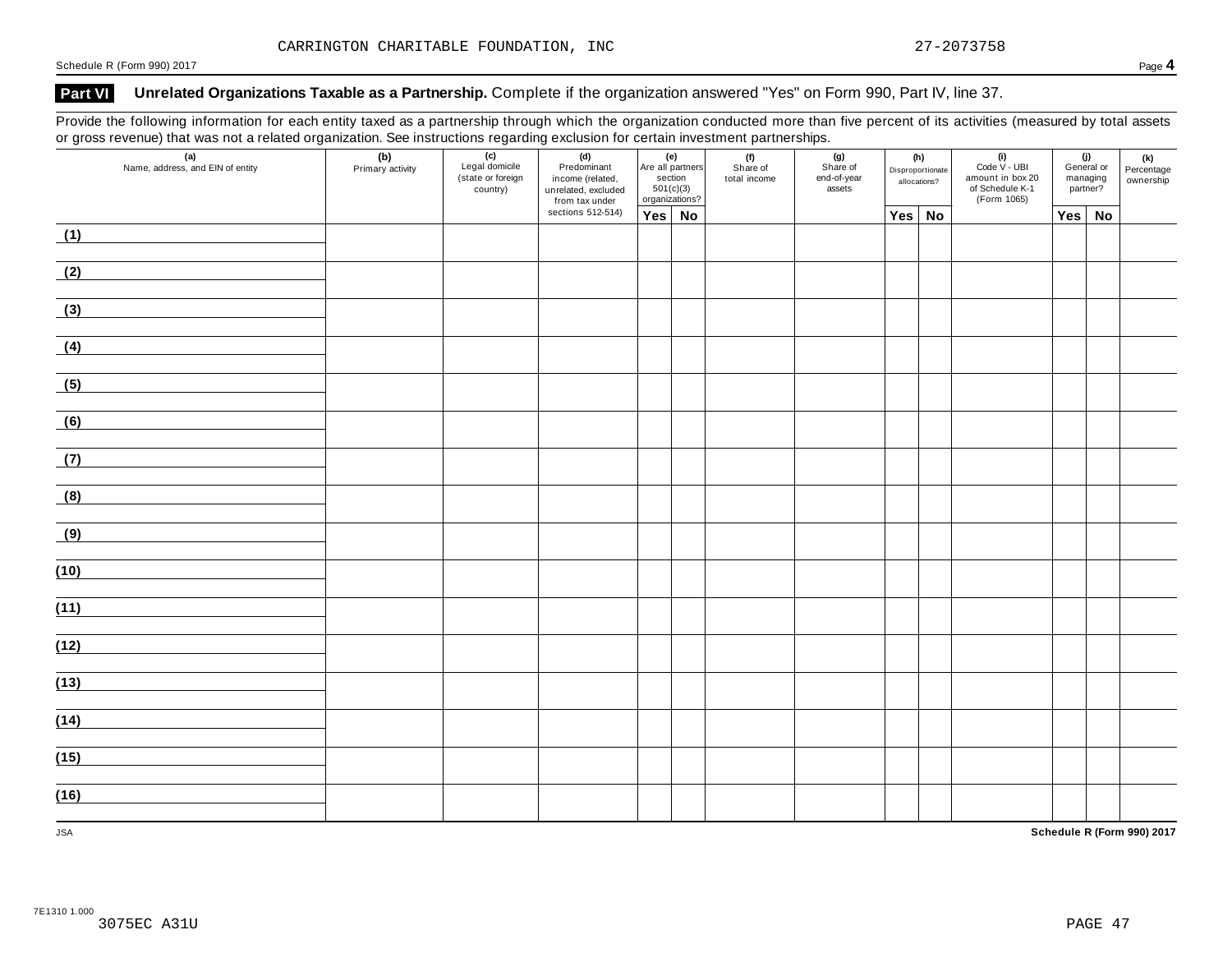CARRINGTON CHARITABLE FOUNDATION, INC 27-2073758

## Part VI Unrelated Organizations Taxable as a Partnership. Complete if the organization answered "Yes" on Form 990, Part IV, line 37.

Provide the following information for each entity taxed as a partnership through which the organization conducted more than five percent of its activities (measured by total assets or gross revenue) that was not a related organization. See instructions regarding exclusion for certain investment partnerships.

| (a) Name, address, and EIN of entity | (b) Primary activity | (c) Legal domicile (state or foreign country) | (d) Predominant income (related, unrelated, excluded from tax under sections 512-514) | (e) Are all partners section 501(c)(3) organizations? Yes | No | (f) Share of total income | (g) Share of end-of-year assets | (h) Disproportionate allocations? Yes | No | (i) Code V - UBI amount in box 20 of Schedule K-1 (Form 1065) | (j) General or managing partner? Yes | No | (k) Percentage ownership |
|---|---|---|---|---|---|---|---|---|---|---|---|---|---|
| (1) | | | | | | | | | | | | | |
| (2) | | | | | | | | | | | | | |
| (3) | | | | | | | | | | | | | |
| (4) | | | | | | | | | | | | | |
| (5) | | | | | | | | | | | | | |
| (6) | | | | | | | | | | | | | |
| (7) | | | | | | | | | | | | | |
| (8) | | | | | | | | | | | | | |
| (9) | | | | | | | | | | | | | |
| (10) | | | | | | | | | | | | | |
| (11) | | | | | | | | | | | | | |
| (12) | | | | | | | | | | | | | |
| (13) | | | | | | | | | | | | | |
| (14) | | | | | | | | | | | | | |
| (15) | | | | | | | | | | | | | |
| (16) | | | | | | | | | | | | | |

JSA

Schedule R (Form 990) 2017

7E1310 1.000
3075EC A31U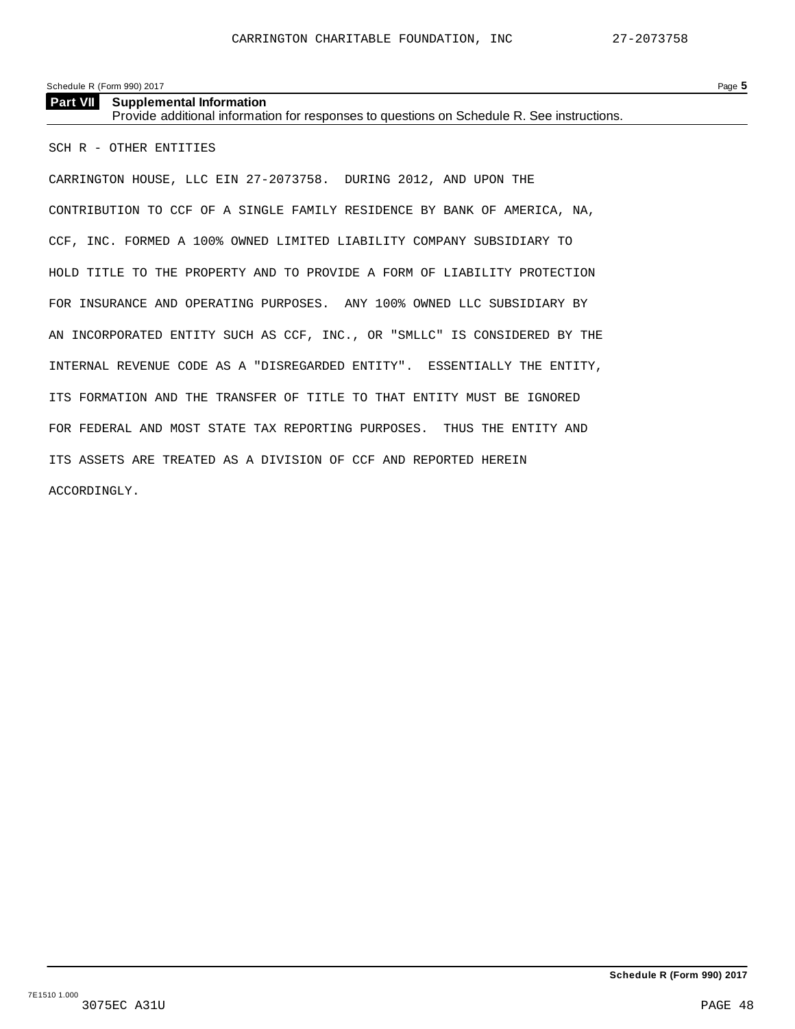Schedule R (Form 990) 2017 Page **5**

## Part VII Supplemental Information

Provide additional information for responses to questions on Schedule R. See instructions.

SCH R - OTHER ENTITIES

CARRINGTON HOUSE, LLC EIN 27-2073758. DURING 2012, AND UPON THE CONTRIBUTION TO CCF OF A SINGLE FAMILY RESIDENCE BY BANK OF AMERICA, NA, CCF, INC. FORMED A 100% OWNED LIMITED LIABILITY COMPANY SUBSIDIARY TO HOLD TITLE TO THE PROPERTY AND TO PROVIDE A FORM OF LIABILITY PROTECTION FOR INSURANCE AND OPERATING PURPOSES. ANY 100% OWNED LLC SUBSIDIARY BY AN INCORPORATED ENTITY SUCH AS CCF, INC., OR "SMLLC" IS CONSIDERED BY THE INTERNAL REVENUE CODE AS A "DISREGARDED ENTITY". ESSENTIALLY THE ENTITY, ITS FORMATION AND THE TRANSFER OF TITLE TO THAT ENTITY MUST BE IGNORED FOR FEDERAL AND MOST STATE TAX REPORTING PURPOSES. THUS THE ENTITY AND ITS ASSETS ARE TREATED AS A DIVISION OF CCF AND REPORTED HEREIN ACCORDINGLY.

**Schedule R (Form 990) 2017**